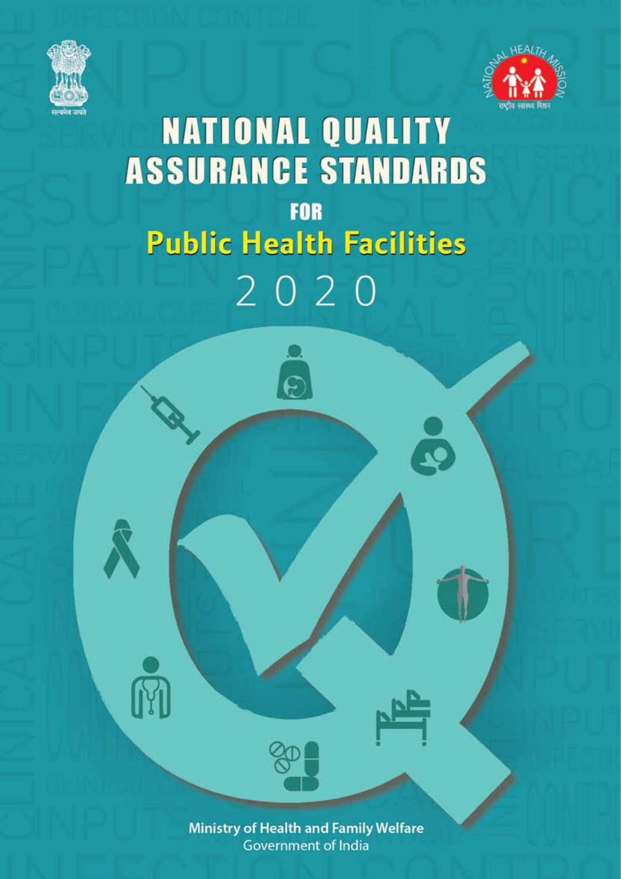सत्यमेव जयते

राष्ट्रीय स्वास्थ्य मिशन

NATIONAL HEALTH MISSION

# NATIONAL QUALITY ASSURANCE STANDARDS

FOR

## Public Health Facilities

2020

Ministry of Health and Family Welfare
Government of India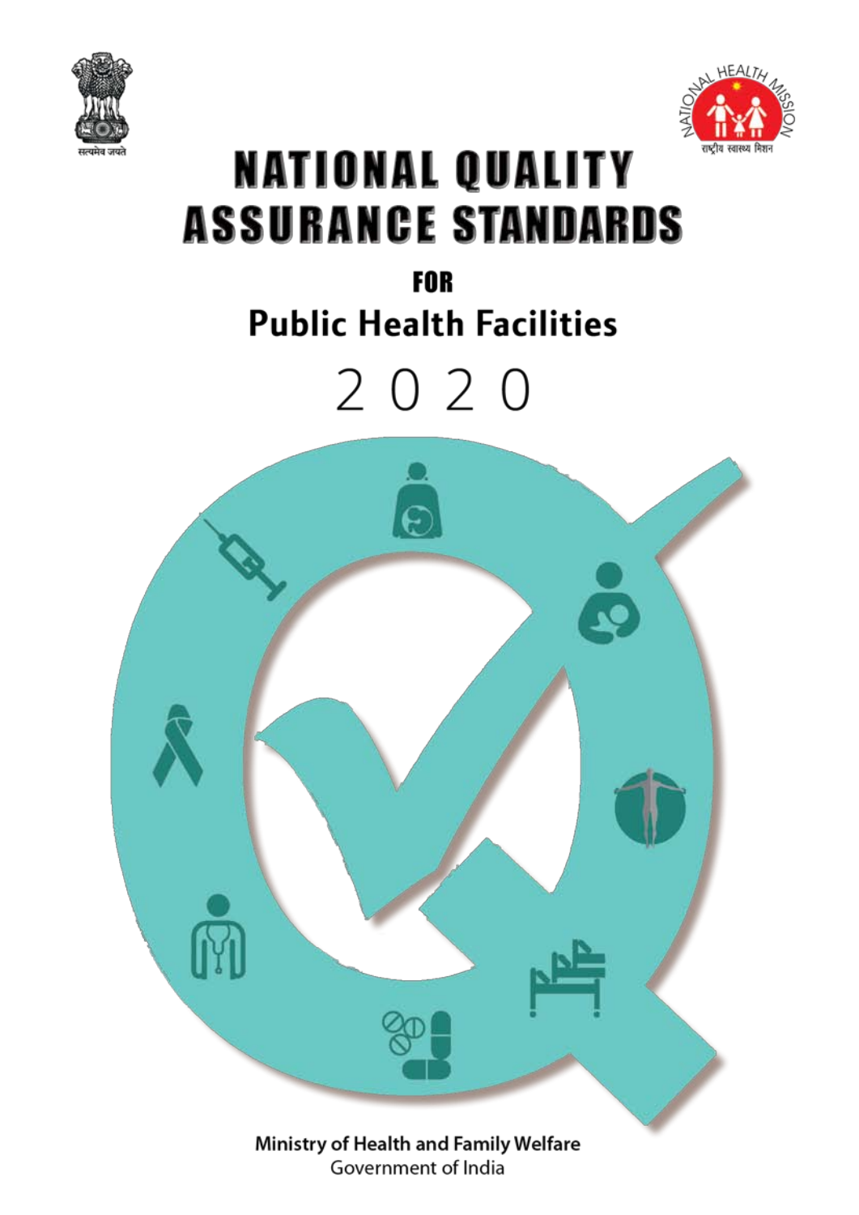सत्यमेव जयते

NATIONAL HEALTH MISSION
राष्ट्रीय स्वास्थ्य मिशन

# NATIONAL QUALITY ASSURANCE STANDARDS

## FOR

## Public Health Facilities

## 2020

Ministry of Health and Family Welfare
Government of India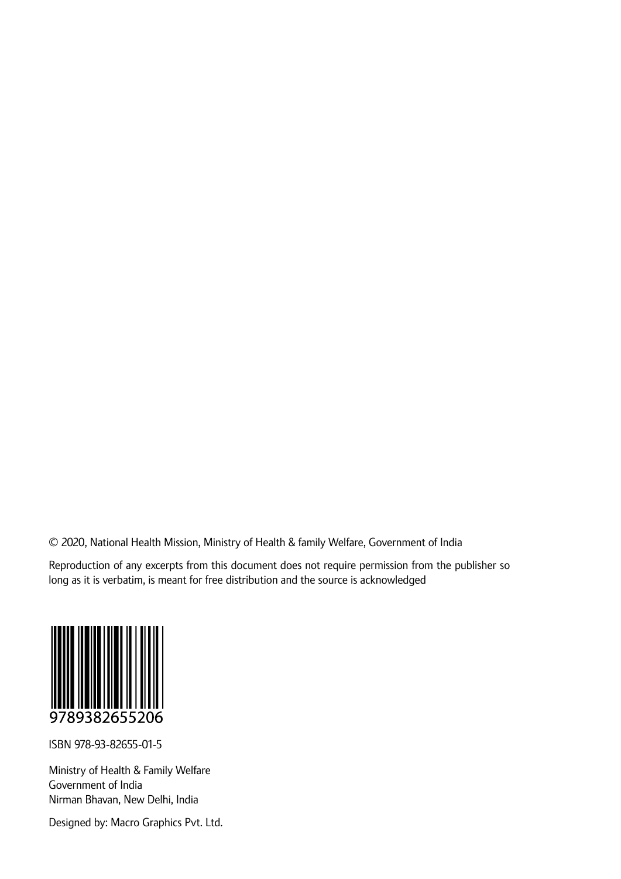© 2020, National Health Mission, Ministry of Health & family Welfare, Government of India

Reproduction of any excerpts from this document does not require permission from the publisher so long as it is verbatim, is meant for free distribution and the source is acknowledged

9789382655206

ISBN 978-93-82655-01-5

Ministry of Health & Family Welfare
Government of India
Nirman Bhavan, New Delhi, India

Designed by: Macro Graphics Pvt. Ltd.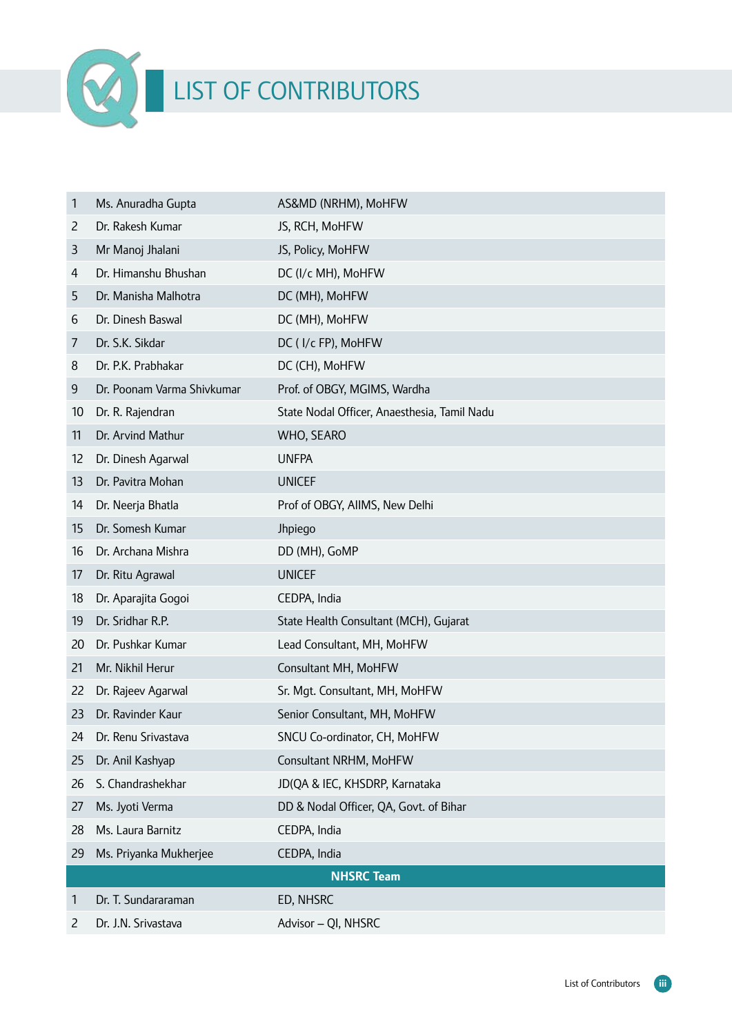# LIST OF CONTRIBUTORS

| | | |
|---|---|---|
| 1 | Ms. Anuradha Gupta | AS&MD (NRHM), MoHFW |
| 2 | Dr. Rakesh Kumar | JS, RCH, MoHFW |
| 3 | Mr Manoj Jhalani | JS, Policy, MoHFW |
| 4 | Dr. Himanshu Bhushan | DC (I/c MH), MoHFW |
| 5 | Dr. Manisha Malhotra | DC (MH), MoHFW |
| 6 | Dr. Dinesh Baswal | DC (MH), MoHFW |
| 7 | Dr. S.K. Sikdar | DC ( I/c FP), MoHFW |
| 8 | Dr. P.K. Prabhakar | DC (CH), MoHFW |
| 9 | Dr. Poonam Varma Shivkumar | Prof. of OBGY, MGIMS, Wardha |
| 10 | Dr. R. Rajendran | State Nodal Officer, Anaesthesia, Tamil Nadu |
| 11 | Dr. Arvind Mathur | WHO, SEARO |
| 12 | Dr. Dinesh Agarwal | UNFPA |
| 13 | Dr. Pavitra Mohan | UNICEF |
| 14 | Dr. Neerja Bhatla | Prof of OBGY, AIIMS, New Delhi |
| 15 | Dr. Somesh Kumar | Jhpiego |
| 16 | Dr. Archana Mishra | DD (MH), GoMP |
| 17 | Dr. Ritu Agrawal | UNICEF |
| 18 | Dr. Aparajita Gogoi | CEDPA, India |
| 19 | Dr. Sridhar R.P. | State Health Consultant (MCH), Gujarat |
| 20 | Dr. Pushkar Kumar | Lead Consultant, MH, MoHFW |
| 21 | Mr. Nikhil Herur | Consultant MH, MoHFW |
| 22 | Dr. Rajeev Agarwal | Sr. Mgt. Consultant, MH, MoHFW |
| 23 | Dr. Ravinder Kaur | Senior Consultant, MH, MoHFW |
| 24 | Dr. Renu Srivastava | SNCU Co-ordinator, CH, MoHFW |
| 25 | Dr. Anil Kashyap | Consultant NRHM, MoHFW |
| 26 | S. Chandrashekhar | JD(QA & IEC, KHSDRP, Karnataka |
| 27 | Ms. Jyoti Verma | DD & Nodal Officer, QA, Govt. of Bihar |
| 28 | Ms. Laura Barnitz | CEDPA, India |
| 29 | Ms. Priyanka Mukherjee | CEDPA, India |
| | **NHSRC Team** | |
| 1 | Dr. T. Sundararaman | ED, NHSRC |
| 2 | Dr. J.N. Srivastava | Advisor – QI, NHSRC |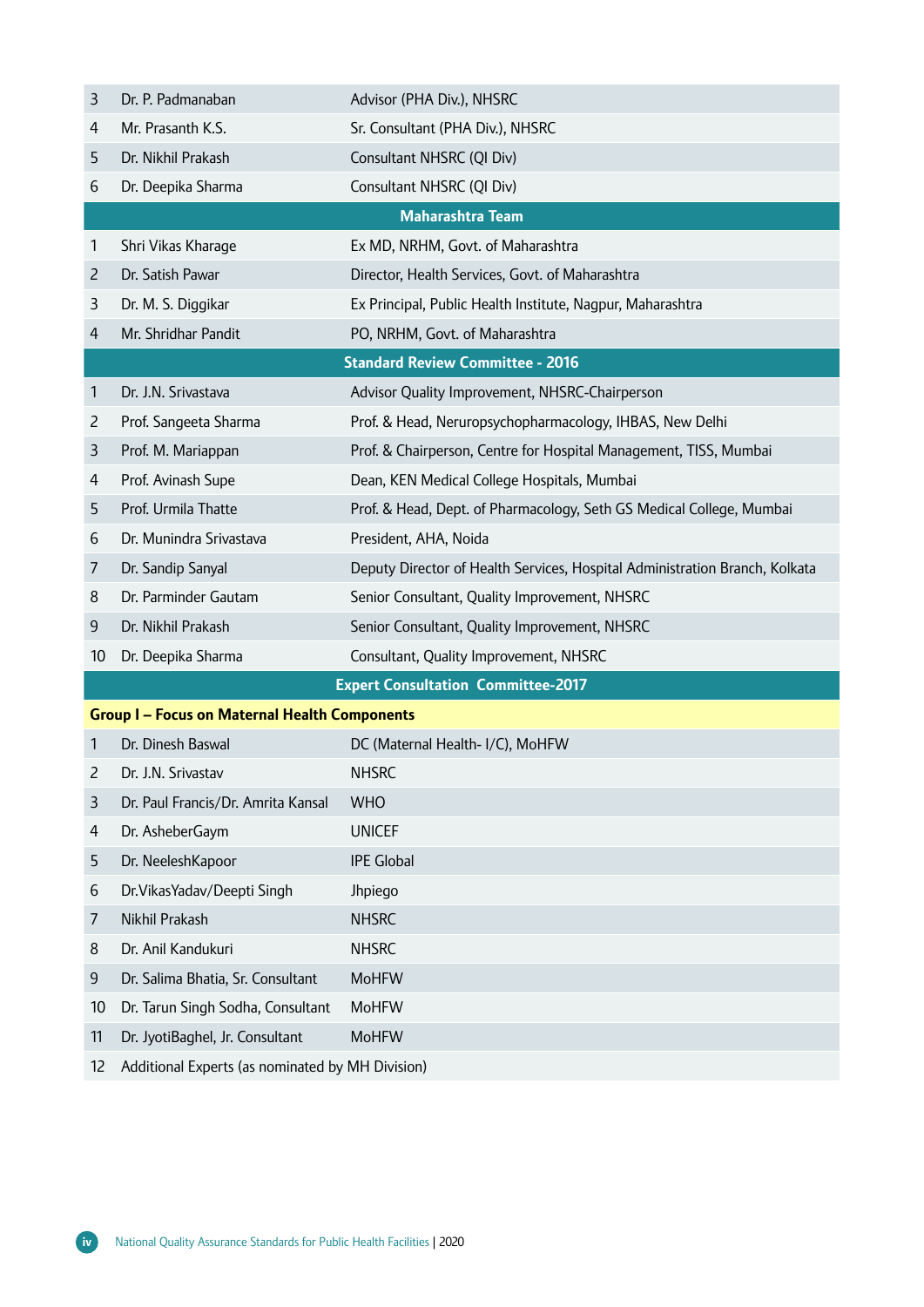| | | |
|---|---|---|
| 3 | Dr. P. Padmanaban | Advisor (PHA Div.), NHSRC |
| 4 | Mr. Prasanth K.S. | Sr. Consultant (PHA Div.), NHSRC |
| 5 | Dr. Nikhil Prakash | Consultant NHSRC (QI Div) |
| 6 | Dr. Deepika Sharma | Consultant NHSRC (QI Div) |
| **Maharashtra Team** | | |
| 1 | Shri Vikas Kharage | Ex MD, NRHM, Govt. of Maharashtra |
| 2 | Dr. Satish Pawar | Director, Health Services, Govt. of Maharashtra |
| 3 | Dr. M. S. Diggikar | Ex Principal, Public Health Institute, Nagpur, Maharashtra |
| 4 | Mr. Shridhar Pandit | PO, NRHM, Govt. of Maharashtra |
| **Standard Review Committee - 2016** | | |
| 1 | Dr. J.N. Srivastava | Advisor Quality Improvement, NHSRC-Chairperson |
| 2 | Prof. Sangeeta Sharma | Prof. & Head, Neruropsychopharmacology, IHBAS, New Delhi |
| 3 | Prof. M. Mariappan | Prof. & Chairperson, Centre for Hospital Management, TISS, Mumbai |
| 4 | Prof. Avinash Supe | Dean, KEN Medical College Hospitals, Mumbai |
| 5 | Prof. Urmila Thatte | Prof. & Head, Dept. of Pharmacology, Seth GS Medical College, Mumbai |
| 6 | Dr. Munindra Srivastava | President, AHA, Noida |
| 7 | Dr. Sandip Sanyal | Deputy Director of Health Services, Hospital Administration Branch, Kolkata |
| 8 | Dr. Parminder Gautam | Senior Consultant, Quality Improvement, NHSRC |
| 9 | Dr. Nikhil Prakash | Senior Consultant, Quality Improvement, NHSRC |
| 10 | Dr. Deepika Sharma | Consultant, Quality Improvement, NHSRC |
| **Expert Consultation Committee-2017** | | |
| **Group I – Focus on Maternal Health Components** | | |
| 1 | Dr. Dinesh Baswal | DC (Maternal Health- I/C), MoHFW |
| 2 | Dr. J.N. Srivastav | NHSRC |
| 3 | Dr. Paul Francis/Dr. Amrita Kansal | WHO |
| 4 | Dr. AsheberGaym | UNICEF |
| 5 | Dr. NeeleshKapoor | IPE Global |
| 6 | Dr.VikasYadav/Deepti Singh | Jhpiego |
| 7 | Nikhil Prakash | NHSRC |
| 8 | Dr. Anil Kandukuri | NHSRC |
| 9 | Dr. Salima Bhatia, Sr. Consultant | MoHFW |
| 10 | Dr. Tarun Singh Sodha, Consultant | MoHFW |
| 11 | Dr. JyotiBaghel, Jr. Consultant | MoHFW |
| 12 | Additional Experts (as nominated by MH Division) | |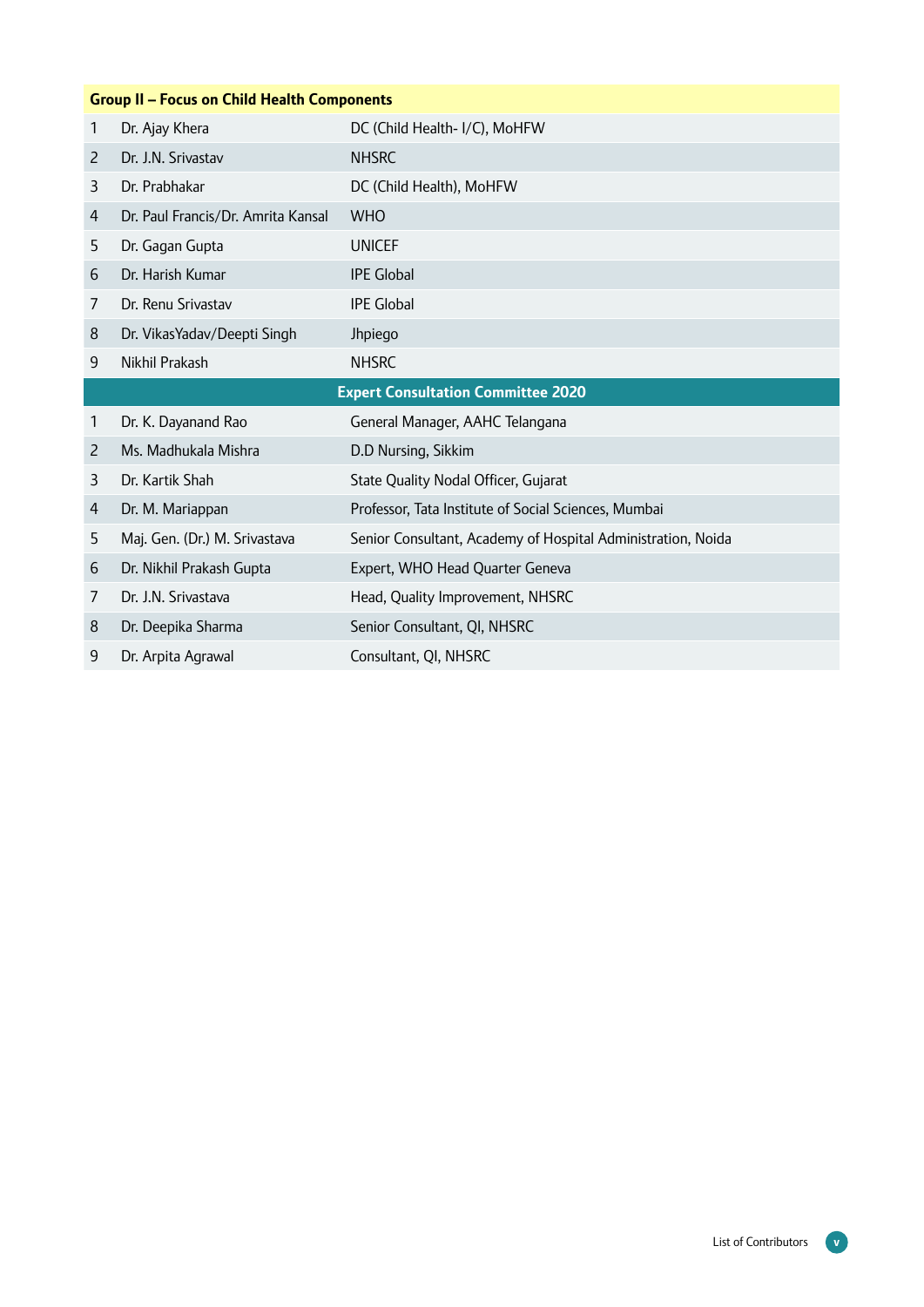| Group II – Focus on Child Health Components | | |
|---|---|---|
| 1 | Dr. Ajay Khera | DC (Child Health- I/C), MoHFW |
| 2 | Dr. J.N. Srivastav | NHSRC |
| 3 | Dr. Prabhakar | DC (Child Health), MoHFW |
| 4 | Dr. Paul Francis/Dr. Amrita Kansal | WHO |
| 5 | Dr. Gagan Gupta | UNICEF |
| 6 | Dr. Harish Kumar | IPE Global |
| 7 | Dr. Renu Srivastav | IPE Global |
| 8 | Dr. VikasYadav/Deepti Singh | Jhpiego |
| 9 | Nikhil Prakash | NHSRC |
| **Expert Consultation Committee 2020** | | |
| 1 | Dr. K. Dayanand Rao | General Manager, AAHC Telangana |
| 2 | Ms. Madhukala Mishra | D.D Nursing, Sikkim |
| 3 | Dr. Kartik Shah | State Quality Nodal Officer, Gujarat |
| 4 | Dr. M. Mariappan | Professor, Tata Institute of Social Sciences, Mumbai |
| 5 | Maj. Gen. (Dr.) M. Srivastava | Senior Consultant, Academy of Hospital Administration, Noida |
| 6 | Dr. Nikhil Prakash Gupta | Expert, WHO Head Quarter Geneva |
| 7 | Dr. J.N. Srivastava | Head, Quality Improvement, NHSRC |
| 8 | Dr. Deepika Sharma | Senior Consultant, QI, NHSRC |
| 9 | Dr. Arpita Agrawal | Consultant, QI, NHSRC |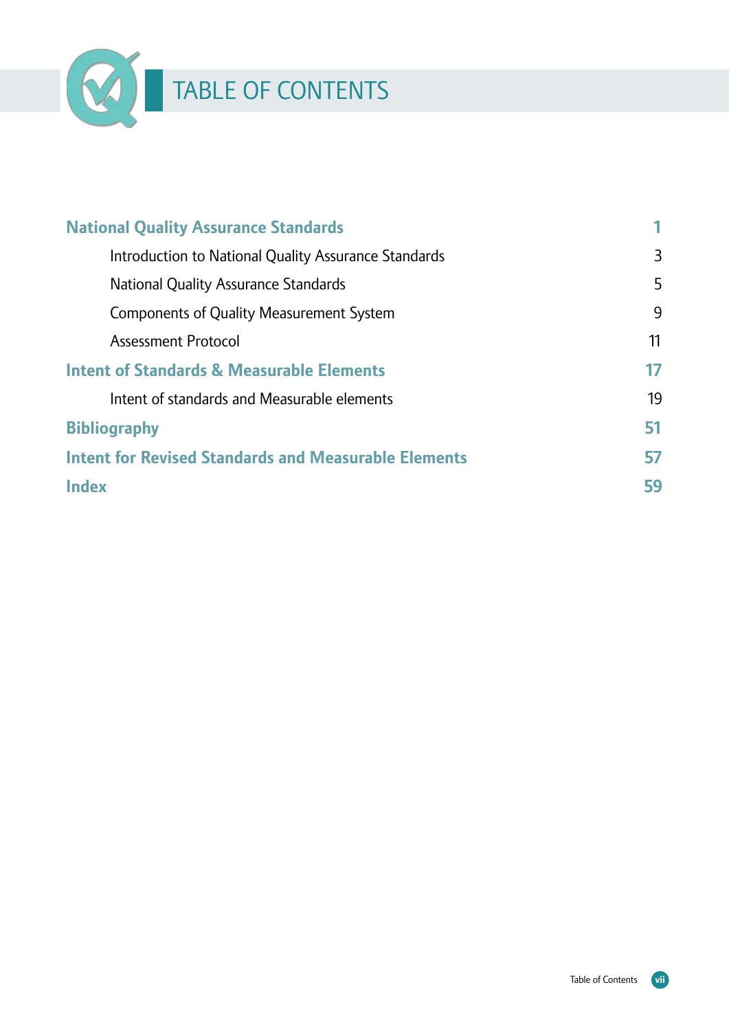# TABLE OF CONTENTS

| | |
|---|---|
| **National Quality Assurance Standards** | **1** |
| Introduction to National Quality Assurance Standards | 3 |
| National Quality Assurance Standards | 5 |
| Components of Quality Measurement System | 9 |
| Assessment Protocol | 11 |
| **Intent of Standards & Measurable Elements** | **17** |
| Intent of standards and Measurable elements | 19 |
| **Bibliography** | **51** |
| **Intent for Revised Standards and Measurable Elements** | **57** |
| **Index** | **59** |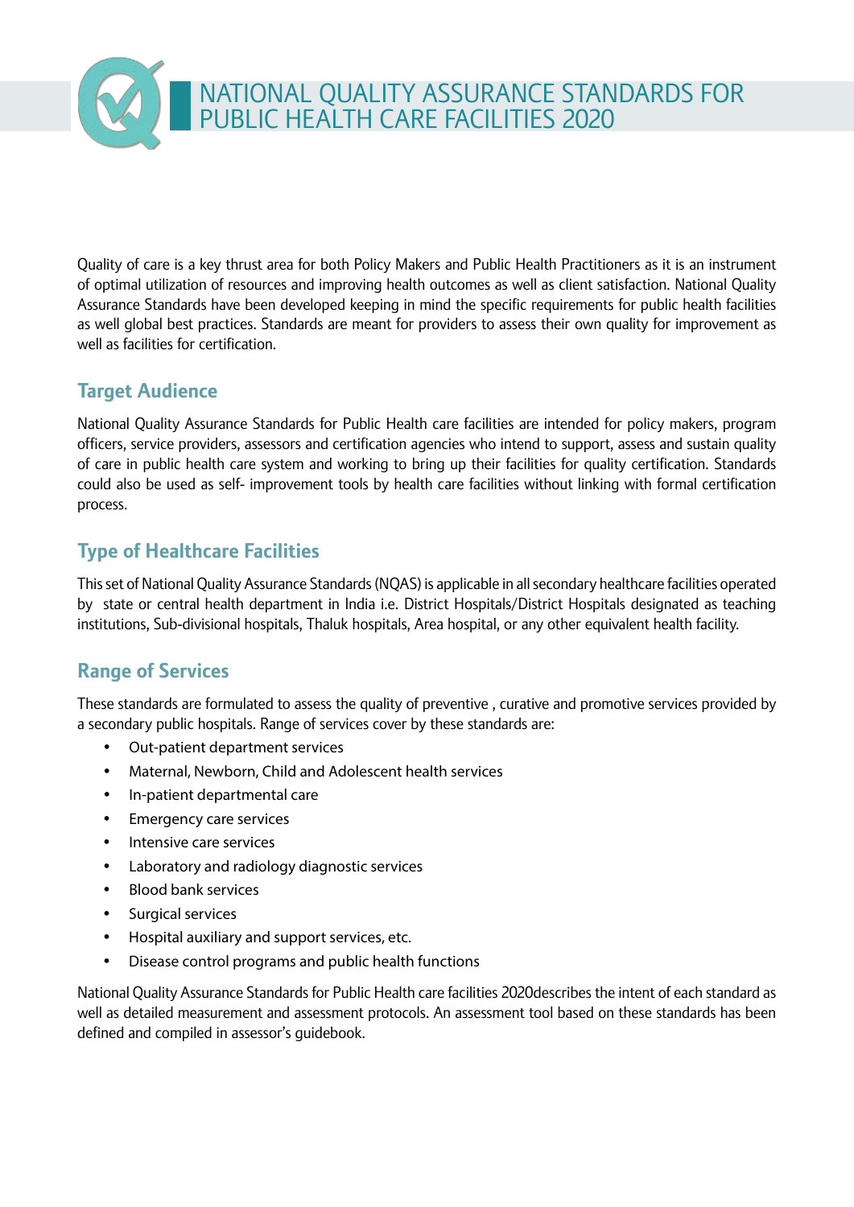# NATIONAL QUALITY ASSURANCE STANDARDS FOR PUBLIC HEALTH CARE FACILITIES 2020

Quality of care is a key thrust area for both Policy Makers and Public Health Practitioners as it is an instrument of optimal utilization of resources and improving health outcomes as well as client satisfaction. National Quality Assurance Standards have been developed keeping in mind the specific requirements for public health facilities as well global best practices. Standards are meant for providers to assess their own quality for improvement as well as facilities for certification.

## Target Audience

National Quality Assurance Standards for Public Health care facilities are intended for policy makers, program officers, service providers, assessors and certification agencies who intend to support, assess and sustain quality of care in public health care system and working to bring up their facilities for quality certification. Standards could also be used as self- improvement tools by health care facilities without linking with formal certification process.

## Type of Healthcare Facilities

This set of National Quality Assurance Standards (NQAS) is applicable in all secondary healthcare facilities operated by state or central health department in India i.e. District Hospitals/District Hospitals designated as teaching institutions, Sub-divisional hospitals, Thaluk hospitals, Area hospital, or any other equivalent health facility.

## Range of Services

These standards are formulated to assess the quality of preventive , curative and promotive services provided by a secondary public hospitals. Range of services cover by these standards are:

- Out-patient department services
- Maternal, Newborn, Child and Adolescent health services
- In-patient departmental care
- Emergency care services
- Intensive care services
- Laboratory and radiology diagnostic services
- Blood bank services
- Surgical services
- Hospital auxiliary and support services, etc.
- Disease control programs and public health functions

National Quality Assurance Standards for Public Health care facilities 2020describes the intent of each standard as well as detailed measurement and assessment protocols. An assessment tool based on these standards has been defined and compiled in assessor's guidebook.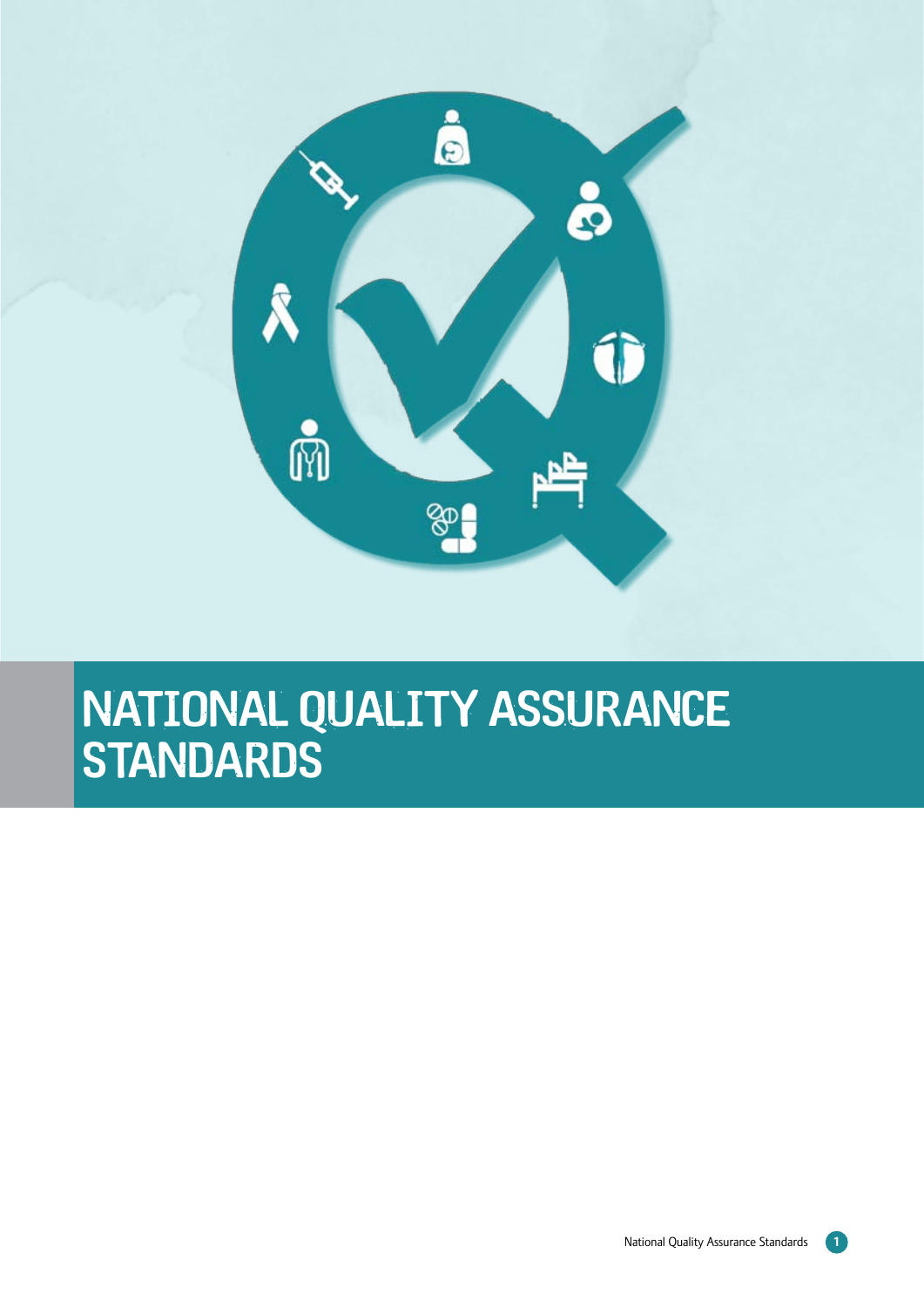# NATIONAL QUALITY ASSURANCE STANDARDS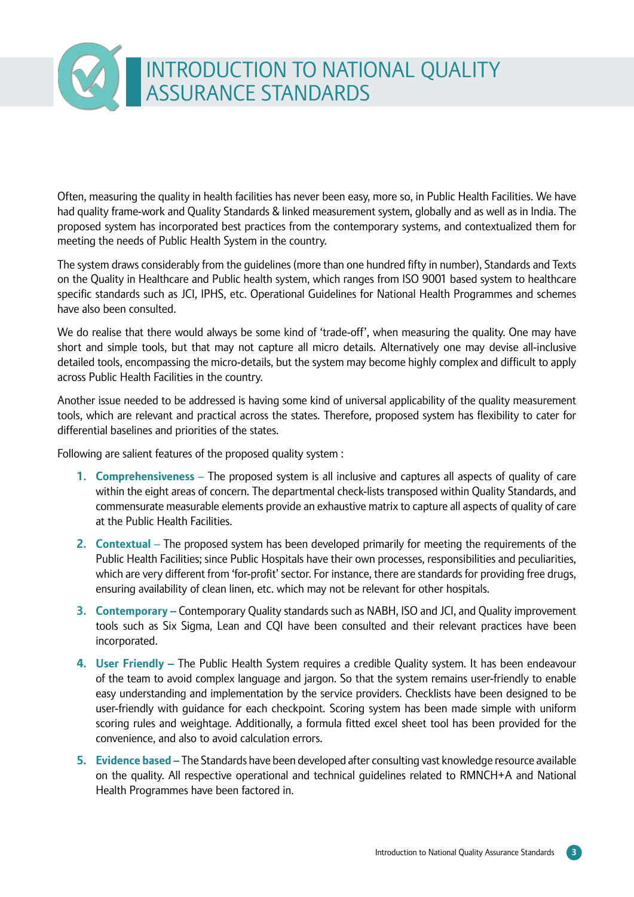# INTRODUCTION TO NATIONAL QUALITY ASSURANCE STANDARDS

Often, measuring the quality in health facilities has never been easy, more so, in Public Health Facilities. We have had quality frame-work and Quality Standards & linked measurement system, globally and as well as in India. The proposed system has incorporated best practices from the contemporary systems, and contextualized them for meeting the needs of Public Health System in the country.

The system draws considerably from the guidelines (more than one hundred fifty in number), Standards and Texts on the Quality in Healthcare and Public health system, which ranges from ISO 9001 based system to healthcare specific standards such as JCI, IPHS, etc. Operational Guidelines for National Health Programmes and schemes have also been consulted.

We do realise that there would always be some kind of 'trade-off', when measuring the quality. One may have short and simple tools, but that may not capture all micro details. Alternatively one may devise all-inclusive detailed tools, encompassing the micro-details, but the system may become highly complex and difficult to apply across Public Health Facilities in the country.

Another issue needed to be addressed is having some kind of universal applicability of the quality measurement tools, which are relevant and practical across the states. Therefore, proposed system has flexibility to cater for differential baselines and priorities of the states.

Following are salient features of the proposed quality system :

1. **Comprehensiveness** – The proposed system is all inclusive and captures all aspects of quality of care within the eight areas of concern. The departmental check-lists transposed within Quality Standards, and commensurate measurable elements provide an exhaustive matrix to capture all aspects of quality of care at the Public Health Facilities.
2. **Contextual** – The proposed system has been developed primarily for meeting the requirements of the Public Health Facilities; since Public Hospitals have their own processes, responsibilities and peculiarities, which are very different from 'for-profit' sector. For instance, there are standards for providing free drugs, ensuring availability of clean linen, etc. which may not be relevant for other hospitals.
3. **Contemporary** – Contemporary Quality standards such as NABH, ISO and JCI, and Quality improvement tools such as Six Sigma, Lean and CQI have been consulted and their relevant practices have been incorporated.
4. **User Friendly** – The Public Health System requires a credible Quality system. It has been endeavour of the team to avoid complex language and jargon. So that the system remains user-friendly to enable easy understanding and implementation by the service providers. Checklists have been designed to be user-friendly with guidance for each checkpoint. Scoring system has been made simple with uniform scoring rules and weightage. Additionally, a formula fitted excel sheet tool has been provided for the convenience, and also to avoid calculation errors.
5. **Evidence based** – The Standards have been developed after consulting vast knowledge resource available on the quality. All respective operational and technical guidelines related to RMNCH+A and National Health Programmes have been factored in.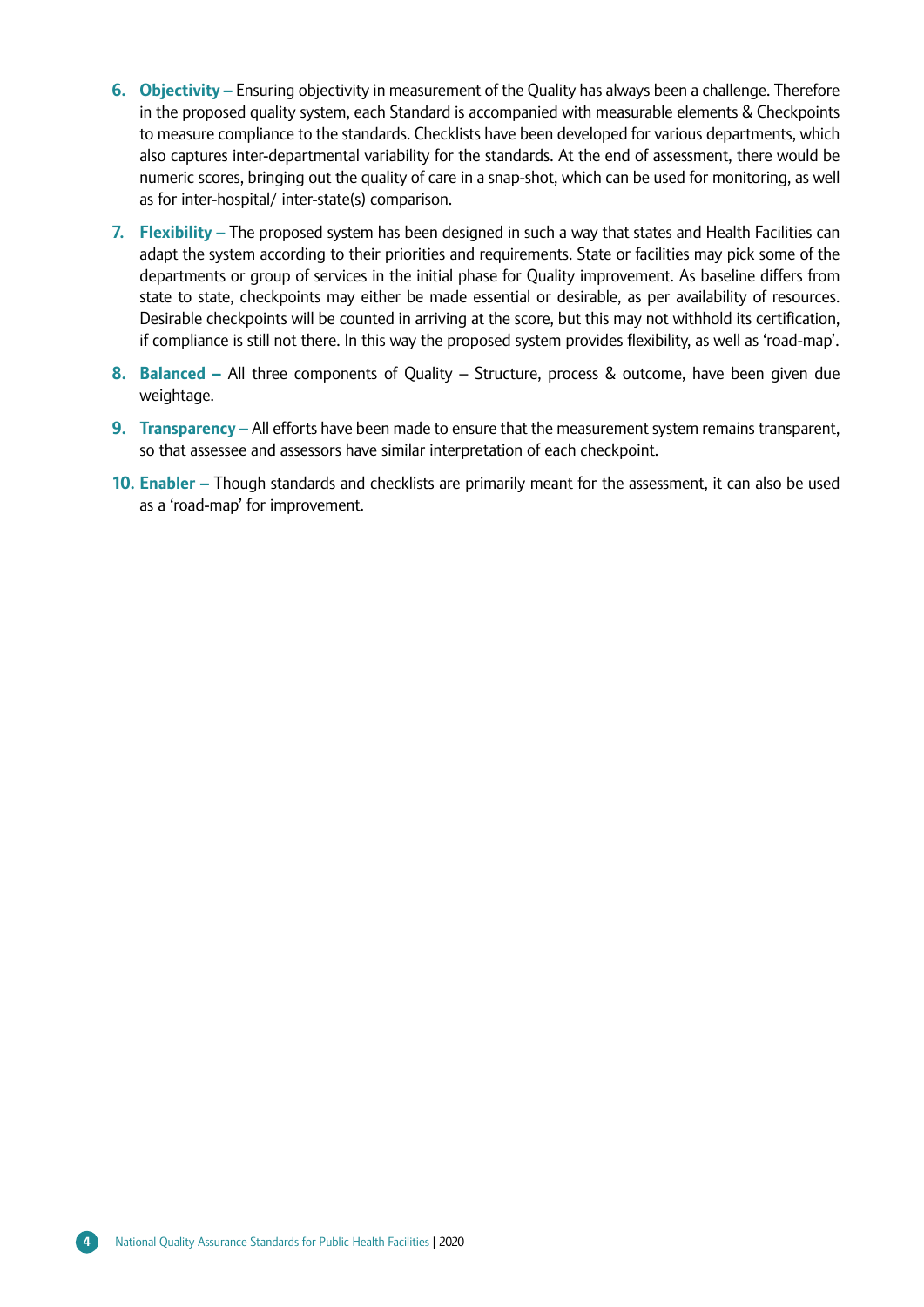6. **Objectivity –** Ensuring objectivity in measurement of the Quality has always been a challenge. Therefore in the proposed quality system, each Standard is accompanied with measurable elements & Checkpoints to measure compliance to the standards. Checklists have been developed for various departments, which also captures inter-departmental variability for the standards. At the end of assessment, there would be numeric scores, bringing out the quality of care in a snap-shot, which can be used for monitoring, as well as for inter-hospital/ inter-state(s) comparison.

7. **Flexibility –** The proposed system has been designed in such a way that states and Health Facilities can adapt the system according to their priorities and requirements. State or facilities may pick some of the departments or group of services in the initial phase for Quality improvement. As baseline differs from state to state, checkpoints may either be made essential or desirable, as per availability of resources. Desirable checkpoints will be counted in arriving at the score, but this may not withhold its certification, if compliance is still not there. In this way the proposed system provides flexibility, as well as 'road-map'.

8. **Balanced –** All three components of Quality – Structure, process & outcome, have been given due weightage.

9. **Transparency –** All efforts have been made to ensure that the measurement system remains transparent, so that assessee and assessors have similar interpretation of each checkpoint.

10. **Enabler –** Though standards and checklists are primarily meant for the assessment, it can also be used as a 'road-map' for improvement.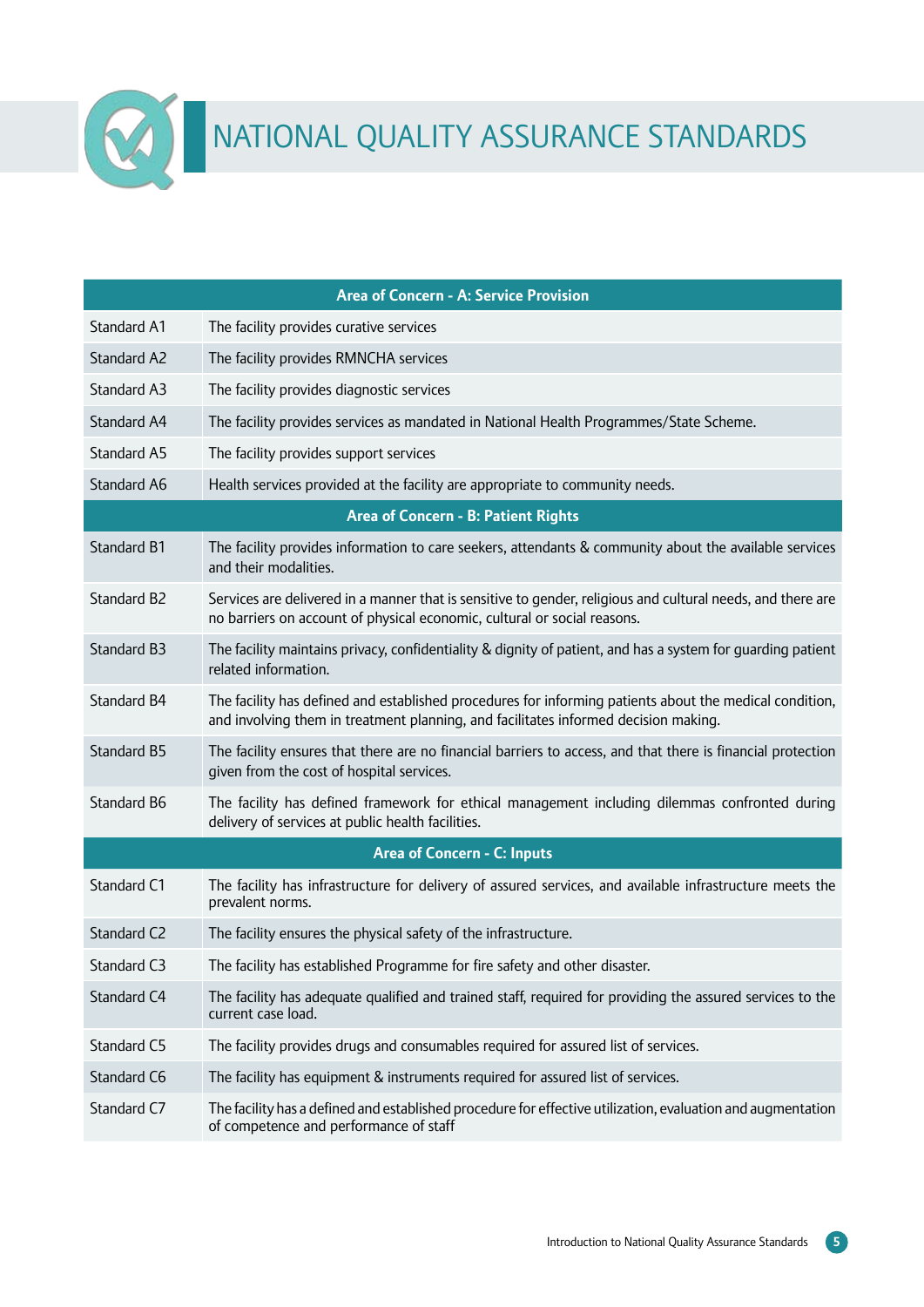# NATIONAL QUALITY ASSURANCE STANDARDS

| Area of Concern - A: Service Provision | |
|---|---|
| Standard A1 | The facility provides curative services |
| Standard A2 | The facility provides RMNCHA services |
| Standard A3 | The facility provides diagnostic services |
| Standard A4 | The facility provides services as mandated in National Health Programmes/State Scheme. |
| Standard A5 | The facility provides support services |
| Standard A6 | Health services provided at the facility are appropriate to community needs. |
| **Area of Concern - B: Patient Rights** | |
| Standard B1 | The facility provides information to care seekers, attendants & community about the available services and their modalities. |
| Standard B2 | Services are delivered in a manner that is sensitive to gender, religious and cultural needs, and there are no barriers on account of physical economic, cultural or social reasons. |
| Standard B3 | The facility maintains privacy, confidentiality & dignity of patient, and has a system for guarding patient related information. |
| Standard B4 | The facility has defined and established procedures for informing patients about the medical condition, and involving them in treatment planning, and facilitates informed decision making. |
| Standard B5 | The facility ensures that there are no financial barriers to access, and that there is financial protection given from the cost of hospital services. |
| Standard B6 | The facility has defined framework for ethical management including dilemmas confronted during delivery of services at public health facilities. |
| **Area of Concern - C: Inputs** | |
| Standard C1 | The facility has infrastructure for delivery of assured services, and available infrastructure meets the prevalent norms. |
| Standard C2 | The facility ensures the physical safety of the infrastructure. |
| Standard C3 | The facility has established Programme for fire safety and other disaster. |
| Standard C4 | The facility has adequate qualified and trained staff, required for providing the assured services to the current case load. |
| Standard C5 | The facility provides drugs and consumables required for assured list of services. |
| Standard C6 | The facility has equipment & instruments required for assured list of services. |
| Standard C7 | The facility has a defined and established procedure for effective utilization, evaluation and augmentation of competence and performance of staff |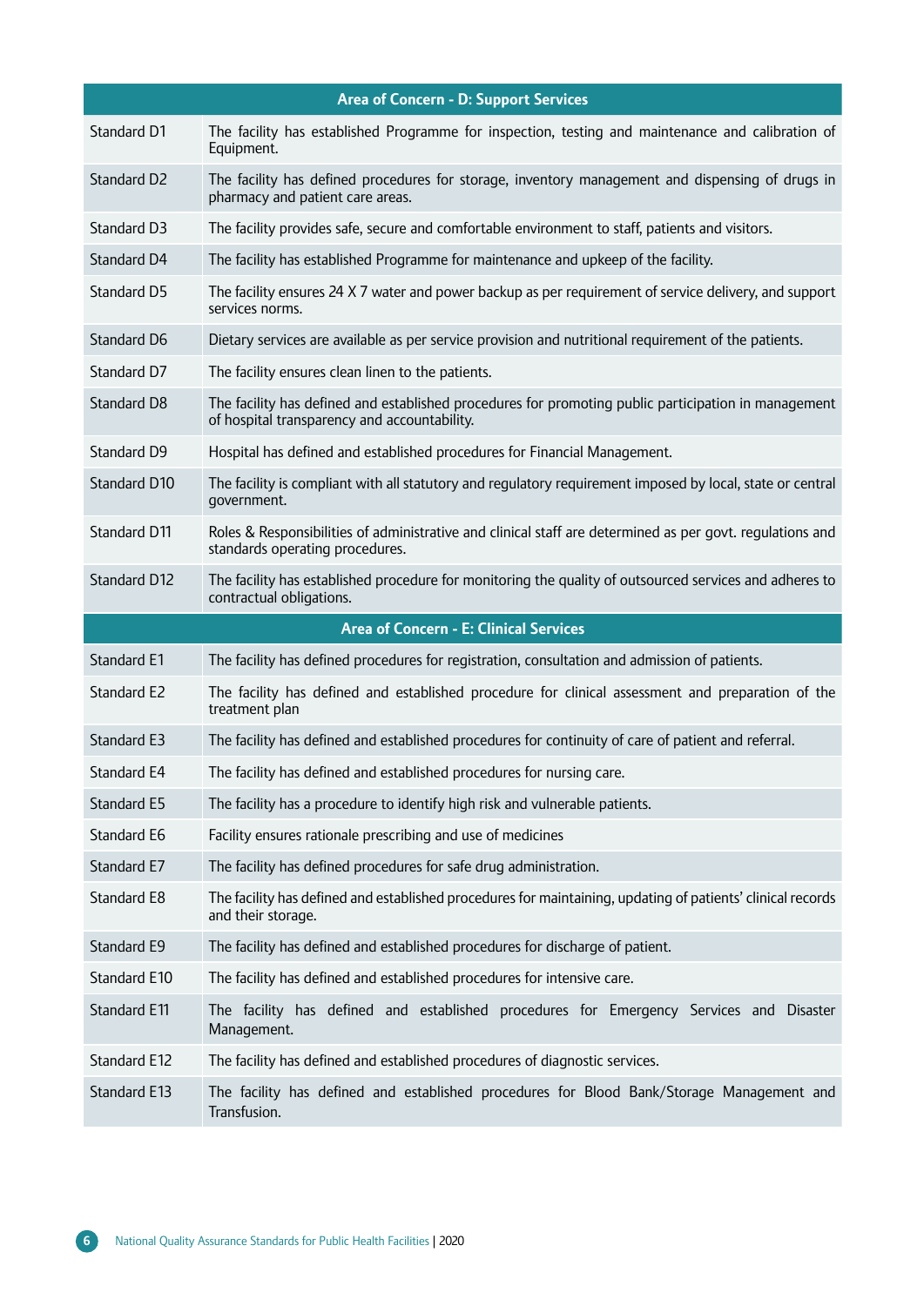| Area of Concern - D: Support Services | |
|---|---|
| Standard D1 | The facility has established Programme for inspection, testing and maintenance and calibration of Equipment. |
| Standard D2 | The facility has defined procedures for storage, inventory management and dispensing of drugs in pharmacy and patient care areas. |
| Standard D3 | The facility provides safe, secure and comfortable environment to staff, patients and visitors. |
| Standard D4 | The facility has established Programme for maintenance and upkeep of the facility. |
| Standard D5 | The facility ensures 24 X 7 water and power backup as per requirement of service delivery, and support services norms. |
| Standard D6 | Dietary services are available as per service provision and nutritional requirement of the patients. |
| Standard D7 | The facility ensures clean linen to the patients. |
| Standard D8 | The facility has defined and established procedures for promoting public participation in management of hospital transparency and accountability. |
| Standard D9 | Hospital has defined and established procedures for Financial Management. |
| Standard D10 | The facility is compliant with all statutory and regulatory requirement imposed by local, state or central government. |
| Standard D11 | Roles & Responsibilities of administrative and clinical staff are determined as per govt. regulations and standards operating procedures. |
| Standard D12 | The facility has established procedure for monitoring the quality of outsourced services and adheres to contractual obligations. |
| **Area of Concern - E: Clinical Services** | |
| Standard E1 | The facility has defined procedures for registration, consultation and admission of patients. |
| Standard E2 | The facility has defined and established procedure for clinical assessment and preparation of the treatment plan |
| Standard E3 | The facility has defined and established procedures for continuity of care of patient and referral. |
| Standard E4 | The facility has defined and established procedures for nursing care. |
| Standard E5 | The facility has a procedure to identify high risk and vulnerable patients. |
| Standard E6 | Facility ensures rationale prescribing and use of medicines |
| Standard E7 | The facility has defined procedures for safe drug administration. |
| Standard E8 | The facility has defined and established procedures for maintaining, updating of patients' clinical records and their storage. |
| Standard E9 | The facility has defined and established procedures for discharge of patient. |
| Standard E10 | The facility has defined and established procedures for intensive care. |
| Standard E11 | The facility has defined and established procedures for Emergency Services and Disaster Management. |
| Standard E12 | The facility has defined and established procedures of diagnostic services. |
| Standard E13 | The facility has defined and established procedures for Blood Bank/Storage Management and Transfusion. |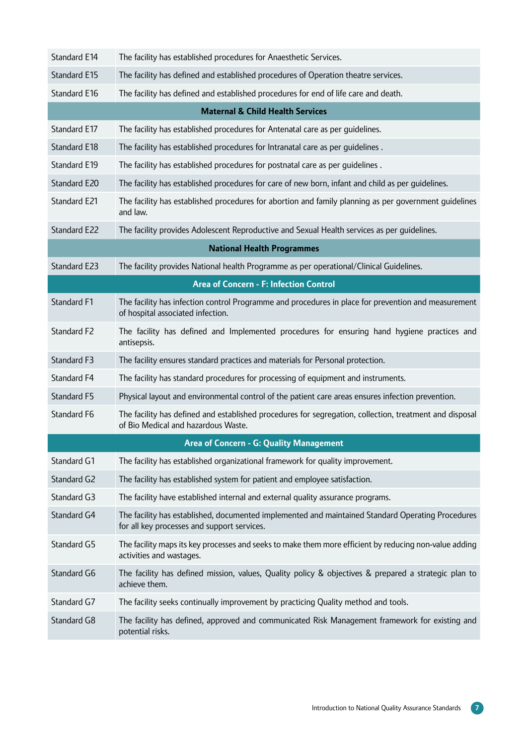| | |
|---|---|
| Standard E14 | The facility has established procedures for Anaesthetic Services. |
| Standard E15 | The facility has defined and established procedures of Operation theatre services. |
| Standard E16 | The facility has defined and established procedures for end of life care and death. |
| **Maternal & Child Health Services** | |
| Standard E17 | The facility has established procedures for Antenatal care as per guidelines. |
| Standard E18 | The facility has established procedures for Intranatal care as per guidelines . |
| Standard E19 | The facility has established procedures for postnatal care as per guidelines . |
| Standard E20 | The facility has established procedures for care of new born, infant and child as per guidelines. |
| Standard E21 | The facility has established procedures for abortion and family planning as per government guidelines and law. |
| Standard E22 | The facility provides Adolescent Reproductive and Sexual Health services as per guidelines. |
| **National Health Programmes** | |
| Standard E23 | The facility provides National health Programme as per operational/Clinical Guidelines. |
| **Area of Concern - F: Infection Control** | |
| Standard F1 | The facility has infection control Programme and procedures in place for prevention and measurement of hospital associated infection. |
| Standard F2 | The facility has defined and Implemented procedures for ensuring hand hygiene practices and antisepsis. |
| Standard F3 | The facility ensures standard practices and materials for Personal protection. |
| Standard F4 | The facility has standard procedures for processing of equipment and instruments. |
| Standard F5 | Physical layout and environmental control of the patient care areas ensures infection prevention. |
| Standard F6 | The facility has defined and established procedures for segregation, collection, treatment and disposal of Bio Medical and hazardous Waste. |
| **Area of Concern - G: Quality Management** | |
| Standard G1 | The facility has established organizational framework for quality improvement. |
| Standard G2 | The facility has established system for patient and employee satisfaction. |
| Standard G3 | The facility have established internal and external quality assurance programs. |
| Standard G4 | The facility has established, documented implemented and maintained Standard Operating Procedures for all key processes and support services. |
| Standard G5 | The facility maps its key processes and seeks to make them more efficient by reducing non-value adding activities and wastages. |
| Standard G6 | The facility has defined mission, values, Quality policy & objectives & prepared a strategic plan to achieve them. |
| Standard G7 | The facility seeks continually improvement by practicing Quality method and tools. |
| Standard G8 | The facility has defined, approved and communicated Risk Management framework for existing and potential risks. |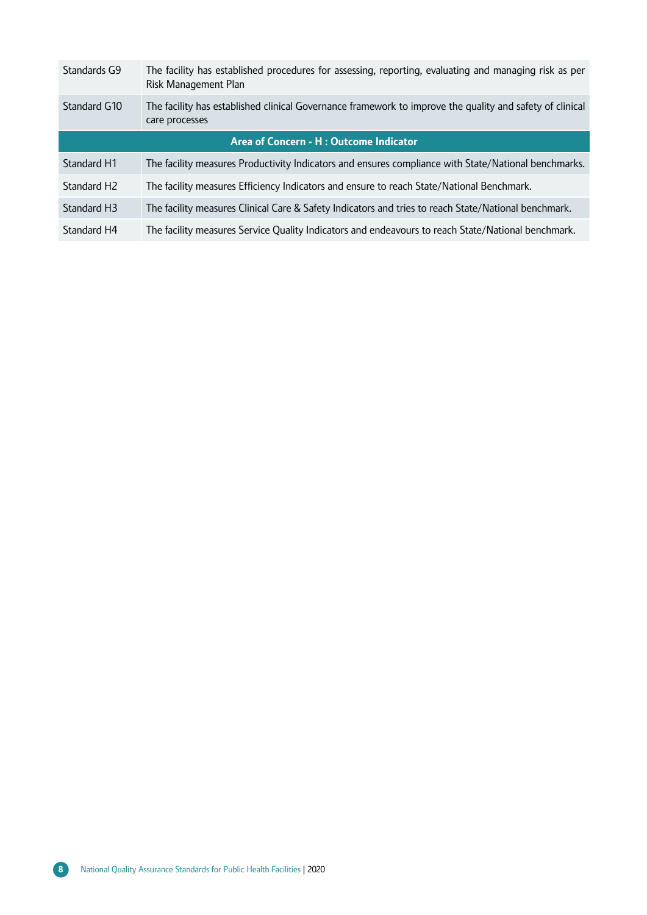| | |
|---|---|
| Standards G9 | The facility has established procedures for assessing, reporting, evaluating and managing risk as per Risk Management Plan |
| Standard G10 | The facility has established clinical Governance framework to improve the quality and safety of clinical care processes |
| **Area of Concern - H : Outcome Indicator** | |
| Standard H1 | The facility measures Productivity Indicators and ensures compliance with State/National benchmarks. |
| Standard H2 | The facility measures Efficiency Indicators and ensure to reach State/National Benchmark. |
| Standard H3 | The facility measures Clinical Care & Safety Indicators and tries to reach State/National benchmark. |
| Standard H4 | The facility measures Service Quality Indicators and endeavours to reach State/National benchmark. |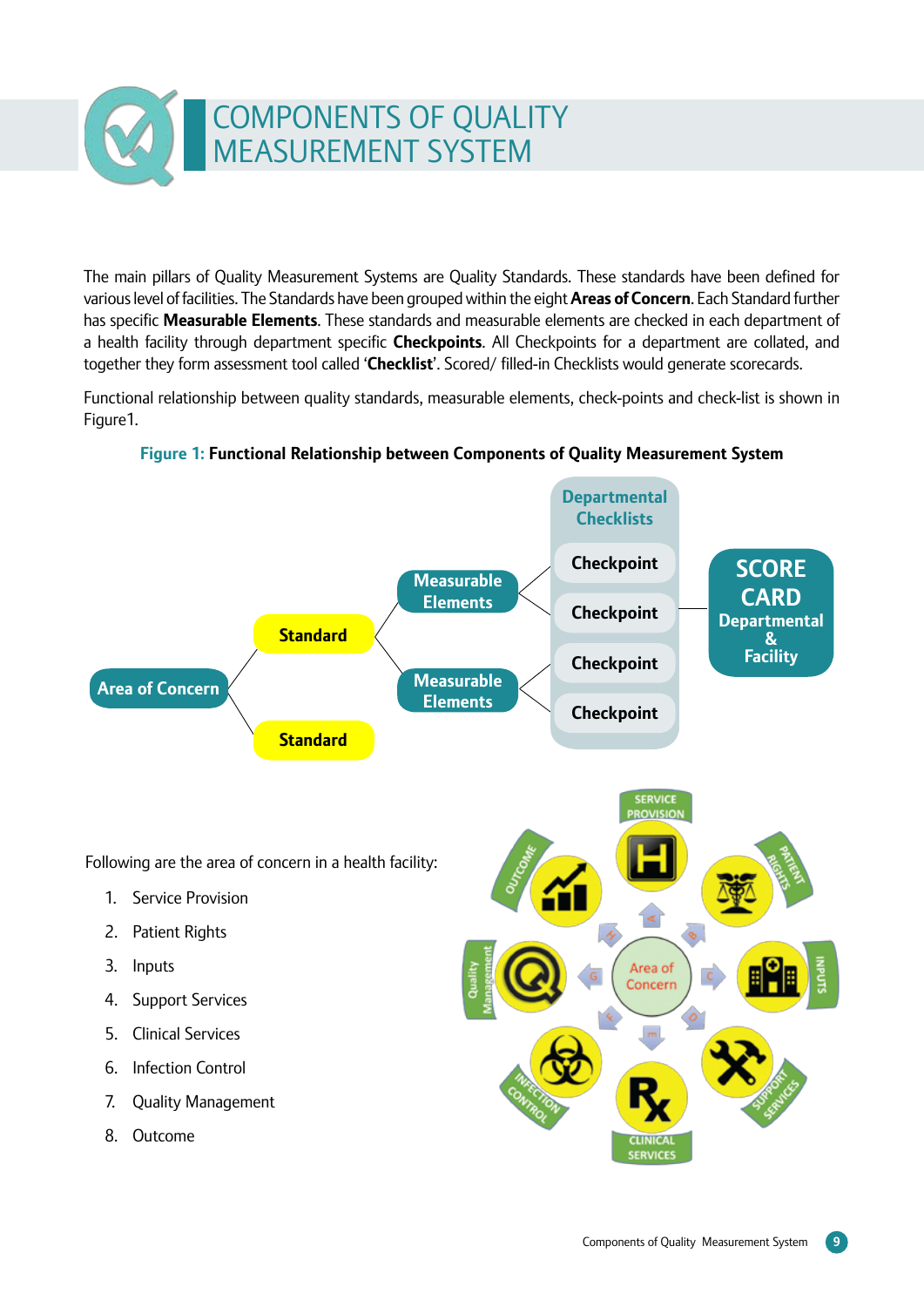# COMPONENTS OF QUALITY MEASUREMENT SYSTEM

The main pillars of Quality Measurement Systems are Quality Standards. These standards have been defined for various level of facilities. The Standards have been grouped within the eight **Areas of Concern**. Each Standard further has specific **Measurable Elements**. These standards and measurable elements are checked in each department of a health facility through department specific **Checkpoints**. All Checkpoints for a department are collated, and together they form assessment tool called '**Checklist**'. Scored/ filled-in Checklists would generate scorecards.

Functional relationship between quality standards, measurable elements, check-points and check-list is shown in Figure1.

**Figure 1: Functional Relationship between Components of Quality Measurement System**

Following are the area of concern in a health facility:

1. Service Provision
2. Patient Rights
3. Inputs
4. Support Services
5. Clinical Services
6. Infection Control
7. Quality Management
8. Outcome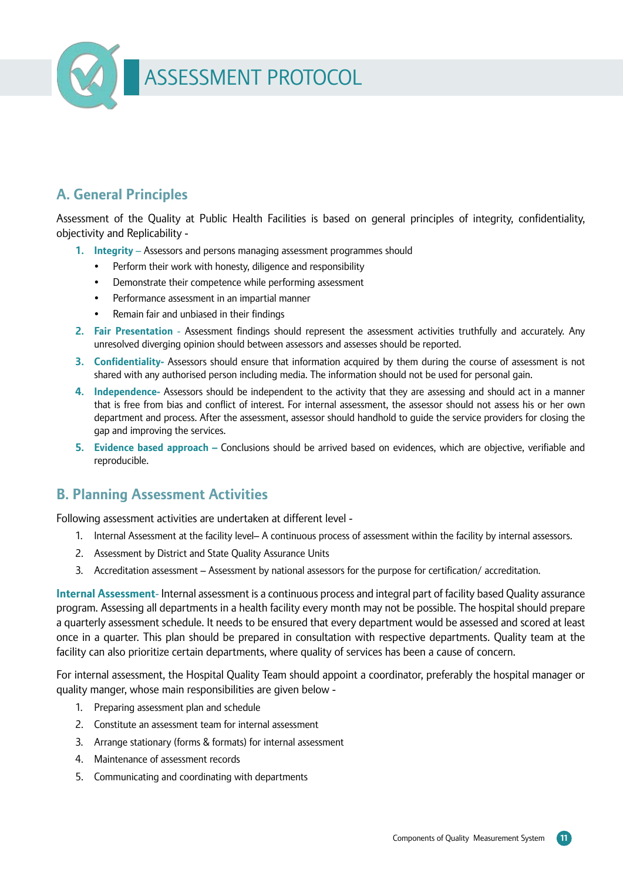# ASSESSMENT PROTOCOL

## A. General Principles

Assessment of the Quality at Public Health Facilities is based on general principles of integrity, confidentiality, objectivity and Replicability -

1. **Integrity** – Assessors and persons managing assessment programmes should
   - Perform their work with honesty, diligence and responsibility
   - Demonstrate their competence while performing assessment
   - Performance assessment in an impartial manner
   - Remain fair and unbiased in their findings
2. **Fair Presentation** - Assessment findings should represent the assessment activities truthfully and accurately. Any unresolved diverging opinion should between assessors and assesses should be reported.
3. **Confidentiality-** Assessors should ensure that information acquired by them during the course of assessment is not shared with any authorised person including media. The information should not be used for personal gain.
4. **Independence-** Assessors should be independent to the activity that they are assessing and should act in a manner that is free from bias and conflict of interest. For internal assessment, the assessor should not assess his or her own department and process. After the assessment, assessor should handhold to guide the service providers for closing the gap and improving the services.
5. **Evidence based approach –** Conclusions should be arrived based on evidences, which are objective, verifiable and reproducible.

## B. Planning Assessment Activities

Following assessment activities are undertaken at different level -

1. Internal Assessment at the facility level– A continuous process of assessment within the facility by internal assessors.
2. Assessment by District and State Quality Assurance Units
3. Accreditation assessment – Assessment by national assessors for the purpose for certification/ accreditation.

**Internal Assessment**- Internal assessment is a continuous process and integral part of facility based Quality assurance program. Assessing all departments in a health facility every month may not be possible. The hospital should prepare a quarterly assessment schedule. It needs to be ensured that every department would be assessed and scored at least once in a quarter. This plan should be prepared in consultation with respective departments. Quality team at the facility can also prioritize certain departments, where quality of services has been a cause of concern.

For internal assessment, the Hospital Quality Team should appoint a coordinator, preferably the hospital manager or quality manger, whose main responsibilities are given below -

1. Preparing assessment plan and schedule
2. Constitute an assessment team for internal assessment
3. Arrange stationary (forms & formats) for internal assessment
4. Maintenance of assessment records
5. Communicating and coordinating with departments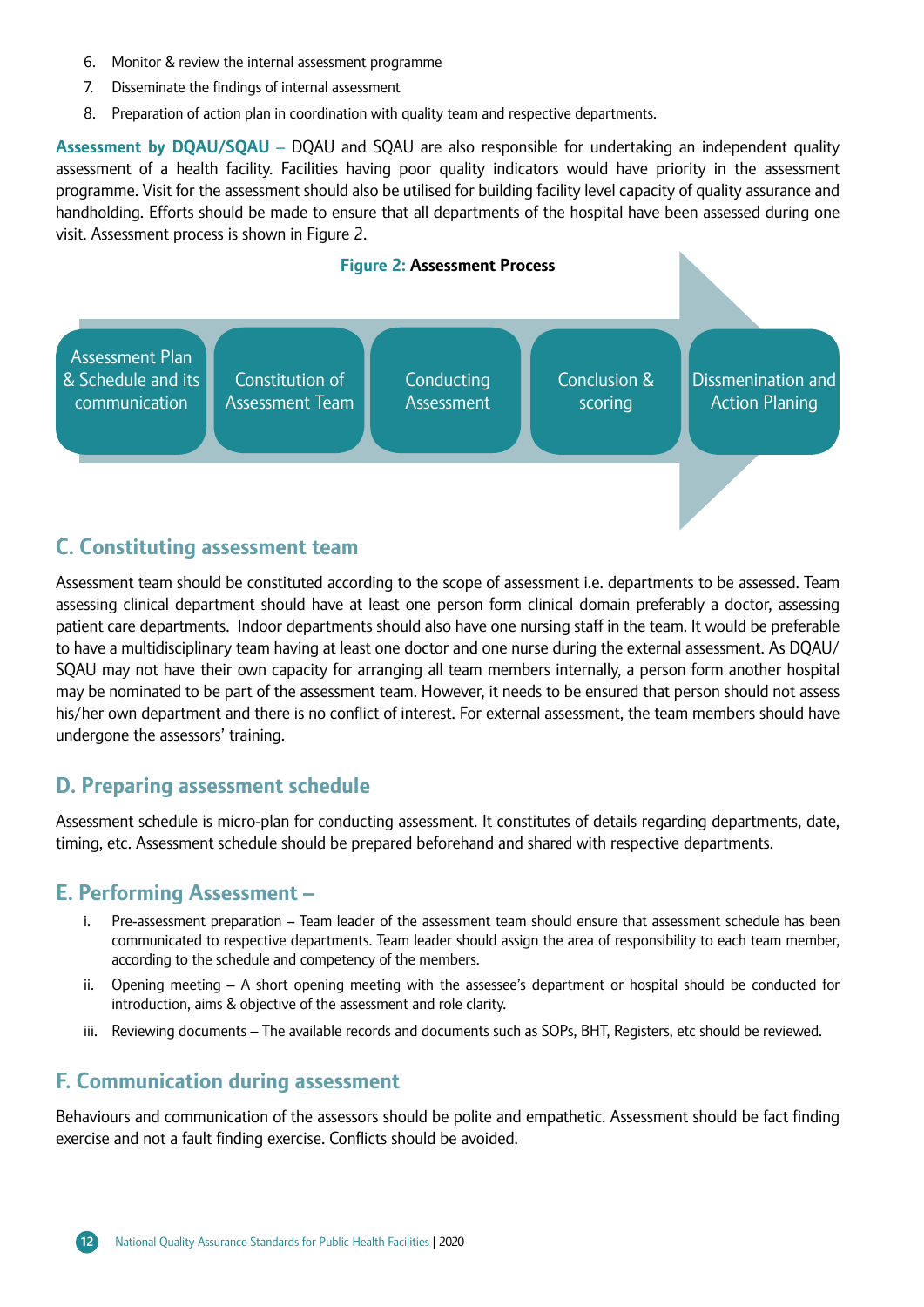6. Monitor & review the internal assessment programme
7. Disseminate the findings of internal assessment
8. Preparation of action plan in coordination with quality team and respective departments.

**Assessment by DQAU/SQAU –** DQAU and SQAU are also responsible for undertaking an independent quality assessment of a health facility. Facilities having poor quality indicators would have priority in the assessment programme. Visit for the assessment should also be utilised for building facility level capacity of quality assurance and handholding. Efforts should be made to ensure that all departments of the hospital have been assessed during one visit. Assessment process is shown in Figure 2.

**Figure 2: Assessment Process**

Assessment Plan & Schedule and its communication → Constitution of Assessment Team → Conducting Assessment → Conclusion & scoring → Dissmenination and Action Planing

## C. Constituting assessment team

Assessment team should be constituted according to the scope of assessment i.e. departments to be assessed. Team assessing clinical department should have at least one person form clinical domain preferably a doctor, assessing patient care departments. Indoor departments should also have one nursing staff in the team. It would be preferable to have a multidisciplinary team having at least one doctor and one nurse during the external assessment. As DQAU/SQAU may not have their own capacity for arranging all team members internally, a person form another hospital may be nominated to be part of the assessment team. However, it needs to be ensured that person should not assess his/her own department and there is no conflict of interest. For external assessment, the team members should have undergone the assessors' training.

## D. Preparing assessment schedule

Assessment schedule is micro-plan for conducting assessment. It constitutes of details regarding departments, date, timing, etc. Assessment schedule should be prepared beforehand and shared with respective departments.

## E. Performing Assessment –

i. Pre-assessment preparation – Team leader of the assessment team should ensure that assessment schedule has been communicated to respective departments. Team leader should assign the area of responsibility to each team member, according to the schedule and competency of the members.

ii. Opening meeting – A short opening meeting with the assessee's department or hospital should be conducted for introduction, aims & objective of the assessment and role clarity.

iii. Reviewing documents – The available records and documents such as SOPs, BHT, Registers, etc should be reviewed.

## F. Communication during assessment

Behaviours and communication of the assessors should be polite and empathetic. Assessment should be fact finding exercise and not a fault finding exercise. Conflicts should be avoided.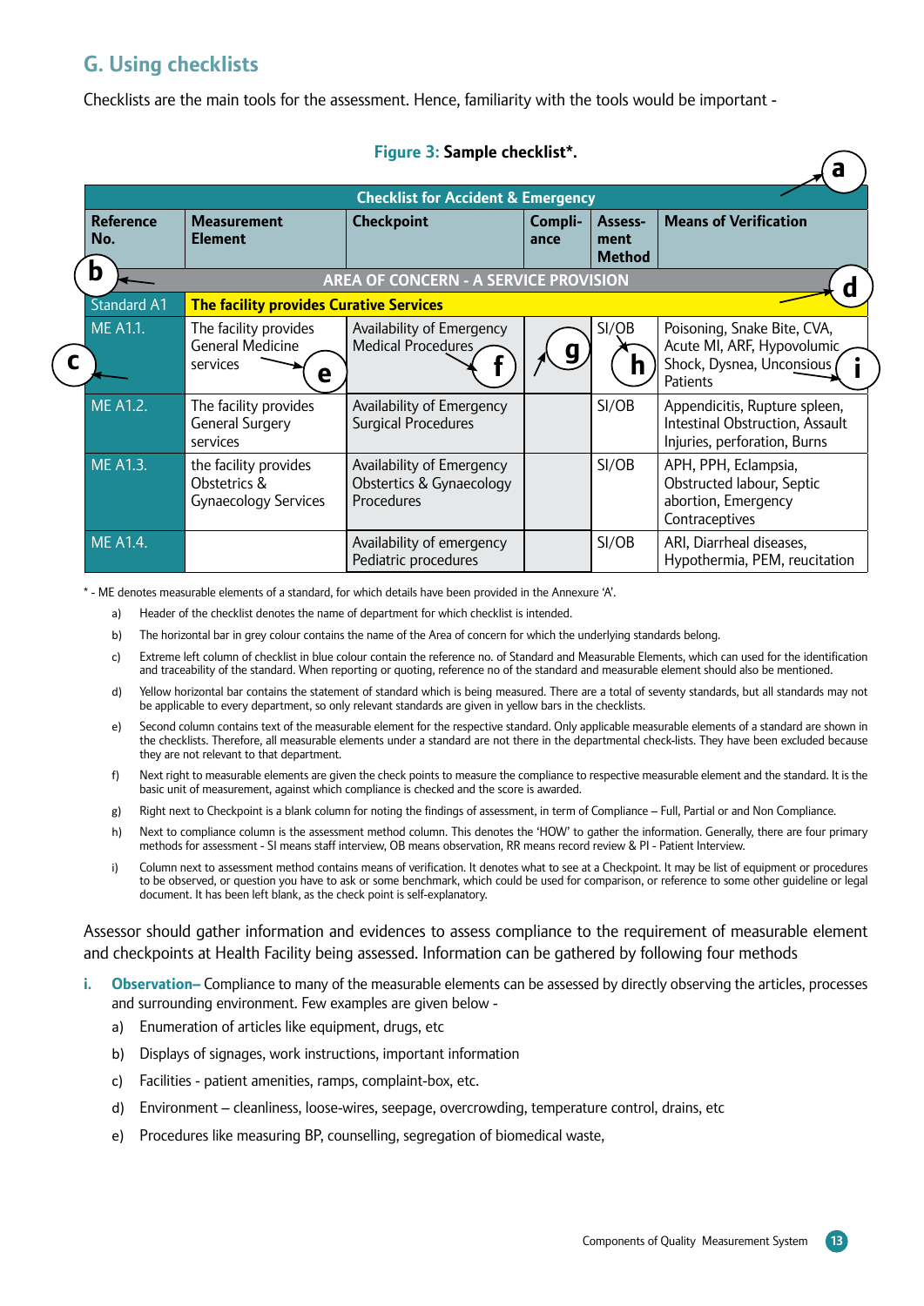## G. Using checklists

Checklists are the main tools for the assessment. Hence, familiarity with the tools would be important -

**Figure 3: Sample checklist*.**

| Reference No. | Measurement Element | Checkpoint | Compliance | Assessment Method | Means of Verification |
|---|---|---|---|---|---|
| **Checklist for Accident & Emergency** (a) | | | | | |
| **AREA OF CONCERN - A SERVICE PROVISION** (b) | | | | | (d) |
| Standard A1 | **The facility provides Curative Services** | | | | |
| ME A1.1. (c) | The facility provides General Medicine services (e) | Availability of Emergency Medical Procedures (f) | (g) | SI/OB (h) | Poisoning, Snake Bite, CVA, Acute MI, ARF, Hypovolumic Shock, Dysnea, Unconsious Patients (i) |
| ME A1.2. | The facility provides General Surgery services | Availability of Emergency Surgical Procedures | | SI/OB | Appendicitis, Rupture spleen, Intestinal Obstruction, Assault Injuries, perforation, Burns |
| ME A1.3. | the facility provides Obstetrics & Gynaecology Services | Availability of Emergency Obstetrics & Gynaecology Procedures | | SI/OB | APH, PPH, Eclampsia, Obstructed labour, Septic abortion, Emergency Contraceptives |
| ME A1.4. | | Availability of emergency Pediatric procedures | | SI/OB | ARI, Diarrheal diseases, Hypothermia, PEM, reucitation |

\* - ME denotes measurable elements of a standard, for which details have been provided in the Annexure 'A'.

a) Header of the checklist denotes the name of department for which checklist is intended.

b) The horizontal bar in grey colour contains the name of the Area of concern for which the underlying standards belong.

c) Extreme left column of checklist in blue colour contain the reference no. of Standard and Measurable Elements, which can used for the identification and traceability of the standard. When reporting or quoting, reference no of the standard and measurable element should also be mentioned.

d) Yellow horizontal bar contains the statement of standard which is being measured. There are a total of seventy standards, but all standards may not be applicable to every department, so only relevant standards are given in yellow bars in the checklists.

e) Second column contains text of the measurable element for the respective standard. Only applicable measurable elements of a standard are shown in the checklists. Therefore, all measurable elements under a standard are not there in the departmental check-lists. They have been excluded because they are not relevant to that department.

f) Next right to measurable elements are given the check points to measure the compliance to respective measurable element and the standard. It is the basic unit of measurement, against which compliance is checked and the score is awarded.

g) Right next to Checkpoint is a blank column for noting the findings of assessment, in term of Compliance – Full, Partial or and Non Compliance.

h) Next to compliance column is the assessment method column. This denotes the 'HOW' to gather the information. Generally, there are four primary methods for assessment - SI means staff interview, OB means observation, RR means record review & PI - Patient Interview.

i) Column next to assessment method contains means of verification. It denotes what to see at a Checkpoint. It may be list of equipment or procedures to be observed, or question you have to ask or some benchmark, which could be used for comparison, or reference to some other guideline or legal document. It has been left blank, as the check point is self-explanatory.

Assessor should gather information and evidences to assess compliance to the requirement of measurable element and checkpoints at Health Facility being assessed. Information can be gathered by following four methods

i. **Observation–** Compliance to many of the measurable elements can be assessed by directly observing the articles, processes and surrounding environment. Few examples are given below -

   a) Enumeration of articles like equipment, drugs, etc

   b) Displays of signages, work instructions, important information

   c) Facilities - patient amenities, ramps, complaint-box, etc.

   d) Environment – cleanliness, loose-wires, seepage, overcrowding, temperature control, drains, etc

   e) Procedures like measuring BP, counselling, segregation of biomedical waste,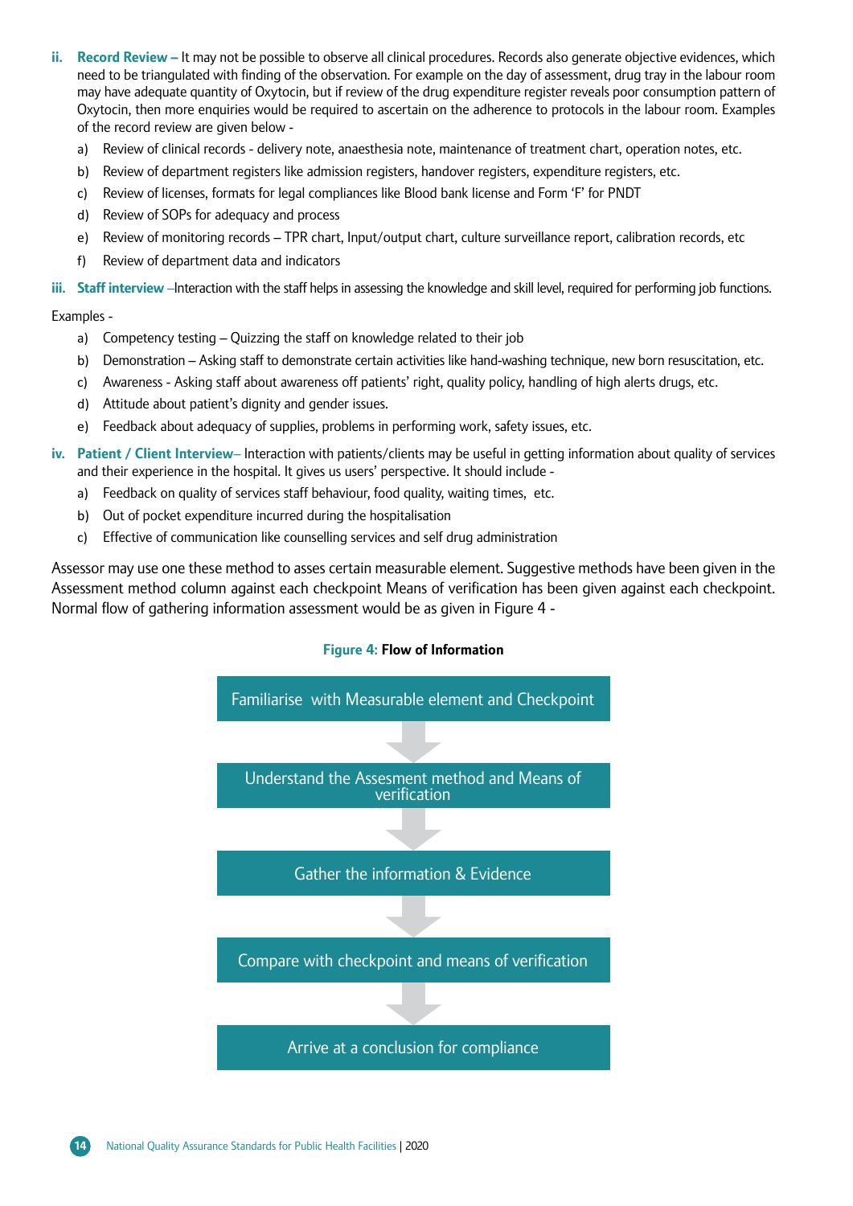ii. **Record Review –** It may not be possible to observe all clinical procedures. Records also generate objective evidences, which need to be triangulated with finding of the observation. For example on the day of assessment, drug tray in the labour room may have adequate quantity of Oxytocin, but if review of the drug expenditure register reveals poor consumption pattern of Oxytocin, then more enquiries would be required to ascertain on the adherence to protocols in the labour room. Examples of the record review are given below -

   a) Review of clinical records - delivery note, anaesthesia note, maintenance of treatment chart, operation notes, etc.
   b) Review of department registers like admission registers, handover registers, expenditure registers, etc.
   c) Review of licenses, formats for legal compliances like Blood bank license and Form 'F' for PNDT
   d) Review of SOPs for adequacy and process
   e) Review of monitoring records – TPR chart, Input/output chart, culture surveillance report, calibration records, etc
   f) Review of department data and indicators

iii. **Staff interview** –Interaction with the staff helps in assessing the knowledge and skill level, required for performing job functions.

Examples -

   a) Competency testing – Quizzing the staff on knowledge related to their job
   b) Demonstration – Asking staff to demonstrate certain activities like hand-washing technique, new born resuscitation, etc.
   c) Awareness - Asking staff about awareness off patients' right, quality policy, handling of high alerts drugs, etc.
   d) Attitude about patient's dignity and gender issues.
   e) Feedback about adequacy of supplies, problems in performing work, safety issues, etc.

iv. **Patient / Client Interview**– Interaction with patients/clients may be useful in getting information about quality of services and their experience in the hospital. It gives us users' perspective. It should include -

   a) Feedback on quality of services staff behaviour, food quality, waiting times, etc.
   b) Out of pocket expenditure incurred during the hospitalisation
   c) Effective of communication like counselling services and self drug administration

Assessor may use one these method to asses certain measurable element. Suggestive methods have been given in the Assessment method column against each checkpoint Means of verification has been given against each checkpoint. Normal flow of gathering information assessment would be as given in Figure 4 -

**Figure 4: Flow of Information**

Familiarise with Measurable element and Checkpoint

↓

Understand the Assesment method and Means of verification

↓

Gather the information & Evidence

↓

Compare with checkpoint and means of verification

↓

Arrive at a conclusion for compliance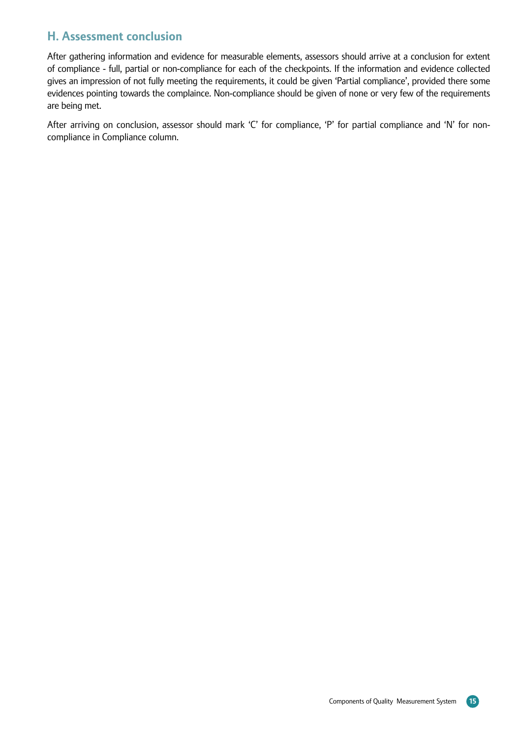## H. Assessment conclusion

After gathering information and evidence for measurable elements, assessors should arrive at a conclusion for extent of compliance - full, partial or non-compliance for each of the checkpoints. If the information and evidence collected gives an impression of not fully meeting the requirements, it could be given 'Partial compliance', provided there some evidences pointing towards the complaince. Non-compliance should be given of none or very few of the requirements are being met.

After arriving on conclusion, assessor should mark 'C' for compliance, 'P' for partial compliance and 'N' for non-compliance in Compliance column.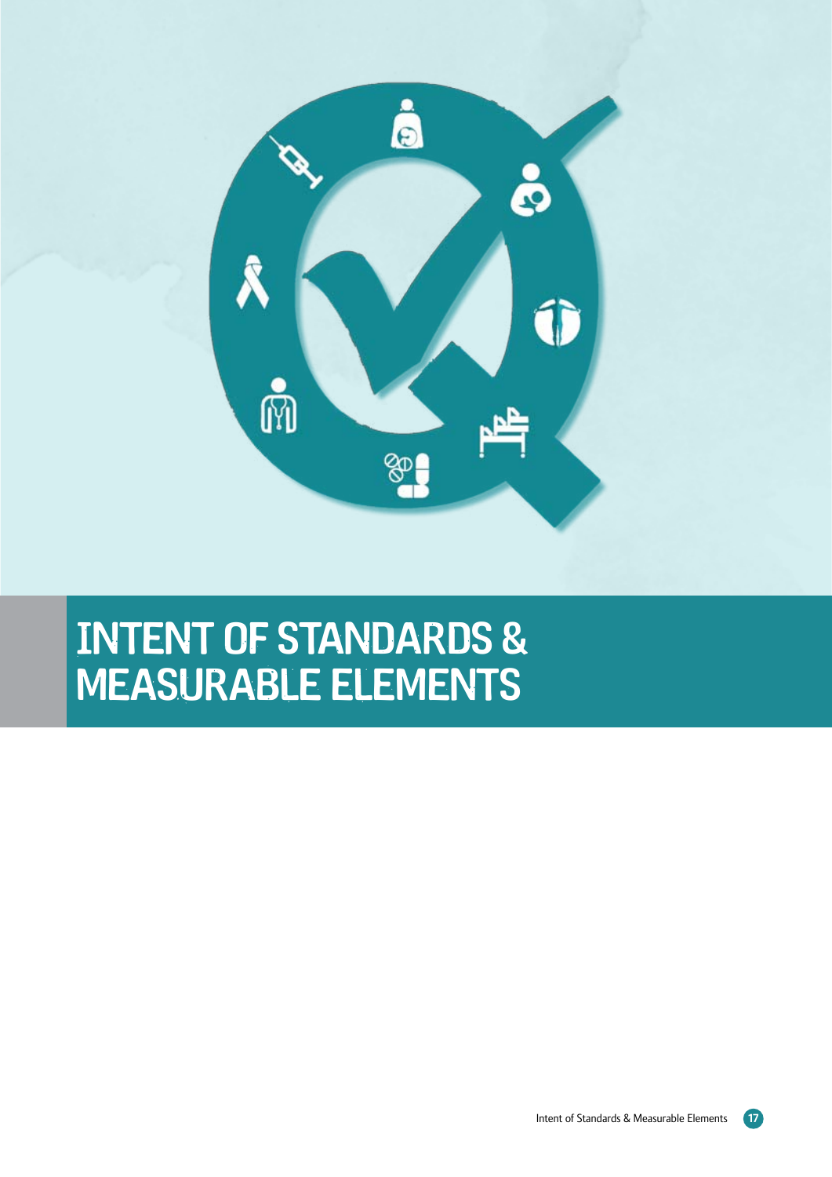# INTENT OF STANDARDS & MEASURABLE ELEMENTS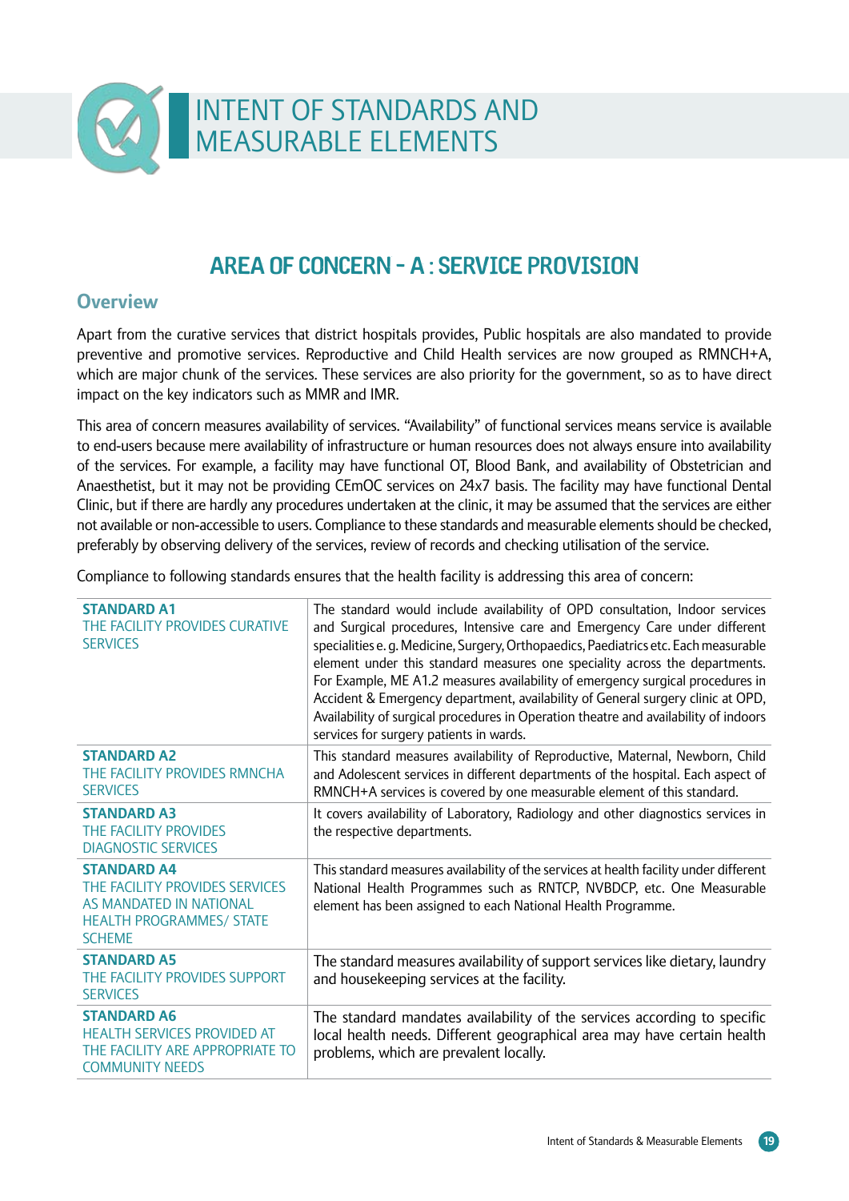# INTENT OF STANDARDS AND MEASURABLE ELEMENTS

## AREA OF CONCERN - A : SERVICE PROVISION

### Overview

Apart from the curative services that district hospitals provides, Public hospitals are also mandated to provide preventive and promotive services. Reproductive and Child Health services are now grouped as RMNCH+A, which are major chunk of the services. These services are also priority for the government, so as to have direct impact on the key indicators such as MMR and IMR.

This area of concern measures availability of services. "Availability" of functional services means service is available to end-users because mere availability of infrastructure or human resources does not always ensure into availability of the services. For example, a facility may have functional OT, Blood Bank, and availability of Obstetrician and Anaesthetist, but it may not be providing CEmOC services on 24x7 basis. The facility may have functional Dental Clinic, but if there are hardly any procedures undertaken at the clinic, it may be assumed that the services are either not available or non-accessible to users. Compliance to these standards and measurable elements should be checked, preferably by observing delivery of the services, review of records and checking utilisation of the service.

Compliance to following standards ensures that the health facility is addressing this area of concern:

| Standard | Intent |
|---|---|
| **STANDARD A1**<br>THE FACILITY PROVIDES CURATIVE SERVICES | The standard would include availability of OPD consultation, Indoor services and Surgical procedures, Intensive care and Emergency Care under different specialities e. g. Medicine, Surgery, Orthopaedics, Paediatrics etc. Each measurable element under this standard measures one speciality across the departments. For Example, ME A1.2 measures availability of emergency surgical procedures in Accident & Emergency department, availability of General surgery clinic at OPD, Availability of surgical procedures in Operation theatre and availability of indoors services for surgery patients in wards. |
| **STANDARD A2**<br>THE FACILITY PROVIDES RMNCHA SERVICES | This standard measures availability of Reproductive, Maternal, Newborn, Child and Adolescent services in different departments of the hospital. Each aspect of RMNCH+A services is covered by one measurable element of this standard. |
| **STANDARD A3**<br>THE FACILITY PROVIDES DIAGNOSTIC SERVICES | It covers availability of Laboratory, Radiology and other diagnostics services in the respective departments. |
| **STANDARD A4**<br>THE FACILITY PROVIDES SERVICES AS MANDATED IN NATIONAL HEALTH PROGRAMMES/ STATE SCHEME | This standard measures availability of the services at health facility under different National Health Programmes such as RNTCP, NVBDCP, etc. One Measurable element has been assigned to each National Health Programme. |
| **STANDARD A5**<br>THE FACILITY PROVIDES SUPPORT SERVICES | The standard measures availability of support services like dietary, laundry and housekeeping services at the facility. |
| **STANDARD A6**<br>HEALTH SERVICES PROVIDED AT THE FACILITY ARE APPROPRIATE TO COMMUNITY NEEDS | The standard mandates availability of the services according to specific local health needs. Different geographical area may have certain health problems, which are prevalent locally. |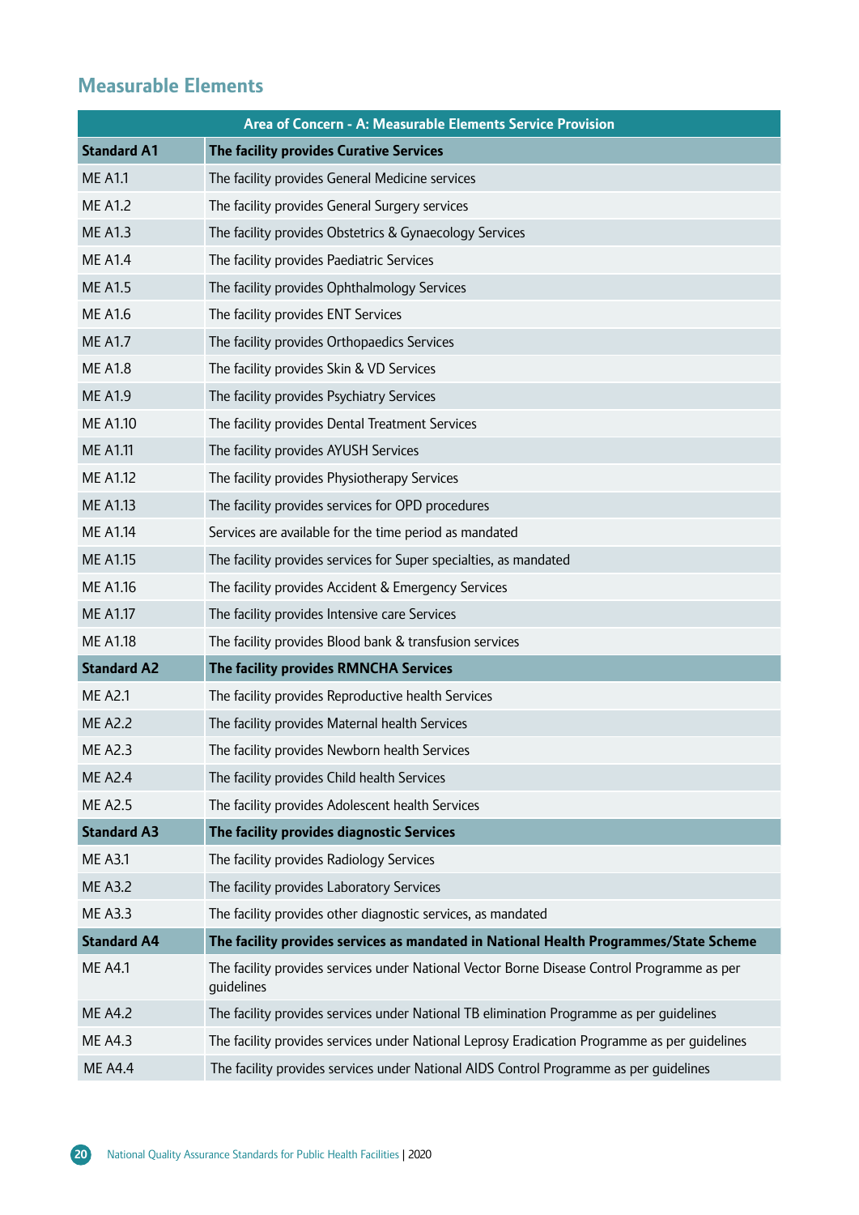## Measurable Elements

| Area of Concern - A: Measurable Elements Service Provision | |
|---|---|
| **Standard A1** | **The facility provides Curative Services** |
| ME A1.1 | The facility provides General Medicine services |
| ME A1.2 | The facility provides General Surgery services |
| ME A1.3 | The facility provides Obstetrics & Gynaecology Services |
| ME A1.4 | The facility provides Paediatric Services |
| ME A1.5 | The facility provides Ophthalmology Services |
| ME A1.6 | The facility provides ENT Services |
| ME A1.7 | The facility provides Orthopaedics Services |
| ME A1.8 | The facility provides Skin & VD Services |
| ME A1.9 | The facility provides Psychiatry Services |
| ME A1.10 | The facility provides Dental Treatment Services |
| ME A1.11 | The facility provides AYUSH Services |
| ME A1.12 | The facility provides Physiotherapy Services |
| ME A1.13 | The facility provides services for OPD procedures |
| ME A1.14 | Services are available for the time period as mandated |
| ME A1.15 | The facility provides services for Super specialties, as mandated |
| ME A1.16 | The facility provides Accident & Emergency Services |
| ME A1.17 | The facility provides Intensive care Services |
| ME A1.18 | The facility provides Blood bank & transfusion services |
| **Standard A2** | **The facility provides RMNCHA Services** |
| ME A2.1 | The facility provides Reproductive health Services |
| ME A2.2 | The facility provides Maternal health Services |
| ME A2.3 | The facility provides Newborn health Services |
| ME A2.4 | The facility provides Child health Services |
| ME A2.5 | The facility provides Adolescent health Services |
| **Standard A3** | **The facility provides diagnostic Services** |
| ME A3.1 | The facility provides Radiology Services |
| ME A3.2 | The facility provides Laboratory Services |
| ME A3.3 | The facility provides other diagnostic services, as mandated |
| **Standard A4** | **The facility provides services as mandated in National Health Programmes/State Scheme** |
| ME A4.1 | The facility provides services under National Vector Borne Disease Control Programme as per guidelines |
| ME A4.2 | The facility provides services under National TB elimination Programme as per guidelines |
| ME A4.3 | The facility provides services under National Leprosy Eradication Programme as per guidelines |
| ME A4.4 | The facility provides services under National AIDS Control Programme as per guidelines |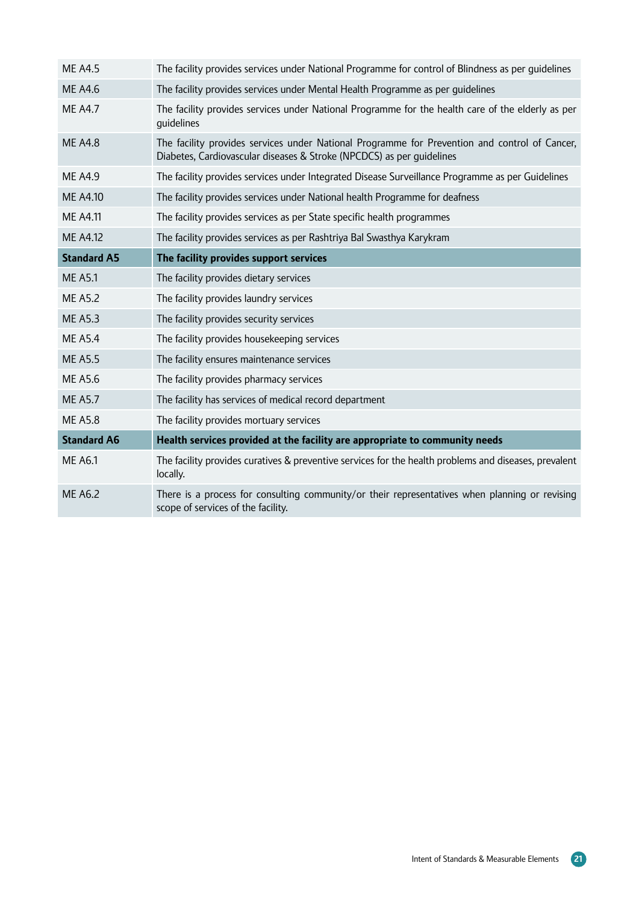| | |
|---|---|
| ME A4.5 | The facility provides services under National Programme for control of Blindness as per guidelines |
| ME A4.6 | The facility provides services under Mental Health Programme as per guidelines |
| ME A4.7 | The facility provides services under National Programme for the health care of the elderly as per guidelines |
| ME A4.8 | The facility provides services under National Programme for Prevention and control of Cancer, Diabetes, Cardiovascular diseases & Stroke (NPCDCS) as per guidelines |
| ME A4.9 | The facility provides services under Integrated Disease Surveillance Programme as per Guidelines |
| ME A4.10 | The facility provides services under National health Programme for deafness |
| ME A4.11 | The facility provides services as per State specific health programmes |
| ME A4.12 | The facility provides services as per Rashtriya Bal Swasthya Karykram |
| **Standard A5** | **The facility provides support services** |
| ME A5.1 | The facility provides dietary services |
| ME A5.2 | The facility provides laundry services |
| ME A5.3 | The facility provides security services |
| ME A5.4 | The facility provides housekeeping services |
| ME A5.5 | The facility ensures maintenance services |
| ME A5.6 | The facility provides pharmacy services |
| ME A5.7 | The facility has services of medical record department |
| ME A5.8 | The facility provides mortuary services |
| **Standard A6** | **Health services provided at the facility are appropriate to community needs** |
| ME A6.1 | The facility provides curatives & preventive services for the health problems and diseases, prevalent locally. |
| ME A6.2 | There is a process for consulting community/or their representatives when planning or revising scope of services of the facility. |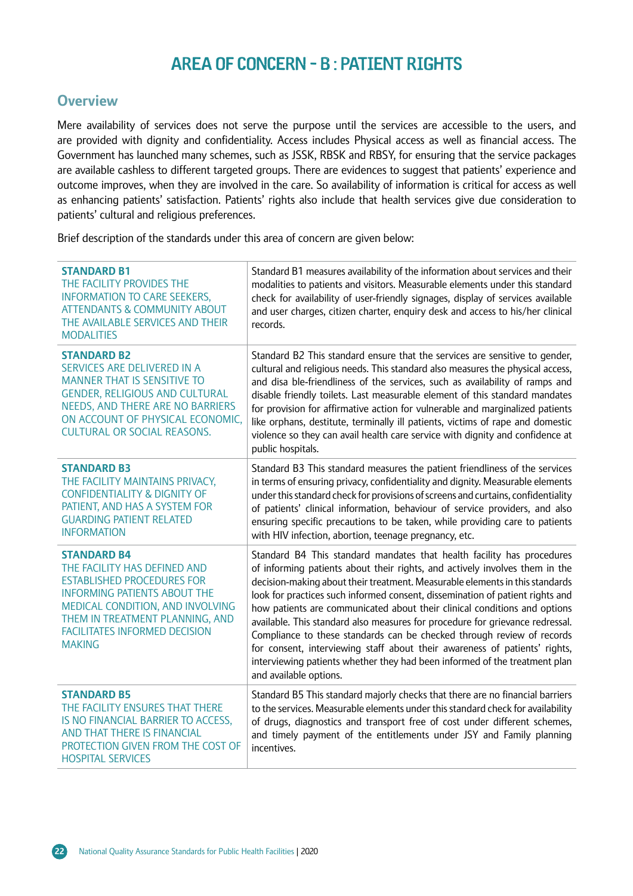# AREA OF CONCERN - B : PATIENT RIGHTS

## Overview

Mere availability of services does not serve the purpose until the services are accessible to the users, and are provided with dignity and confidentiality. Access includes Physical access as well as financial access. The Government has launched many schemes, such as JSSK, RBSK and RBSY, for ensuring that the service packages are available cashless to different targeted groups. There are evidences to suggest that patients' experience and outcome improves, when they are involved in the care. So availability of information is critical for access as well as enhancing patients' satisfaction. Patients' rights also include that health services give due consideration to patients' cultural and religious preferences.

Brief description of the standards under this area of concern are given below:

| Standard | Description |
|---|---|
| **STANDARD B1**<br>THE FACILITY PROVIDES THE INFORMATION TO CARE SEEKERS, ATTENDANTS & COMMUNITY ABOUT THE AVAILABLE SERVICES AND THEIR MODALITIES | Standard B1 measures availability of the information about services and their modalities to patients and visitors. Measurable elements under this standard check for availability of user-friendly signages, display of services available and user charges, citizen charter, enquiry desk and access to his/her clinical records. |
| **STANDARD B2**<br>SERVICES ARE DELIVERED IN A MANNER THAT IS SENSITIVE TO GENDER, RELIGIOUS AND CULTURAL NEEDS, AND THERE ARE NO BARRIERS ON ACCOUNT OF PHYSICAL ECONOMIC, CULTURAL OR SOCIAL REASONS. | Standard B2 This standard ensure that the services are sensitive to gender, cultural and religious needs. This standard also measures the physical access, and disa ble-friendliness of the services, such as availability of ramps and disable friendly toilets. Last measurable element of this standard mandates for provision for affirmative action for vulnerable and marginalized patients like orphans, destitute, terminally ill patients, victims of rape and domestic violence so they can avail health care service with dignity and confidence at public hospitals. |
| **STANDARD B3**<br>THE FACILITY MAINTAINS PRIVACY, CONFIDENTIALITY & DIGNITY OF PATIENT, AND HAS A SYSTEM FOR GUARDING PATIENT RELATED INFORMATION | Standard B3 This standard measures the patient friendliness of the services in terms of ensuring privacy, confidentiality and dignity. Measurable elements under this standard check for provisions of screens and curtains, confidentiality of patients' clinical information, behaviour of service providers, and also ensuring specific precautions to be taken, while providing care to patients with HIV infection, abortion, teenage pregnancy, etc. |
| **STANDARD B4**<br>THE FACILITY HAS DEFINED AND ESTABLISHED PROCEDURES FOR INFORMING PATIENTS ABOUT THE MEDICAL CONDITION, AND INVOLVING THEM IN TREATMENT PLANNING, AND FACILITATES INFORMED DECISION MAKING | Standard B4 This standard mandates that health facility has procedures of informing patients about their rights, and actively involves them in the decision-making about their treatment. Measurable elements in this standards look for practices such informed consent, dissemination of patient rights and how patients are communicated about their clinical conditions and options available. This standard also measures for procedure for grievance redressal. Compliance to these standards can be checked through review of records for consent, interviewing staff about their awareness of patients' rights, interviewing patients whether they had been informed of the treatment plan and available options. |
| **STANDARD B5**<br>THE FACILITY ENSURES THAT THERE IS NO FINANCIAL BARRIER TO ACCESS, AND THAT THERE IS FINANCIAL PROTECTION GIVEN FROM THE COST OF HOSPITAL SERVICES | Standard B5 This standard majorly checks that there are no financial barriers to the services. Measurable elements under this standard check for availability of drugs, diagnostics and transport free of cost under different schemes, and timely payment of the entitlements under JSY and Family planning incentives. |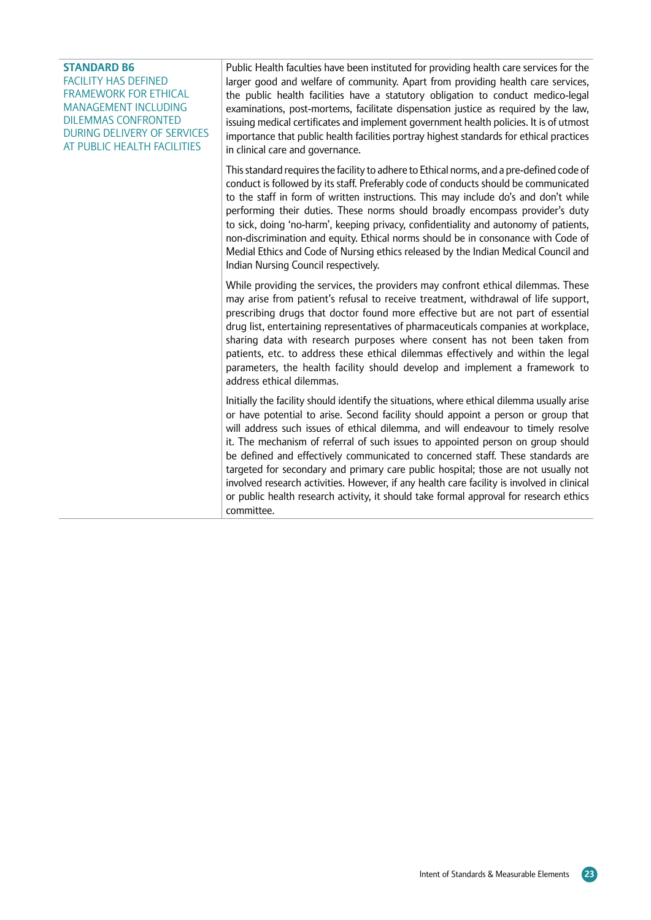**STANDARD B6**
FACILITY HAS DEFINED FRAMEWORK FOR ETHICAL MANAGEMENT INCLUDING DILEMMAS CONFRONTED DURING DELIVERY OF SERVICES AT PUBLIC HEALTH FACILITIES

Public Health faculties have been instituted for providing health care services for the larger good and welfare of community. Apart from providing health care services, the public health facilities have a statutory obligation to conduct medico-legal examinations, post-mortems, facilitate dispensation justice as required by the law, issuing medical certificates and implement government health policies. It is of utmost importance that public health facilities portray highest standards for ethical practices in clinical care and governance.

This standard requires the facility to adhere to Ethical norms, and a pre-defined code of conduct is followed by its staff. Preferably code of conducts should be communicated to the staff in form of written instructions. This may include do's and don't while performing their duties. These norms should broadly encompass provider's duty to sick, doing 'no-harm', keeping privacy, confidentiality and autonomy of patients, non-discrimination and equity. Ethical norms should be in consonance with Code of Medial Ethics and Code of Nursing ethics released by the Indian Medical Council and Indian Nursing Council respectively.

While providing the services, the providers may confront ethical dilemmas. These may arise from patient's refusal to receive treatment, withdrawal of life support, prescribing drugs that doctor found more effective but are not part of essential drug list, entertaining representatives of pharmaceuticals companies at workplace, sharing data with research purposes where consent has not been taken from patients, etc. to address these ethical dilemmas effectively and within the legal parameters, the health facility should develop and implement a framework to address ethical dilemmas.

Initially the facility should identify the situations, where ethical dilemma usually arise or have potential to arise. Second facility should appoint a person or group that will address such issues of ethical dilemma, and will endeavour to timely resolve it. The mechanism of referral of such issues to appointed person on group should be defined and effectively communicated to concerned staff. These standards are targeted for secondary and primary care public hospital; those are not usually not involved research activities. However, if any health care facility is involved in clinical or public health research activity, it should take formal approval for research ethics committee.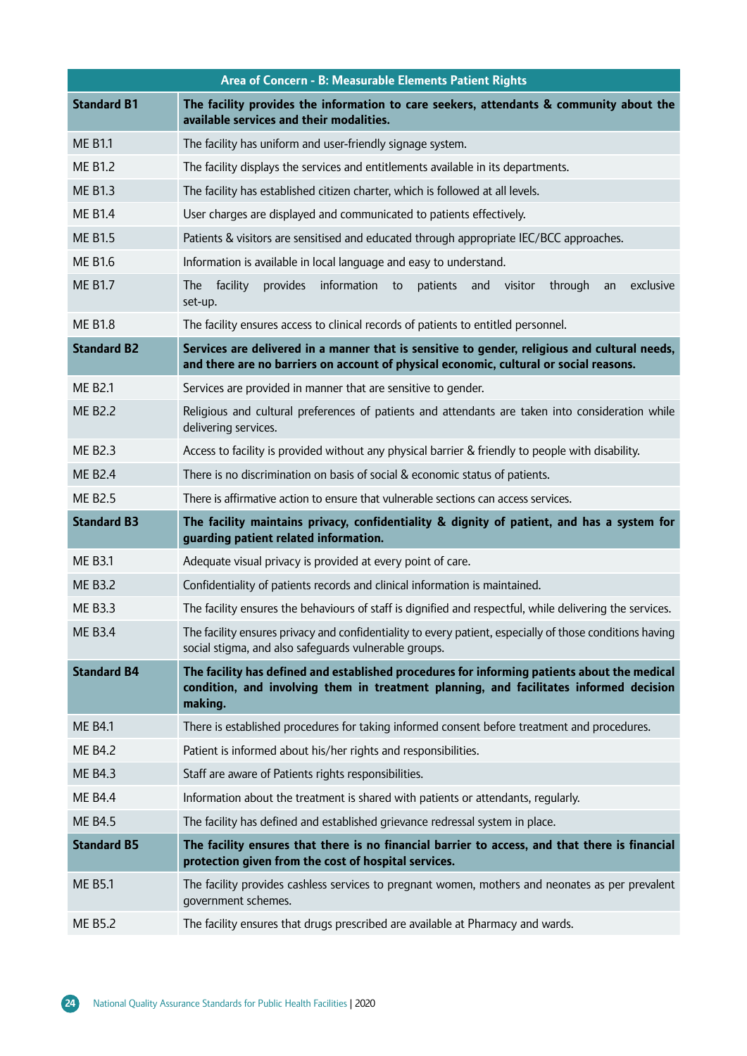| Area of Concern - B: Measurable Elements Patient Rights | |
|---|---|
| **Standard B1** | **The facility provides the information to care seekers, attendants & community about the available services and their modalities.** |
| ME B1.1 | The facility has uniform and user-friendly signage system. |
| ME B1.2 | The facility displays the services and entitlements available in its departments. |
| ME B1.3 | The facility has established citizen charter, which is followed at all levels. |
| ME B1.4 | User charges are displayed and communicated to patients effectively. |
| ME B1.5 | Patients & visitors are sensitised and educated through appropriate IEC/BCC approaches. |
| ME B1.6 | Information is available in local language and easy to understand. |
| ME B1.7 | The facility provides information to patients and visitor through an exclusive set-up. |
| ME B1.8 | The facility ensures access to clinical records of patients to entitled personnel. |
| **Standard B2** | **Services are delivered in a manner that is sensitive to gender, religious and cultural needs, and there are no barriers on account of physical economic, cultural or social reasons.** |
| ME B2.1 | Services are provided in manner that are sensitive to gender. |
| ME B2.2 | Religious and cultural preferences of patients and attendants are taken into consideration while delivering services. |
| ME B2.3 | Access to facility is provided without any physical barrier & friendly to people with disability. |
| ME B2.4 | There is no discrimination on basis of social & economic status of patients. |
| ME B2.5 | There is affirmative action to ensure that vulnerable sections can access services. |
| **Standard B3** | **The facility maintains privacy, confidentiality & dignity of patient, and has a system for guarding patient related information.** |
| ME B3.1 | Adequate visual privacy is provided at every point of care. |
| ME B3.2 | Confidentiality of patients records and clinical information is maintained. |
| ME B3.3 | The facility ensures the behaviours of staff is dignified and respectful, while delivering the services. |
| ME B3.4 | The facility ensures privacy and confidentiality to every patient, especially of those conditions having social stigma, and also safeguards vulnerable groups. |
| **Standard B4** | **The facility has defined and established procedures for informing patients about the medical condition, and involving them in treatment planning, and facilitates informed decision making.** |
| ME B4.1 | There is established procedures for taking informed consent before treatment and procedures. |
| ME B4.2 | Patient is informed about his/her rights and responsibilities. |
| ME B4.3 | Staff are aware of Patients rights responsibilities. |
| ME B4.4 | Information about the treatment is shared with patients or attendants, regularly. |
| ME B4.5 | The facility has defined and established grievance redressal system in place. |
| **Standard B5** | **The facility ensures that there is no financial barrier to access, and that there is financial protection given from the cost of hospital services.** |
| ME B5.1 | The facility provides cashless services to pregnant women, mothers and neonates as per prevalent government schemes. |
| ME B5.2 | The facility ensures that drugs prescribed are available at Pharmacy and wards. |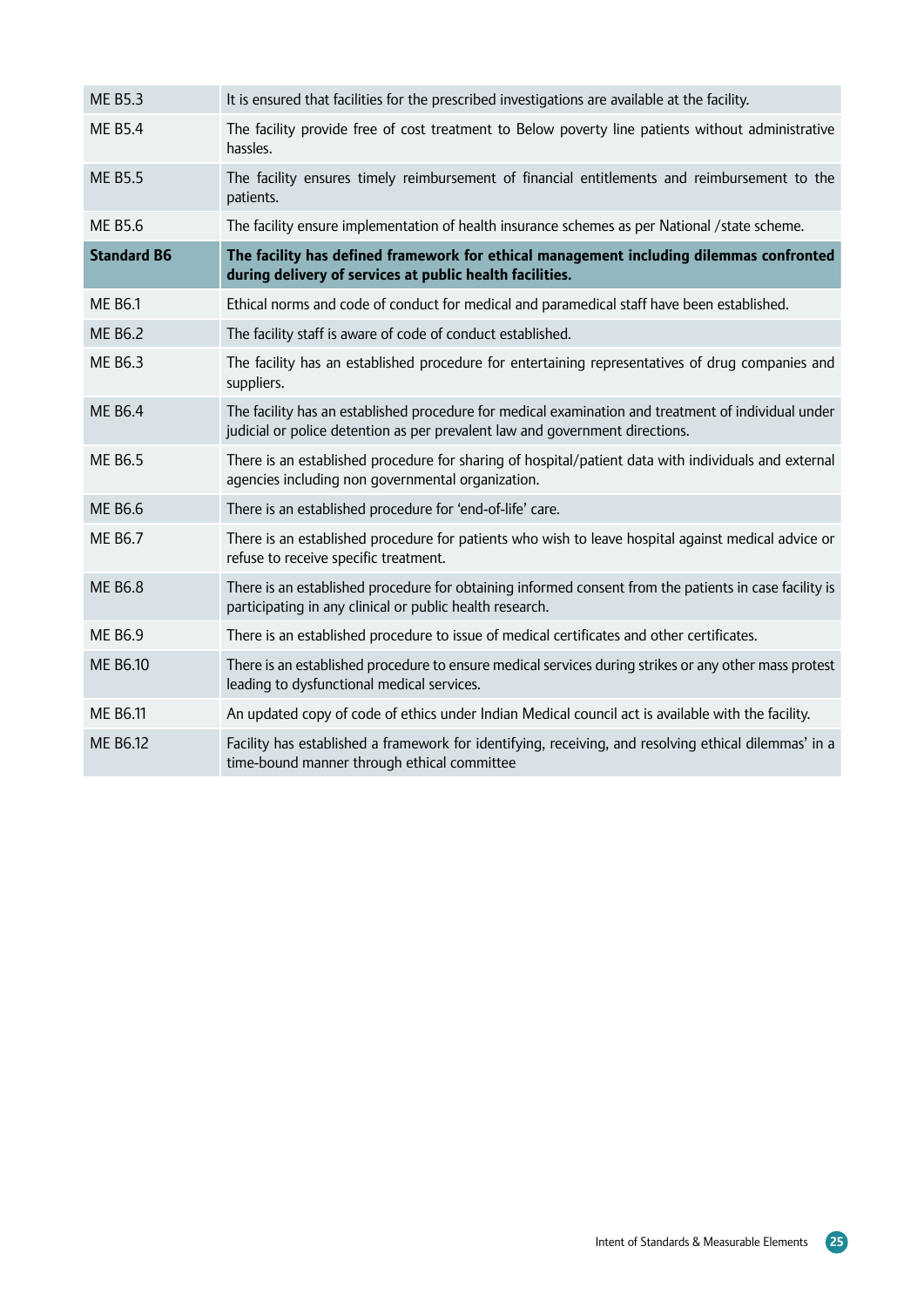| | |
|---|---|
| ME B5.3 | It is ensured that facilities for the prescribed investigations are available at the facility. |
| ME B5.4 | The facility provide free of cost treatment to Below poverty line patients without administrative hassles. |
| ME B5.5 | The facility ensures timely reimbursement of financial entitlements and reimbursement to the patients. |
| ME B5.6 | The facility ensure implementation of health insurance schemes as per National /state scheme. |
| **Standard B6** | **The facility has defined framework for ethical management including dilemmas confronted during delivery of services at public health facilities.** |
| ME B6.1 | Ethical norms and code of conduct for medical and paramedical staff have been established. |
| ME B6.2 | The facility staff is aware of code of conduct established. |
| ME B6.3 | The facility has an established procedure for entertaining representatives of drug companies and suppliers. |
| ME B6.4 | The facility has an established procedure for medical examination and treatment of individual under judicial or police detention as per prevalent law and government directions. |
| ME B6.5 | There is an established procedure for sharing of hospital/patient data with individuals and external agencies including non governmental organization. |
| ME B6.6 | There is an established procedure for 'end-of-life' care. |
| ME B6.7 | There is an established procedure for patients who wish to leave hospital against medical advice or refuse to receive specific treatment. |
| ME B6.8 | There is an established procedure for obtaining informed consent from the patients in case facility is participating in any clinical or public health research. |
| ME B6.9 | There is an established procedure to issue of medical certificates and other certificates. |
| ME B6.10 | There is an established procedure to ensure medical services during strikes or any other mass protest leading to dysfunctional medical services. |
| ME B6.11 | An updated copy of code of ethics under Indian Medical council act is available with the facility. |
| ME B6.12 | Facility has established a framework for identifying, receiving, and resolving ethical dilemmas' in a time-bound manner through ethical committee |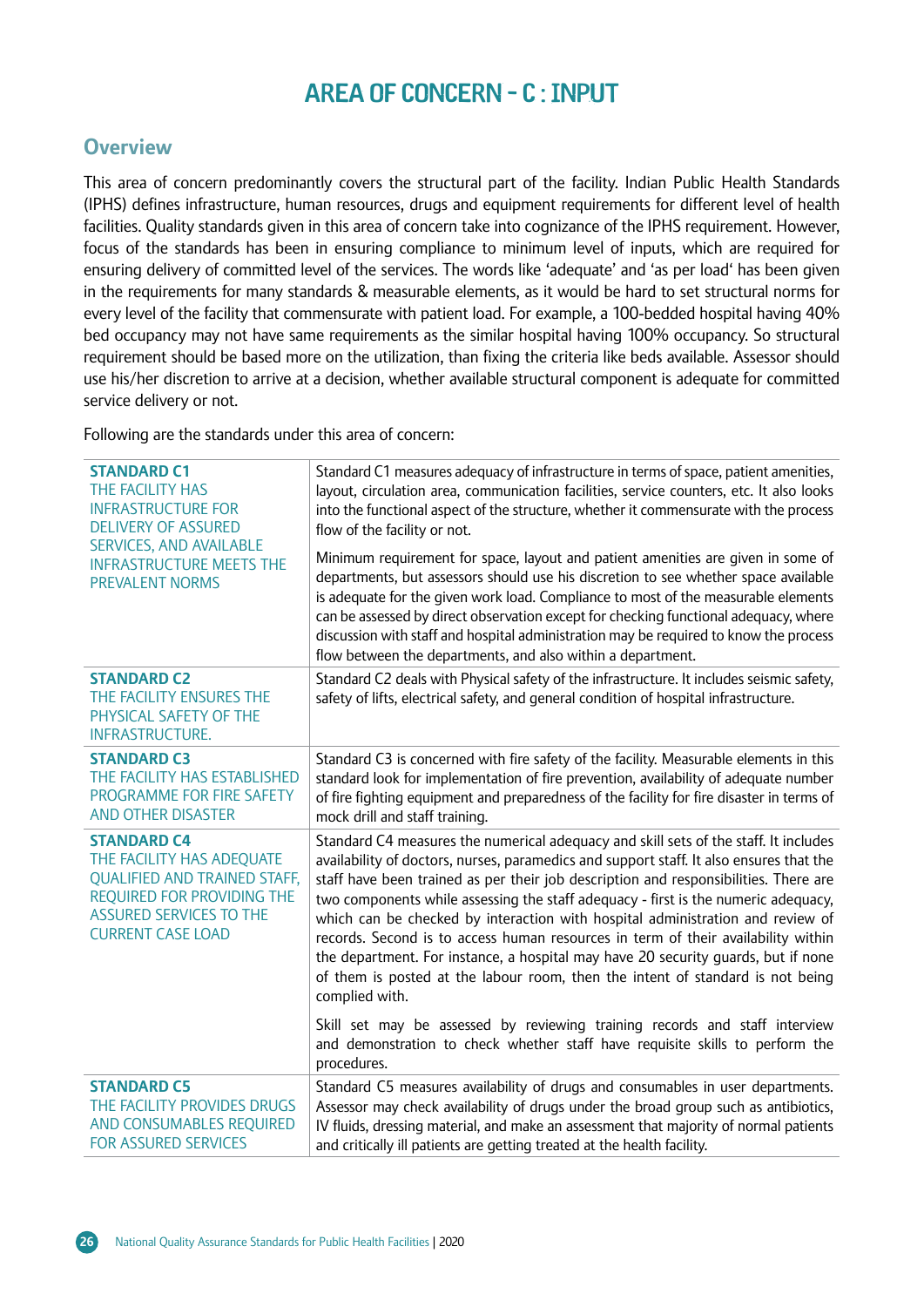# AREA OF CONCERN - C : INPUT

## Overview

This area of concern predominantly covers the structural part of the facility. Indian Public Health Standards (IPHS) defines infrastructure, human resources, drugs and equipment requirements for different level of health facilities. Quality standards given in this area of concern take into cognizance of the IPHS requirement. However, focus of the standards has been in ensuring compliance to minimum level of inputs, which are required for ensuring delivery of committed level of the services. The words like 'adequate' and 'as per load' has been given in the requirements for many standards & measurable elements, as it would be hard to set structural norms for every level of the facility that commensurate with patient load. For example, a 100-bedded hospital having 40% bed occupancy may not have same requirements as the similar hospital having 100% occupancy. So structural requirement should be based more on the utilization, than fixing the criteria like beds available. Assessor should use his/her discretion to arrive at a decision, whether available structural component is adequate for committed service delivery or not.

Following are the standards under this area of concern:

| Standard | Description |
|---|---|
| **STANDARD C1**<br>THE FACILITY HAS INFRASTRUCTURE FOR DELIVERY OF ASSURED SERVICES, AND AVAILABLE INFRASTRUCTURE MEETS THE PREVALENT NORMS | Standard C1 measures adequacy of infrastructure in terms of space, patient amenities, layout, circulation area, communication facilities, service counters, etc. It also looks into the functional aspect of the structure, whether it commensurate with the process flow of the facility or not.<br><br>Minimum requirement for space, layout and patient amenities are given in some of departments, but assessors should use his discretion to see whether space available is adequate for the given work load. Compliance to most of the measurable elements can be assessed by direct observation except for checking functional adequacy, where discussion with staff and hospital administration may be required to know the process flow between the departments, and also within a department. |
| **STANDARD C2**<br>THE FACILITY ENSURES THE PHYSICAL SAFETY OF THE INFRASTRUCTURE. | Standard C2 deals with Physical safety of the infrastructure. It includes seismic safety, safety of lifts, electrical safety, and general condition of hospital infrastructure. |
| **STANDARD C3**<br>THE FACILITY HAS ESTABLISHED PROGRAMME FOR FIRE SAFETY AND OTHER DISASTER | Standard C3 is concerned with fire safety of the facility. Measurable elements in this standard look for implementation of fire prevention, availability of adequate number of fire fighting equipment and preparedness of the facility for fire disaster in terms of mock drill and staff training. |
| **STANDARD C4**<br>THE FACILITY HAS ADEQUATE QUALIFIED AND TRAINED STAFF, REQUIRED FOR PROVIDING THE ASSURED SERVICES TO THE CURRENT CASE LOAD | Standard C4 measures the numerical adequacy and skill sets of the staff. It includes availability of doctors, nurses, paramedics and support staff. It also ensures that the staff have been trained as per their job description and responsibilities. There are two components while assessing the staff adequacy - first is the numeric adequacy, which can be checked by interaction with hospital administration and review of records. Second is to access human resources in term of their availability within the department. For instance, a hospital may have 20 security guards, but if none of them is posted at the labour room, then the intent of standard is not being complied with.<br><br>Skill set may be assessed by reviewing training records and staff interview and demonstration to check whether staff have requisite skills to perform the procedures. |
| **STANDARD C5**<br>THE FACILITY PROVIDES DRUGS AND CONSUMABLES REQUIRED FOR ASSURED SERVICES | Standard C5 measures availability of drugs and consumables in user departments. Assessor may check availability of drugs under the broad group such as antibiotics, IV fluids, dressing material, and make an assessment that majority of normal patients and critically ill patients are getting treated at the health facility. |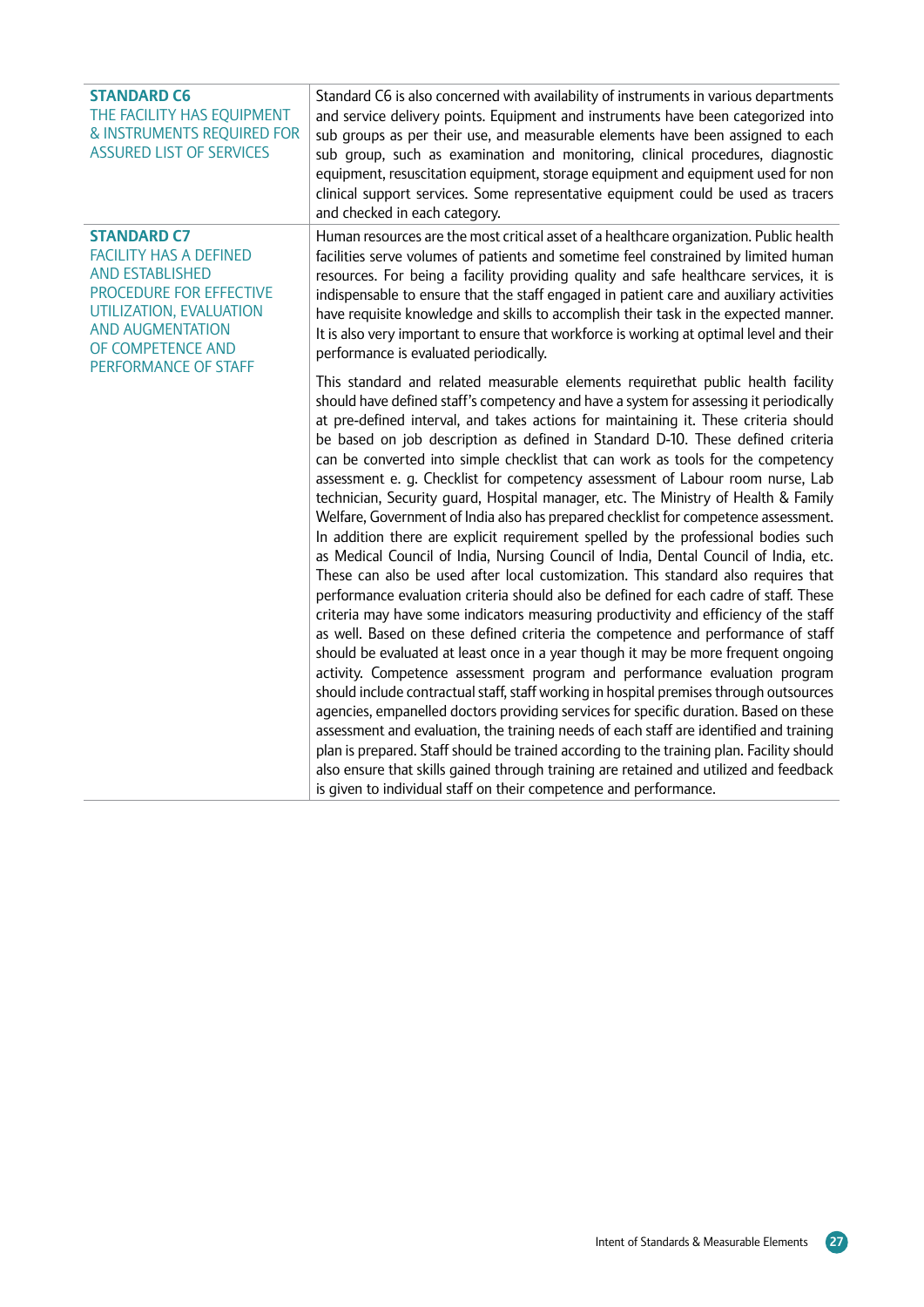| | |
|---|---|
| **STANDARD C6**<br>THE FACILITY HAS EQUIPMENT & INSTRUMENTS REQUIRED FOR ASSURED LIST OF SERVICES | Standard C6 is also concerned with availability of instruments in various departments and service delivery points. Equipment and instruments have been categorized into sub groups as per their use, and measurable elements have been assigned to each sub group, such as examination and monitoring, clinical procedures, diagnostic equipment, resuscitation equipment, storage equipment and equipment used for non clinical support services. Some representative equipment could be used as tracers and checked in each category. |
| **STANDARD C7**<br>FACILITY HAS A DEFINED AND ESTABLISHED PROCEDURE FOR EFFECTIVE UTILIZATION, EVALUATION AND AUGMENTATION OF COMPETENCE AND PERFORMANCE OF STAFF | Human resources are the most critical asset of a healthcare organization. Public health facilities serve volumes of patients and sometime feel constrained by limited human resources. For being a facility providing quality and safe healthcare services, it is indispensable to ensure that the staff engaged in patient care and auxiliary activities have requisite knowledge and skills to accomplish their task in the expected manner. It is also very important to ensure that workforce is working at optimal level and their performance is evaluated periodically.<br><br>This standard and related measurable elements requirethat public health facility should have defined staff's competency and have a system for assessing it periodically at pre-defined interval, and takes actions for maintaining it. These criteria should be based on job description as defined in Standard D-10. These defined criteria can be converted into simple checklist that can work as tools for the competency assessment e. g. Checklist for competency assessment of Labour room nurse, Lab technician, Security guard, Hospital manager, etc. The Ministry of Health & Family Welfare, Government of India also has prepared checklist for competence assessment. In addition there are explicit requirement spelled by the professional bodies such as Medical Council of India, Nursing Council of India, Dental Council of India, etc. These can also be used after local customization. This standard also requires that performance evaluation criteria should also be defined for each cadre of staff. These criteria may have some indicators measuring productivity and efficiency of the staff as well. Based on these defined criteria the competence and performance of staff should be evaluated at least once in a year though it may be more frequent ongoing activity. Competence assessment program and performance evaluation program should include contractual staff, staff working in hospital premises through outsources agencies, empanelled doctors providing services for specific duration. Based on these assessment and evaluation, the training needs of each staff are identified and training plan is prepared. Staff should be trained according to the training plan. Facility should also ensure that skills gained through training are retained and utilized and feedback is given to individual staff on their competence and performance. |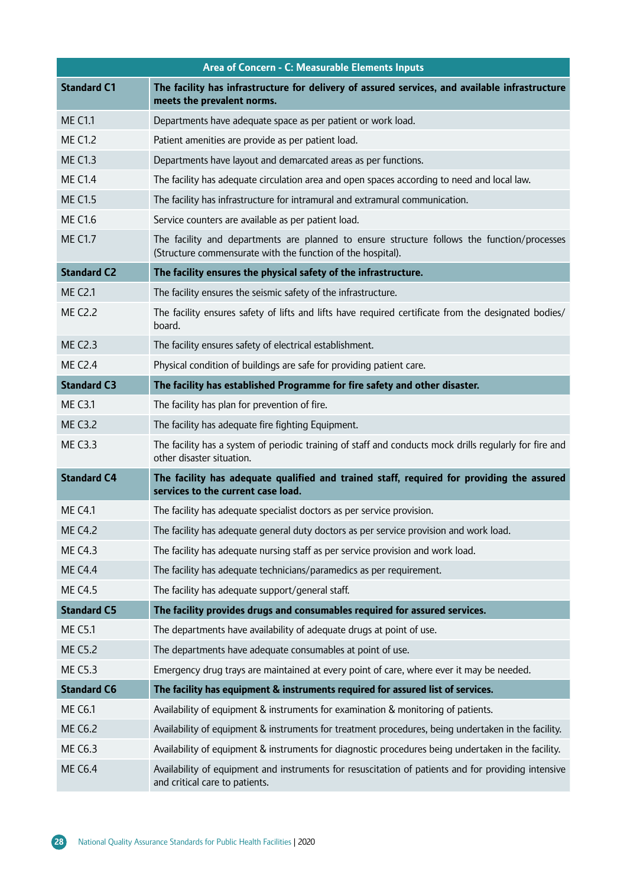| Area of Concern - C: Measurable Elements Inputs | |
|---|---|
| **Standard C1** | **The facility has infrastructure for delivery of assured services, and available infrastructure meets the prevalent norms.** |
| ME C1.1 | Departments have adequate space as per patient or work load. |
| ME C1.2 | Patient amenities are provide as per patient load. |
| ME C1.3 | Departments have layout and demarcated areas as per functions. |
| ME C1.4 | The facility has adequate circulation area and open spaces according to need and local law. |
| ME C1.5 | The facility has infrastructure for intramural and extramural communication. |
| ME C1.6 | Service counters are available as per patient load. |
| ME C1.7 | The facility and departments are planned to ensure structure follows the function/processes (Structure commensurate with the function of the hospital). |
| **Standard C2** | **The facility ensures the physical safety of the infrastructure.** |
| ME C2.1 | The facility ensures the seismic safety of the infrastructure. |
| ME C2.2 | The facility ensures safety of lifts and lifts have required certificate from the designated bodies/ board. |
| ME C2.3 | The facility ensures safety of electrical establishment. |
| ME C2.4 | Physical condition of buildings are safe for providing patient care. |
| **Standard C3** | **The facility has established Programme for fire safety and other disaster.** |
| ME C3.1 | The facility has plan for prevention of fire. |
| ME C3.2 | The facility has adequate fire fighting Equipment. |
| ME C3.3 | The facility has a system of periodic training of staff and conducts mock drills regularly for fire and other disaster situation. |
| **Standard C4** | **The facility has adequate qualified and trained staff, required for providing the assured services to the current case load.** |
| ME C4.1 | The facility has adequate specialist doctors as per service provision. |
| ME C4.2 | The facility has adequate general duty doctors as per service provision and work load. |
| ME C4.3 | The facility has adequate nursing staff as per service provision and work load. |
| ME C4.4 | The facility has adequate technicians/paramedics as per requirement. |
| ME C4.5 | The facility has adequate support/general staff. |
| **Standard C5** | **The facility provides drugs and consumables required for assured services.** |
| ME C5.1 | The departments have availability of adequate drugs at point of use. |
| ME C5.2 | The departments have adequate consumables at point of use. |
| ME C5.3 | Emergency drug trays are maintained at every point of care, where ever it may be needed. |
| **Standard C6** | **The facility has equipment & instruments required for assured list of services.** |
| ME C6.1 | Availability of equipment & instruments for examination & monitoring of patients. |
| ME C6.2 | Availability of equipment & instruments for treatment procedures, being undertaken in the facility. |
| ME C6.3 | Availability of equipment & instruments for diagnostic procedures being undertaken in the facility. |
| ME C6.4 | Availability of equipment and instruments for resuscitation of patients and for providing intensive and critical care to patients. |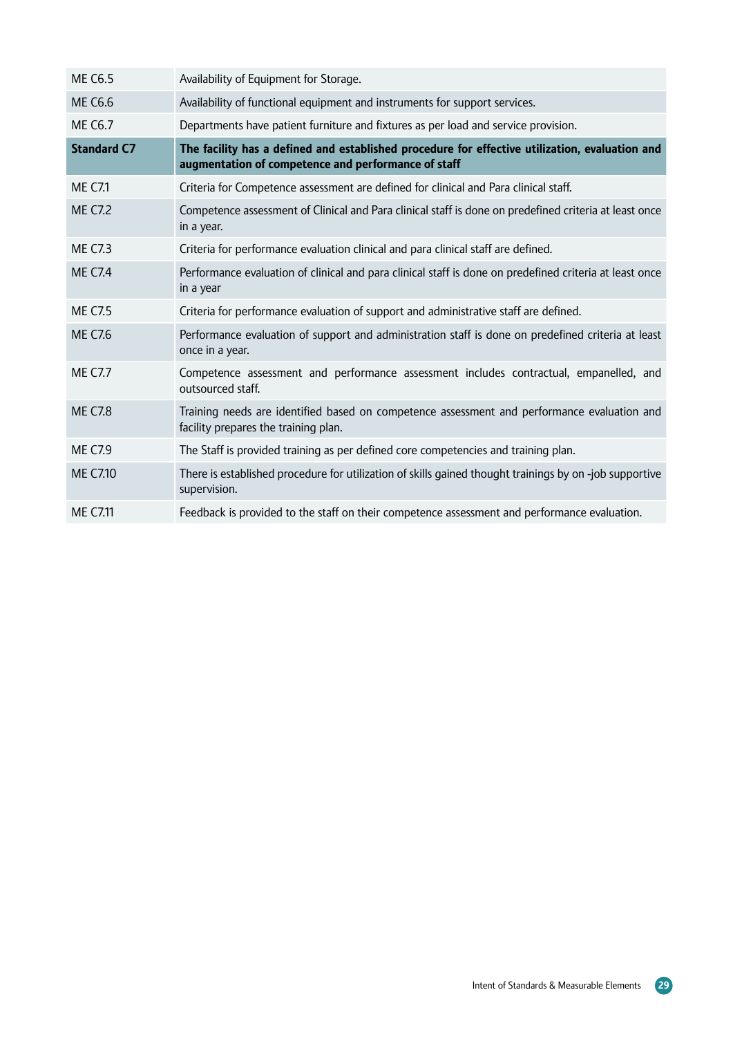| | |
|---|---|
| ME C6.5 | Availability of Equipment for Storage. |
| ME C6.6 | Availability of functional equipment and instruments for support services. |
| ME C6.7 | Departments have patient furniture and fixtures as per load and service provision. |
| **Standard C7** | **The facility has a defined and established procedure for effective utilization, evaluation and augmentation of competence and performance of staff** |
| ME C7.1 | Criteria for Competence assessment are defined for clinical and Para clinical staff. |
| ME C7.2 | Competence assessment of Clinical and Para clinical staff is done on predefined criteria at least once in a year. |
| ME C7.3 | Criteria for performance evaluation clinical and para clinical staff are defined. |
| ME C7.4 | Performance evaluation of clinical and para clinical staff is done on predefined criteria at least once in a year |
| ME C7.5 | Criteria for performance evaluation of support and administrative staff are defined. |
| ME C7.6 | Performance evaluation of support and administration staff is done on predefined criteria at least once in a year. |
| ME C7.7 | Competence assessment and performance assessment includes contractual, empanelled, and outsourced staff. |
| ME C7.8 | Training needs are identified based on competence assessment and performance evaluation and facility prepares the training plan. |
| ME C7.9 | The Staff is provided training as per defined core competencies and training plan. |
| ME C7.10 | There is established procedure for utilization of skills gained thought trainings by on -job supportive supervision. |
| ME C7.11 | Feedback is provided to the staff on their competence assessment and performance evaluation. |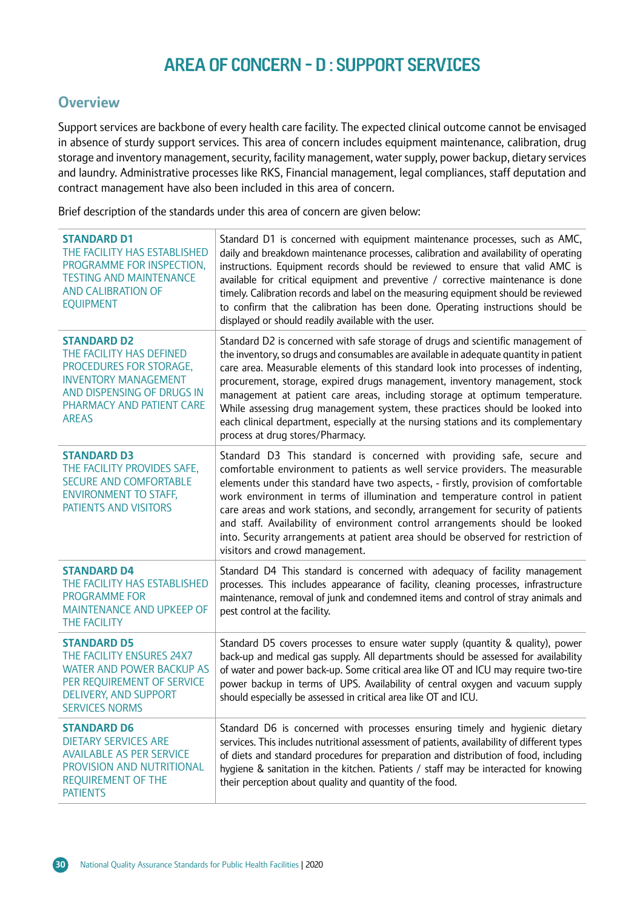# AREA OF CONCERN - D : SUPPORT SERVICES

## Overview

Support services are backbone of every health care facility. The expected clinical outcome cannot be envisaged in absence of sturdy support services. This area of concern includes equipment maintenance, calibration, drug storage and inventory management, security, facility management, water supply, power backup, dietary services and laundry. Administrative processes like RKS, Financial management, legal compliances, staff deputation and contract management have also been included in this area of concern.

Brief description of the standards under this area of concern are given below:

| Standard | Description |
|---|---|
| **STANDARD D1**<br>THE FACILITY HAS ESTABLISHED PROGRAMME FOR INSPECTION, TESTING AND MAINTENANCE AND CALIBRATION OF EQUIPMENT | Standard D1 is concerned with equipment maintenance processes, such as AMC, daily and breakdown maintenance processes, calibration and availability of operating instructions. Equipment records should be reviewed to ensure that valid AMC is available for critical equipment and preventive / corrective maintenance is done timely. Calibration records and label on the measuring equipment should be reviewed to confirm that the calibration has been done. Operating instructions should be displayed or should readily available with the user. |
| **STANDARD D2**<br>THE FACILITY HAS DEFINED PROCEDURES FOR STORAGE, INVENTORY MANAGEMENT AND DISPENSING OF DRUGS IN PHARMACY AND PATIENT CARE AREAS | Standard D2 is concerned with safe storage of drugs and scientific management of the inventory, so drugs and consumables are available in adequate quantity in patient care area. Measurable elements of this standard look into processes of indenting, procurement, storage, expired drugs management, inventory management, stock management at patient care areas, including storage at optimum temperature. While assessing drug management system, these practices should be looked into each clinical department, especially at the nursing stations and its complementary process at drug stores/Pharmacy. |
| **STANDARD D3**<br>THE FACILITY PROVIDES SAFE, SECURE AND COMFORTABLE ENVIRONMENT TO STAFF, PATIENTS AND VISITORS | Standard D3 This standard is concerned with providing safe, secure and comfortable environment to patients as well service providers. The measurable elements under this standard have two aspects, - firstly, provision of comfortable work environment in terms of illumination and temperature control in patient care areas and work stations, and secondly, arrangement for security of patients and staff. Availability of environment control arrangements should be looked into. Security arrangements at patient area should be observed for restriction of visitors and crowd management. |
| **STANDARD D4**<br>THE FACILITY HAS ESTABLISHED PROGRAMME FOR MAINTENANCE AND UPKEEP OF THE FACILITY | Standard D4 This standard is concerned with adequacy of facility management processes. This includes appearance of facility, cleaning processes, infrastructure maintenance, removal of junk and condemned items and control of stray animals and pest control at the facility. |
| **STANDARD D5**<br>THE FACILITY ENSURES 24X7 WATER AND POWER BACKUP AS PER REQUIREMENT OF SERVICE DELIVERY, AND SUPPORT SERVICES NORMS | Standard D5 covers processes to ensure water supply (quantity & quality), power back-up and medical gas supply. All departments should be assessed for availability of water and power back-up. Some critical area like OT and ICU may require two-tire power backup in terms of UPS. Availability of central oxygen and vacuum supply should especially be assessed in critical area like OT and ICU. |
| **STANDARD D6**<br>DIETARY SERVICES ARE AVAILABLE AS PER SERVICE PROVISION AND NUTRITIONAL REQUIREMENT OF THE PATIENTS | Standard D6 is concerned with processes ensuring timely and hygienic dietary services. This includes nutritional assessment of patients, availability of different types of diets and standard procedures for preparation and distribution of food, including hygiene & sanitation in the kitchen. Patients / staff may be interacted for knowing their perception about quality and quantity of the food. |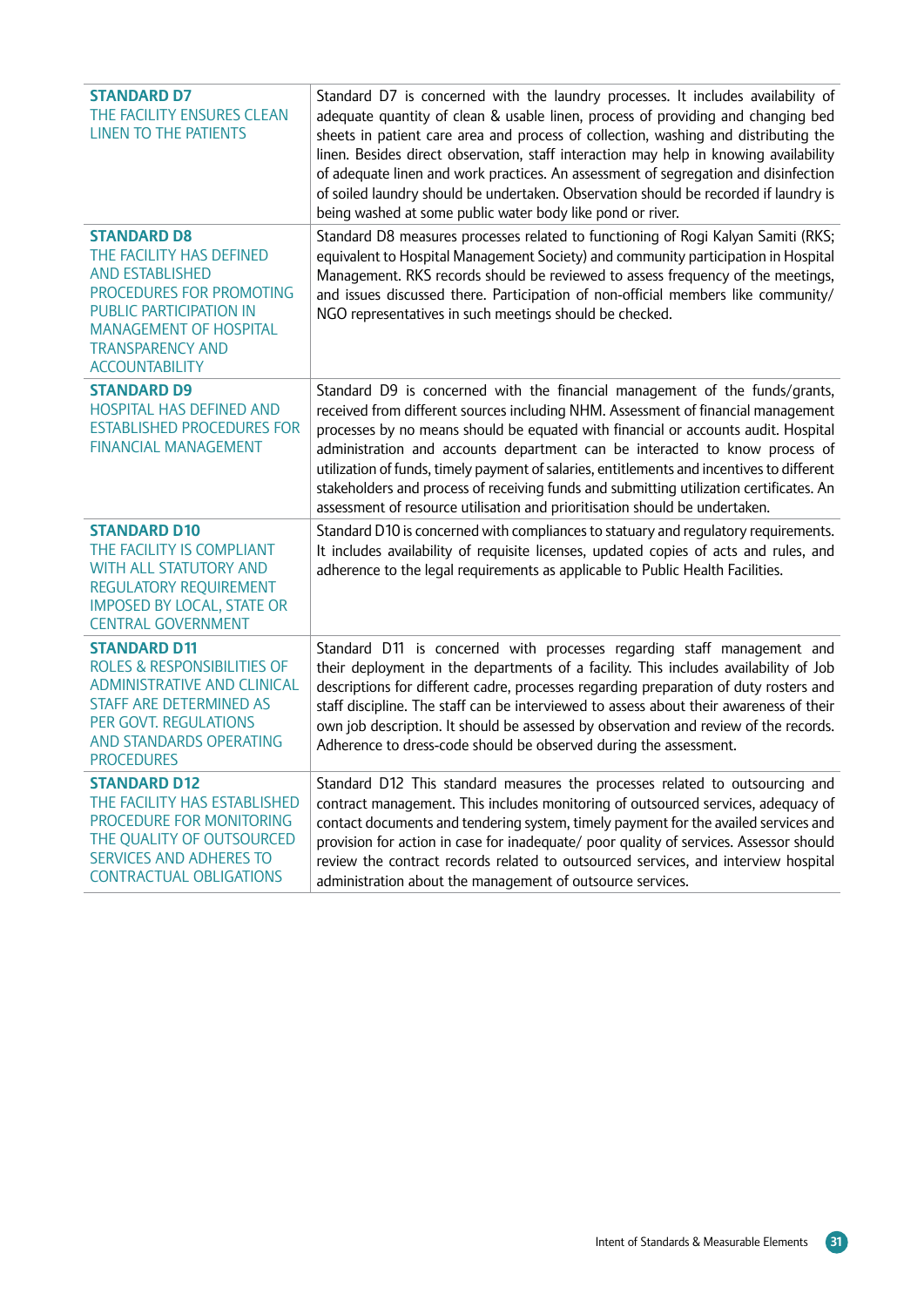| | |
|---|---|
| **STANDARD D7**<br>THE FACILITY ENSURES CLEAN LINEN TO THE PATIENTS | Standard D7 is concerned with the laundry processes. It includes availability of adequate quantity of clean & usable linen, process of providing and changing bed sheets in patient care area and process of collection, washing and distributing the linen. Besides direct observation, staff interaction may help in knowing availability of adequate linen and work practices. An assessment of segregation and disinfection of soiled laundry should be undertaken. Observation should be recorded if laundry is being washed at some public water body like pond or river. |
| **STANDARD D8**<br>THE FACILITY HAS DEFINED AND ESTABLISHED PROCEDURES FOR PROMOTING PUBLIC PARTICIPATION IN MANAGEMENT OF HOSPITAL TRANSPARENCY AND ACCOUNTABILITY | Standard D8 measures processes related to functioning of Rogi Kalyan Samiti (RKS; equivalent to Hospital Management Society) and community participation in Hospital Management. RKS records should be reviewed to assess frequency of the meetings, and issues discussed there. Participation of non-official members like community/ NGO representatives in such meetings should be checked. |
| **STANDARD D9**<br>HOSPITAL HAS DEFINED AND ESTABLISHED PROCEDURES FOR FINANCIAL MANAGEMENT | Standard D9 is concerned with the financial management of the funds/grants, received from different sources including NHM. Assessment of financial management processes by no means should be equated with financial or accounts audit. Hospital administration and accounts department can be interacted to know process of utilization of funds, timely payment of salaries, entitlements and incentives to different stakeholders and process of receiving funds and submitting utilization certificates. An assessment of resource utilisation and prioritisation should be undertaken. |
| **STANDARD D10**<br>THE FACILITY IS COMPLIANT WITH ALL STATUTORY AND REGULATORY REQUIREMENT IMPOSED BY LOCAL, STATE OR CENTRAL GOVERNMENT | Standard D10 is concerned with compliances to statuary and regulatory requirements. It includes availability of requisite licenses, updated copies of acts and rules, and adherence to the legal requirements as applicable to Public Health Facilities. |
| **STANDARD D11**<br>ROLES & RESPONSIBILITIES OF ADMINISTRATIVE AND CLINICAL STAFF ARE DETERMINED AS PER GOVT. REGULATIONS AND STANDARDS OPERATING PROCEDURES | Standard D11 is concerned with processes regarding staff management and their deployment in the departments of a facility. This includes availability of Job descriptions for different cadre, processes regarding preparation of duty rosters and staff discipline. The staff can be interviewed to assess about their awareness of their own job description. It should be assessed by observation and review of the records. Adherence to dress-code should be observed during the assessment. |
| **STANDARD D12**<br>THE FACILITY HAS ESTABLISHED PROCEDURE FOR MONITORING THE QUALITY OF OUTSOURCED SERVICES AND ADHERES TO CONTRACTUAL OBLIGATIONS | Standard D12 This standard measures the processes related to outsourcing and contract management. This includes monitoring of outsourced services, adequacy of contact documents and tendering system, timely payment for the availed services and provision for action in case for inadequate/ poor quality of services. Assessor should review the contract records related to outsourced services, and interview hospital administration about the management of outsource services. |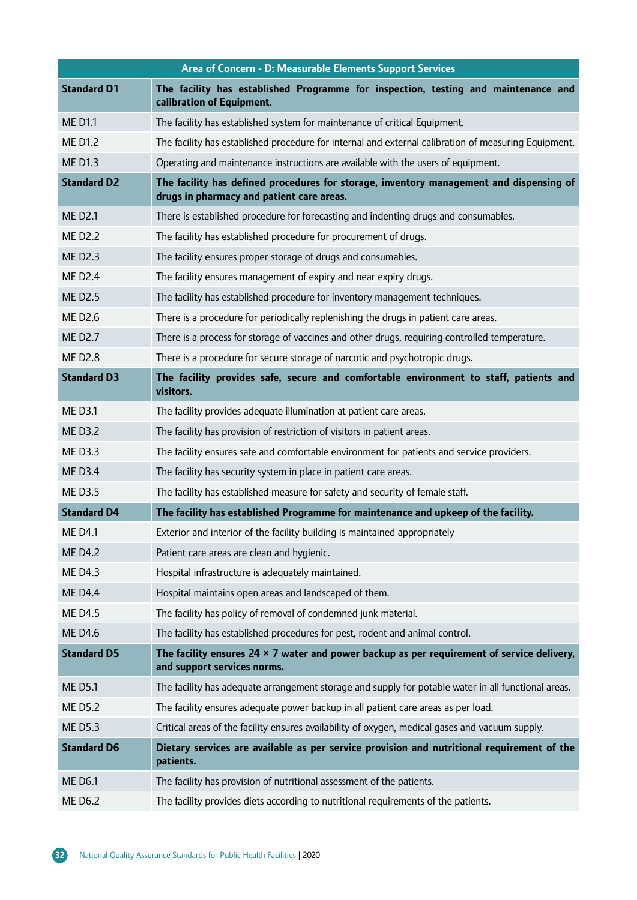| Area of Concern - D: Measurable Elements Support Services | |
|---|---|
| **Standard D1** | **The facility has established Programme for inspection, testing and maintenance and calibration of Equipment.** |
| ME D1.1 | The facility has established system for maintenance of critical Equipment. |
| ME D1.2 | The facility has established procedure for internal and external calibration of measuring Equipment. |
| ME D1.3 | Operating and maintenance instructions are available with the users of equipment. |
| **Standard D2** | **The facility has defined procedures for storage, inventory management and dispensing of drugs in pharmacy and patient care areas.** |
| ME D2.1 | There is established procedure for forecasting and indenting drugs and consumables. |
| ME D2.2 | The facility has established procedure for procurement of drugs. |
| ME D2.3 | The facility ensures proper storage of drugs and consumables. |
| ME D2.4 | The facility ensures management of expiry and near expiry drugs. |
| ME D2.5 | The facility has established procedure for inventory management techniques. |
| ME D2.6 | There is a procedure for periodically replenishing the drugs in patient care areas. |
| ME D2.7 | There is a process for storage of vaccines and other drugs, requiring controlled temperature. |
| ME D2.8 | There is a procedure for secure storage of narcotic and psychotropic drugs. |
| **Standard D3** | **The facility provides safe, secure and comfortable environment to staff, patients and visitors.** |
| ME D3.1 | The facility provides adequate illumination at patient care areas. |
| ME D3.2 | The facility has provision of restriction of visitors in patient areas. |
| ME D3.3 | The facility ensures safe and comfortable environment for patients and service providers. |
| ME D3.4 | The facility has security system in place in patient care areas. |
| ME D3.5 | The facility has established measure for safety and security of female staff. |
| **Standard D4** | **The facility has established Programme for maintenance and upkeep of the facility.** |
| ME D4.1 | Exterior and interior of the facility building is maintained appropriately |
| ME D4.2 | Patient care areas are clean and hygienic. |
| ME D4.3 | Hospital infrastructure is adequately maintained. |
| ME D4.4 | Hospital maintains open areas and landscaped of them. |
| ME D4.5 | The facility has policy of removal of condemned junk material. |
| ME D4.6 | The facility has established procedures for pest, rodent and animal control. |
| **Standard D5** | **The facility ensures 24 × 7 water and power backup as per requirement of service delivery, and support services norms.** |
| ME D5.1 | The facility has adequate arrangement storage and supply for potable water in all functional areas. |
| ME D5.2 | The facility ensures adequate power backup in all patient care areas as per load. |
| ME D5.3 | Critical areas of the facility ensures availability of oxygen, medical gases and vacuum supply. |
| **Standard D6** | **Dietary services are available as per service provision and nutritional requirement of the patients.** |
| ME D6.1 | The facility has provision of nutritional assessment of the patients. |
| ME D6.2 | The facility provides diets according to nutritional requirements of the patients. |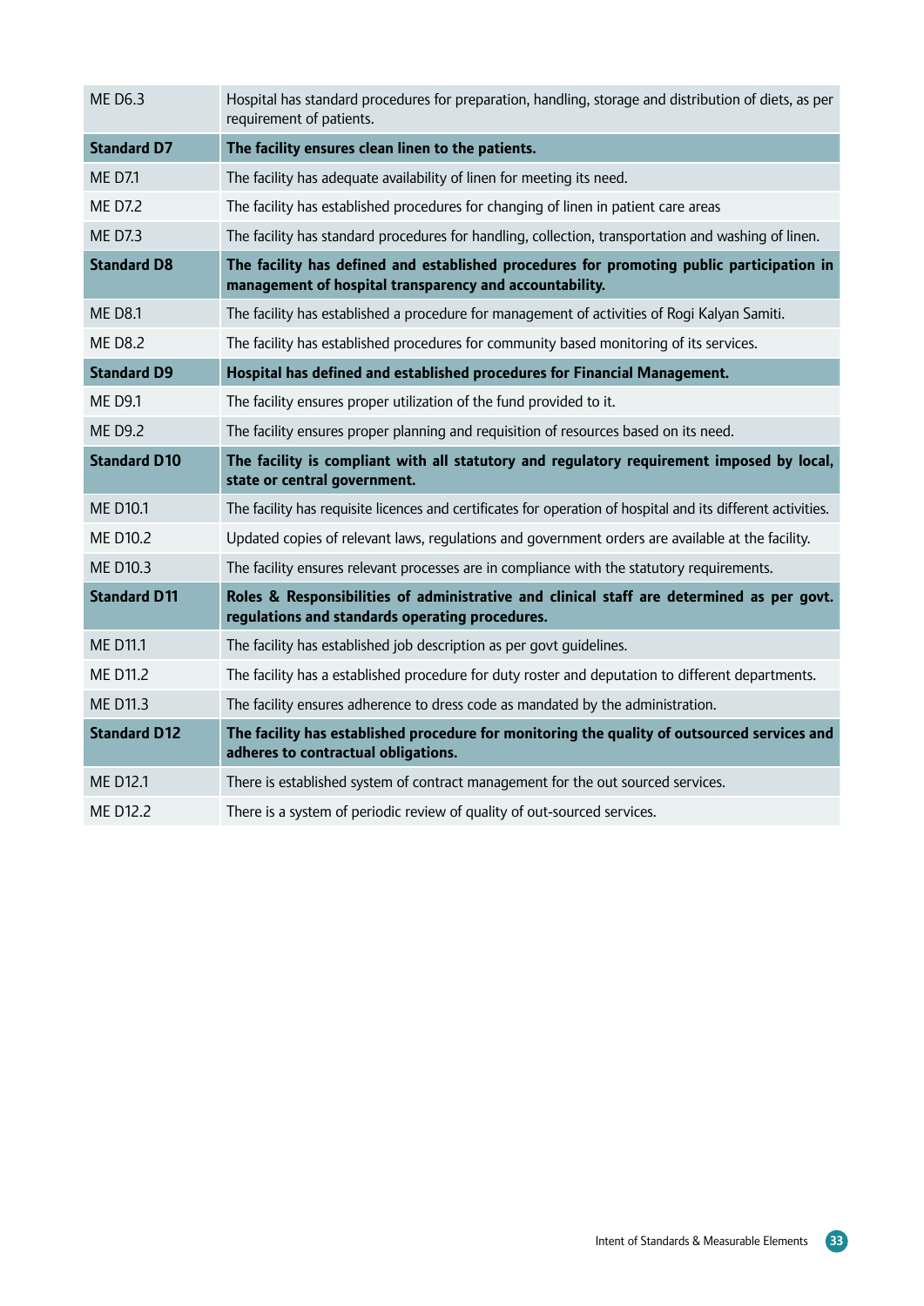| | |
|---|---|
| ME D6.3 | Hospital has standard procedures for preparation, handling, storage and distribution of diets, as per requirement of patients. |
| **Standard D7** | **The facility ensures clean linen to the patients.** |
| ME D7.1 | The facility has adequate availability of linen for meeting its need. |
| ME D7.2 | The facility has established procedures for changing of linen in patient care areas |
| ME D7.3 | The facility has standard procedures for handling, collection, transportation and washing of linen. |
| **Standard D8** | **The facility has defined and established procedures for promoting public participation in management of hospital transparency and accountability.** |
| ME D8.1 | The facility has established a procedure for management of activities of Rogi Kalyan Samiti. |
| ME D8.2 | The facility has established procedures for community based monitoring of its services. |
| **Standard D9** | **Hospital has defined and established procedures for Financial Management.** |
| ME D9.1 | The facility ensures proper utilization of the fund provided to it. |
| ME D9.2 | The facility ensures proper planning and requisition of resources based on its need. |
| **Standard D10** | **The facility is compliant with all statutory and regulatory requirement imposed by local, state or central government.** |
| ME D10.1 | The facility has requisite licences and certificates for operation of hospital and its different activities. |
| ME D10.2 | Updated copies of relevant laws, regulations and government orders are available at the facility. |
| ME D10.3 | The facility ensures relevant processes are in compliance with the statutory requirements. |
| **Standard D11** | **Roles & Responsibilities of administrative and clinical staff are determined as per govt. regulations and standards operating procedures.** |
| ME D11.1 | The facility has established job description as per govt guidelines. |
| ME D11.2 | The facility has a established procedure for duty roster and deputation to different departments. |
| ME D11.3 | The facility ensures adherence to dress code as mandated by the administration. |
| **Standard D12** | **The facility has established procedure for monitoring the quality of outsourced services and adheres to contractual obligations.** |
| ME D12.1 | There is established system of contract management for the out sourced services. |
| ME D12.2 | There is a system of periodic review of quality of out-sourced services. |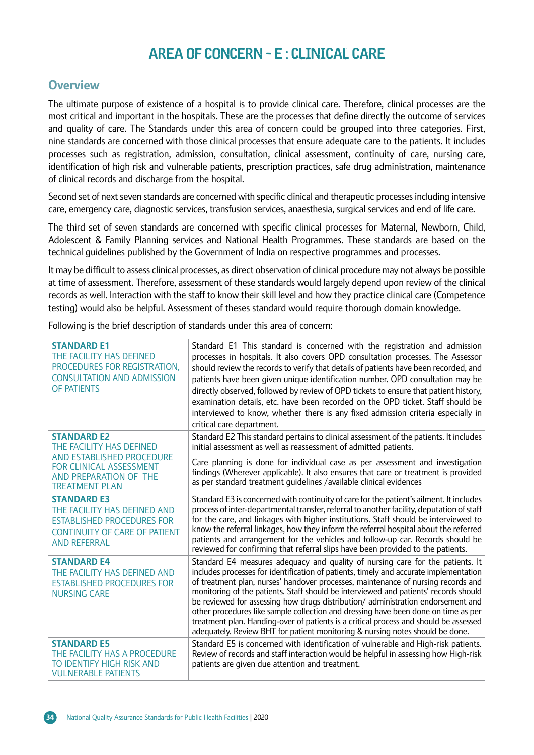# AREA OF CONCERN - E : CLINICAL CARE

## Overview

The ultimate purpose of existence of a hospital is to provide clinical care. Therefore, clinical processes are the most critical and important in the hospitals. These are the processes that define directly the outcome of services and quality of care. The Standards under this area of concern could be grouped into three categories. First, nine standards are concerned with those clinical processes that ensure adequate care to the patients. It includes processes such as registration, admission, consultation, clinical assessment, continuity of care, nursing care, identification of high risk and vulnerable patients, prescription practices, safe drug administration, maintenance of clinical records and discharge from the hospital.

Second set of next seven standards are concerned with specific clinical and therapeutic processes including intensive care, emergency care, diagnostic services, transfusion services, anaesthesia, surgical services and end of life care.

The third set of seven standards are concerned with specific clinical processes for Maternal, Newborn, Child, Adolescent & Family Planning services and National Health Programmes. These standards are based on the technical guidelines published by the Government of India on respective programmes and processes.

It may be difficult to assess clinical processes, as direct observation of clinical procedure may not always be possible at time of assessment. Therefore, assessment of these standards would largely depend upon review of the clinical records as well. Interaction with the staff to know their skill level and how they practice clinical care (Competence testing) would also be helpful. Assessment of theses standard would require thorough domain knowledge.

Following is the brief description of standards under this area of concern:

| Standard | Description |
|---|---|
| **STANDARD E1**<br>THE FACILITY HAS DEFINED PROCEDURES FOR REGISTRATION, CONSULTATION AND ADMISSION OF PATIENTS | Standard E1 This standard is concerned with the registration and admission processes in hospitals. It also covers OPD consultation processes. The Assessor should review the records to verify that details of patients have been recorded, and patients have been given unique identification number. OPD consultation may be directly observed, followed by review of OPD tickets to ensure that patient history, examination details, etc. have been recorded on the OPD ticket. Staff should be interviewed to know, whether there is any fixed admission criteria especially in critical care department. |
| **STANDARD E2**<br>THE FACILITY HAS DEFINED AND ESTABLISHED PROCEDURE FOR CLINICAL ASSESSMENT AND PREPARATION OF THE TREATMENT PLAN | Standard E2 This standard pertains to clinical assessment of the patients. It includes initial assessment as well as reassessment of admitted patients.<br><br>Care planning is done for individual case as per assessment and investigation findings (Wherever applicable). It also ensures that care or treatment is provided as per standard treatment guidelines /available clinical evidences |
| **STANDARD E3**<br>THE FACILITY HAS DEFINED AND ESTABLISHED PROCEDURES FOR CONTINUITY OF CARE OF PATIENT AND REFERRAL | Standard E3 is concerned with continuity of care for the patient's ailment. It includes process of inter-departmental transfer, referral to another facility, deputation of staff for the care, and linkages with higher institutions. Staff should be interviewed to know the referral linkages, how they inform the referral hospital about the referred patients and arrangement for the vehicles and follow-up car. Records should be reviewed for confirming that referral slips have been provided to the patients. |
| **STANDARD E4**<br>THE FACILITY HAS DEFINED AND ESTABLISHED PROCEDURES FOR NURSING CARE | Standard E4 measures adequacy and quality of nursing care for the patients. It includes processes for identification of patients, timely and accurate implementation of treatment plan, nurses' handover processes, maintenance of nursing records and monitoring of the patients. Staff should be interviewed and patients' records should be reviewed for assessing how drugs distribution/ administration endorsement and other procedures like sample collection and dressing have been done on time as per treatment plan. Handing-over of patients is a critical process and should be assessed adequately. Review BHT for patient monitoring & nursing notes should be done. |
| **STANDARD E5**<br>THE FACILITY HAS A PROCEDURE TO IDENTIFY HIGH RISK AND VULNERABLE PATIENTS | Standard E5 is concerned with identification of vulnerable and High-risk patients. Review of records and staff interaction would be helpful in assessing how High-risk patients are given due attention and treatment. |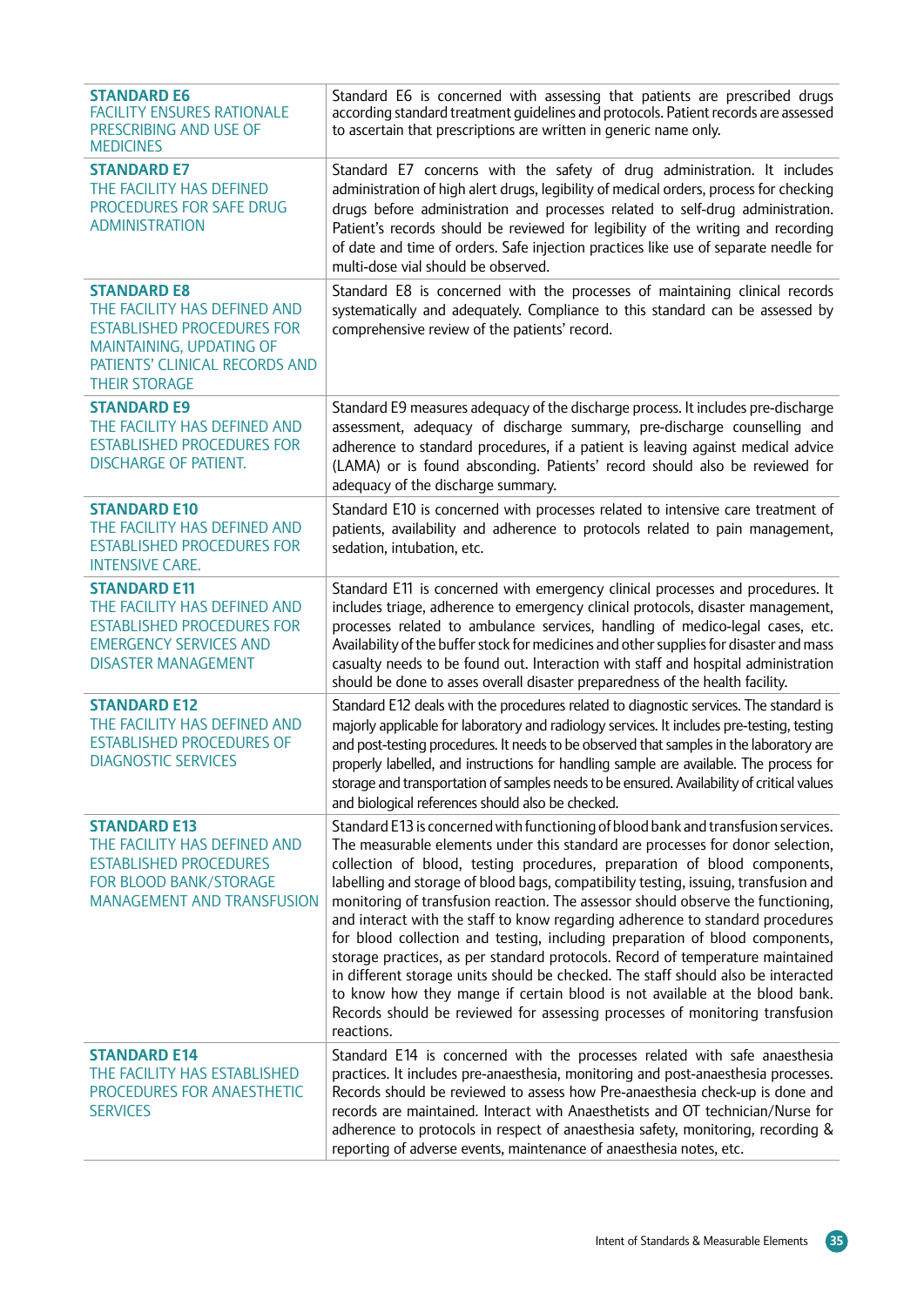| | |
|---|---|
| **STANDARD E6**<br>FACILITY ENSURES RATIONALE PRESCRIBING AND USE OF MEDICINES | Standard E6 is concerned with assessing that patients are prescribed drugs according standard treatment guidelines and protocols. Patient records are assessed to ascertain that prescriptions are written in generic name only. |
| **STANDARD E7**<br>THE FACILITY HAS DEFINED PROCEDURES FOR SAFE DRUG ADMINISTRATION | Standard E7 concerns with the safety of drug administration. It includes administration of high alert drugs, legibility of medical orders, process for checking drugs before administration and processes related to self-drug administration. Patient's records should be reviewed for legibility of the writing and recording of date and time of orders. Safe injection practices like use of separate needle for multi-dose vial should be observed. |
| **STANDARD E8**<br>THE FACILITY HAS DEFINED AND ESTABLISHED PROCEDURES FOR MAINTAINING, UPDATING OF PATIENTS' CLINICAL RECORDS AND THEIR STORAGE | Standard E8 is concerned with the processes of maintaining clinical records systematically and adequately. Compliance to this standard can be assessed by comprehensive review of the patients' record. |
| **STANDARD E9**<br>THE FACILITY HAS DEFINED AND ESTABLISHED PROCEDURES FOR DISCHARGE OF PATIENT. | Standard E9 measures adequacy of the discharge process. It includes pre-discharge assessment, adequacy of discharge summary, pre-discharge counselling and adherence to standard procedures, if a patient is leaving against medical advice (LAMA) or is found absconding. Patients' record should also be reviewed for adequacy of the discharge summary. |
| **STANDARD E10**<br>THE FACILITY HAS DEFINED AND ESTABLISHED PROCEDURES FOR INTENSIVE CARE. | Standard E10 is concerned with processes related to intensive care treatment of patients, availability and adherence to protocols related to pain management, sedation, intubation, etc. |
| **STANDARD E11**<br>THE FACILITY HAS DEFINED AND ESTABLISHED PROCEDURES FOR EMERGENCY SERVICES AND DISASTER MANAGEMENT | Standard E11 is concerned with emergency clinical processes and procedures. It includes triage, adherence to emergency clinical protocols, disaster management, processes related to ambulance services, handling of medico-legal cases, etc. Availability of the buffer stock for medicines and other supplies for disaster and mass casualty needs to be found out. Interaction with staff and hospital administration should be done to asses overall disaster preparedness of the health facility. |
| **STANDARD E12**<br>THE FACILITY HAS DEFINED AND ESTABLISHED PROCEDURES OF DIAGNOSTIC SERVICES | Standard E12 deals with the procedures related to diagnostic services. The standard is majorly applicable for laboratory and radiology services. It includes pre-testing, testing and post-testing procedures. It needs to be observed that samples in the laboratory are properly labelled, and instructions for handling sample are available. The process for storage and transportation of samples needs to be ensured. Availability of critical values and biological references should also be checked. |
| **STANDARD E13**<br>THE FACILITY HAS DEFINED AND ESTABLISHED PROCEDURES FOR BLOOD BANK/STORAGE MANAGEMENT AND TRANSFUSION | Standard E13 is concerned with functioning of blood bank and transfusion services. The measurable elements under this standard are processes for donor selection, collection of blood, testing procedures, preparation of blood components, labelling and storage of blood bags, compatibility testing, issuing, transfusion and monitoring of transfusion reaction. The assessor should observe the functioning, and interact with the staff to know regarding adherence to standard procedures for blood collection and testing, including preparation of blood components, storage practices, as per standard protocols. Record of temperature maintained in different storage units should be checked. The staff should also be interacted to know how they mange if certain blood is not available at the blood bank. Records should be reviewed for assessing processes of monitoring transfusion reactions. |
| **STANDARD E14**<br>THE FACILITY HAS ESTABLISHED PROCEDURES FOR ANAESTHETIC SERVICES | Standard E14 is concerned with the processes related with safe anaesthesia practices. It includes pre-anaesthesia, monitoring and post-anaesthesia processes. Records should be reviewed to assess how Pre-anaesthesia check-up is done and records are maintained. Interact with Anaesthetists and OT technician/Nurse for adherence to protocols in respect of anaesthesia safety, monitoring, recording & reporting of adverse events, maintenance of anaesthesia notes, etc. |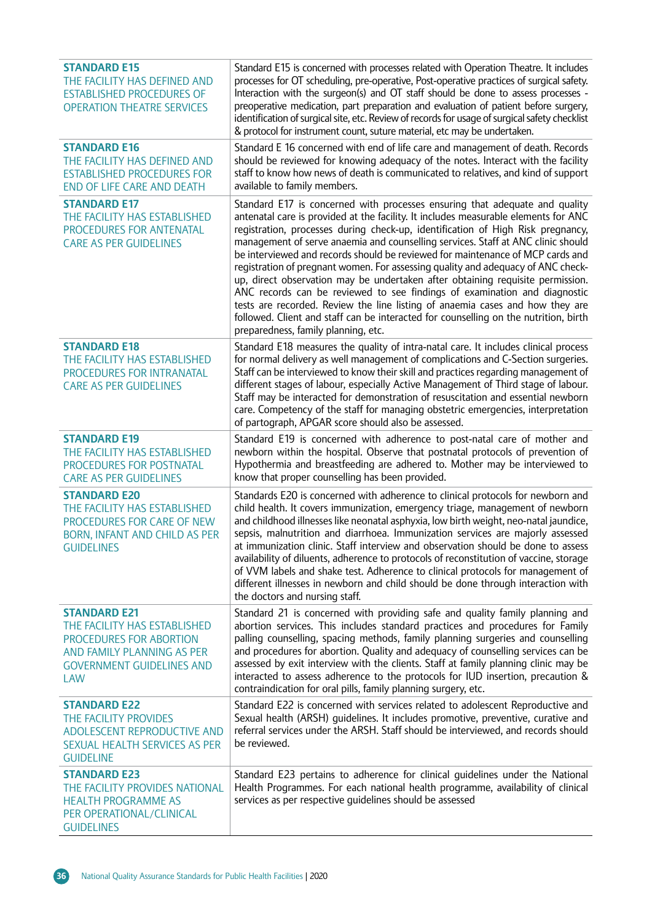| | |
|---|---|
| **STANDARD E15**<br>THE FACILITY HAS DEFINED AND ESTABLISHED PROCEDURES OF OPERATION THEATRE SERVICES | Standard E15 is concerned with processes related with Operation Theatre. It includes processes for OT scheduling, pre-operative, Post-operative practices of surgical safety. Interaction with the surgeon(s) and OT staff should be done to assess processes - preoperative medication, part preparation and evaluation of patient before surgery, identification of surgical site, etc. Review of records for usage of surgical safety checklist & protocol for instrument count, suture material, etc may be undertaken. |
| **STANDARD E16**<br>THE FACILITY HAS DEFINED AND ESTABLISHED PROCEDURES FOR END OF LIFE CARE AND DEATH | Standard E 16 concerned with end of life care and management of death. Records should be reviewed for knowing adequacy of the notes. Interact with the facility staff to know how news of death is communicated to relatives, and kind of support available to family members. |
| **STANDARD E17**<br>THE FACILITY HAS ESTABLISHED PROCEDURES FOR ANTENATAL CARE AS PER GUIDELINES | Standard E17 is concerned with processes ensuring that adequate and quality antenatal care is provided at the facility. It includes measurable elements for ANC registration, processes during check-up, identification of High Risk pregnancy, management of serve anaemia and counselling services. Staff at ANC clinic should be interviewed and records should be reviewed for maintenance of MCP cards and registration of pregnant women. For assessing quality and adequacy of ANC check-up, direct observation may be undertaken after obtaining requisite permission. ANC records can be reviewed to see findings of examination and diagnostic tests are recorded. Review the line listing of anaemia cases and how they are followed. Client and staff can be interacted for counselling on the nutrition, birth preparedness, family planning, etc. |
| **STANDARD E18**<br>THE FACILITY HAS ESTABLISHED PROCEDURES FOR INTRANATAL CARE AS PER GUIDELINES | Standard E18 measures the quality of intra-natal care. It includes clinical process for normal delivery as well management of complications and C-Section surgeries. Staff can be interviewed to know their skill and practices regarding management of different stages of labour, especially Active Management of Third stage of labour. Staff may be interacted for demonstration of resuscitation and essential newborn care. Competency of the staff for managing obstetric emergencies, interpretation of partograph, APGAR score should also be assessed. |
| **STANDARD E19**<br>THE FACILITY HAS ESTABLISHED PROCEDURES FOR POSTNATAL CARE AS PER GUIDELINES | Standard E19 is concerned with adherence to post-natal care of mother and newborn within the hospital. Observe that postnatal protocols of prevention of Hypothermia and breastfeeding are adhered to. Mother may be interviewed to know that proper counselling has been provided. |
| **STANDARD E20**<br>THE FACILITY HAS ESTABLISHED PROCEDURES FOR CARE OF NEW BORN, INFANT AND CHILD AS PER GUIDELINES | Standards E20 is concerned with adherence to clinical protocols for newborn and child health. It covers immunization, emergency triage, management of newborn and childhood illnesses like neonatal asphyxia, low birth weight, neo-natal jaundice, sepsis, malnutrition and diarrhoea. Immunization services are majorly assessed at immunization clinic. Staff interview and observation should be done to assess availability of diluents, adherence to protocols of reconstitution of vaccine, storage of VVM labels and shake test. Adherence to clinical protocols for management of different illnesses in newborn and child should be done through interaction with the doctors and nursing staff. |
| **STANDARD E21**<br>THE FACILITY HAS ESTABLISHED PROCEDURES FOR ABORTION AND FAMILY PLANNING AS PER GOVERNMENT GUIDELINES AND LAW | Standard 21 is concerned with providing safe and quality family planning and abortion services. This includes standard practices and procedures for Family palling counselling, spacing methods, family planning surgeries and counselling and procedures for abortion. Quality and adequacy of counselling services can be assessed by exit interview with the clients. Staff at family planning clinic may be interacted to assess adherence to the protocols for IUD insertion, precaution & contraindication for oral pills, family planning surgery, etc. |
| **STANDARD E22**<br>THE FACILITY PROVIDES ADOLESCENT REPRODUCTIVE AND SEXUAL HEALTH SERVICES AS PER GUIDELINE | Standard E22 is concerned with services related to adolescent Reproductive and Sexual health (ARSH) guidelines. It includes promotive, preventive, curative and referral services under the ARSH. Staff should be interviewed, and records should be reviewed. |
| **STANDARD E23**<br>THE FACILITY PROVIDES NATIONAL HEALTH PROGRAMME AS PER OPERATIONAL/CLINICAL GUIDELINES | Standard E23 pertains to adherence for clinical guidelines under the National Health Programmes. For each national health programme, availability of clinical services as per respective guidelines should be assessed |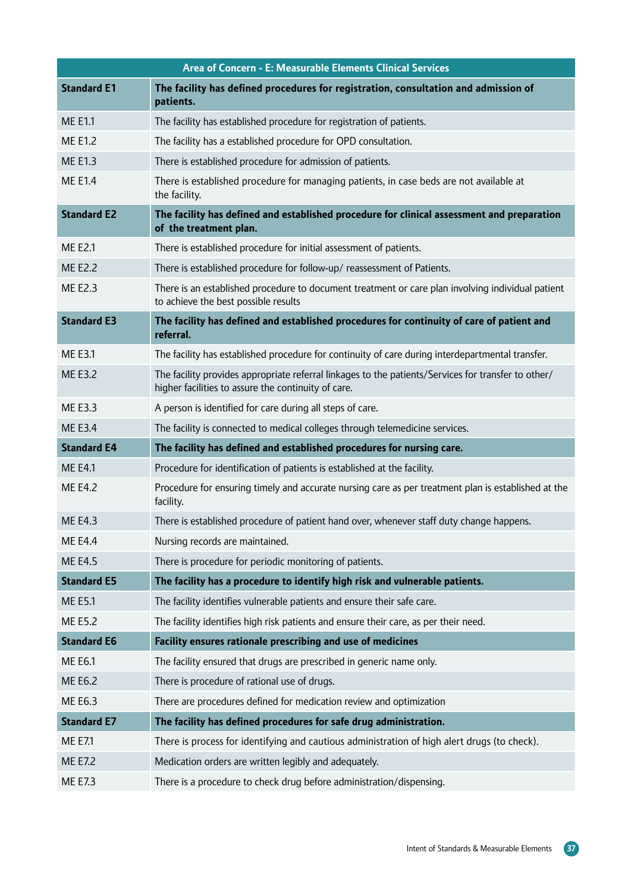| Area of Concern - E: Measurable Elements Clinical Services | |
|---|---|
| **Standard E1** | **The facility has defined procedures for registration, consultation and admission of patients.** |
| ME E1.1 | The facility has established procedure for registration of patients. |
| ME E1.2 | The facility has a established procedure for OPD consultation. |
| ME E1.3 | There is established procedure for admission of patients. |
| ME E1.4 | There is established procedure for managing patients, in case beds are not available at the facility. |
| **Standard E2** | **The facility has defined and established procedure for clinical assessment and preparation of the treatment plan.** |
| ME E2.1 | There is established procedure for initial assessment of patients. |
| ME E2.2 | There is established procedure for follow-up/ reassessment of Patients. |
| ME E2.3 | There is an established procedure to document treatment or care plan involving individual patient to achieve the best possible results |
| **Standard E3** | **The facility has defined and established procedures for continuity of care of patient and referral.** |
| ME E3.1 | The facility has established procedure for continuity of care during interdepartmental transfer. |
| ME E3.2 | The facility provides appropriate referral linkages to the patients/Services for transfer to other/ higher facilities to assure the continuity of care. |
| ME E3.3 | A person is identified for care during all steps of care. |
| ME E3.4 | The facility is connected to medical colleges through telemedicine services. |
| **Standard E4** | **The facility has defined and established procedures for nursing care.** |
| ME E4.1 | Procedure for identification of patients is established at the facility. |
| ME E4.2 | Procedure for ensuring timely and accurate nursing care as per treatment plan is established at the facility. |
| ME E4.3 | There is established procedure of patient hand over, whenever staff duty change happens. |
| ME E4.4 | Nursing records are maintained. |
| ME E4.5 | There is procedure for periodic monitoring of patients. |
| **Standard E5** | **The facility has a procedure to identify high risk and vulnerable patients.** |
| ME E5.1 | The facility identifies vulnerable patients and ensure their safe care. |
| ME E5.2 | The facility identifies high risk patients and ensure their care, as per their need. |
| **Standard E6** | **Facility ensures rationale prescribing and use of medicines** |
| ME E6.1 | The facility ensured that drugs are prescribed in generic name only. |
| ME E6.2 | There is procedure of rational use of drugs. |
| ME E6.3 | There are procedures defined for medication review and optimization |
| **Standard E7** | **The facility has defined procedures for safe drug administration.** |
| ME E7.1 | There is process for identifying and cautious administration of high alert drugs (to check). |
| ME E7.2 | Medication orders are written legibly and adequately. |
| ME E7.3 | There is a procedure to check drug before administration/dispensing. |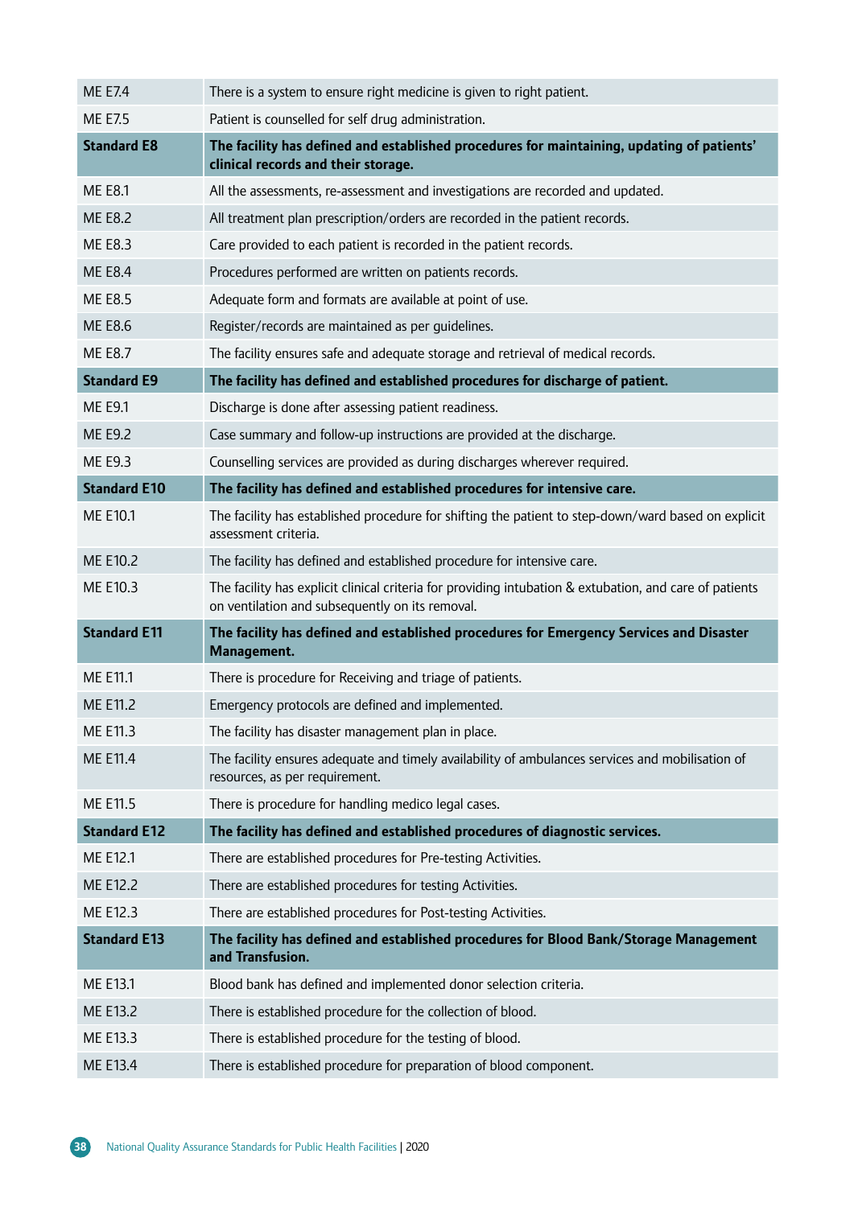| | |
|---|---|
| ME E7.4 | There is a system to ensure right medicine is given to right patient. |
| ME E7.5 | Patient is counselled for self drug administration. |
| **Standard E8** | **The facility has defined and established procedures for maintaining, updating of patients' clinical records and their storage.** |
| ME E8.1 | All the assessments, re-assessment and investigations are recorded and updated. |
| ME E8.2 | All treatment plan prescription/orders are recorded in the patient records. |
| ME E8.3 | Care provided to each patient is recorded in the patient records. |
| ME E8.4 | Procedures performed are written on patients records. |
| ME E8.5 | Adequate form and formats are available at point of use. |
| ME E8.6 | Register/records are maintained as per guidelines. |
| ME E8.7 | The facility ensures safe and adequate storage and retrieval of medical records. |
| **Standard E9** | **The facility has defined and established procedures for discharge of patient.** |
| ME E9.1 | Discharge is done after assessing patient readiness. |
| ME E9.2 | Case summary and follow-up instructions are provided at the discharge. |
| ME E9.3 | Counselling services are provided as during discharges wherever required. |
| **Standard E10** | **The facility has defined and established procedures for intensive care.** |
| ME E10.1 | The facility has established procedure for shifting the patient to step-down/ward based on explicit assessment criteria. |
| ME E10.2 | The facility has defined and established procedure for intensive care. |
| ME E10.3 | The facility has explicit clinical criteria for providing intubation & extubation, and care of patients on ventilation and subsequently on its removal. |
| **Standard E11** | **The facility has defined and established procedures for Emergency Services and Disaster Management.** |
| ME E11.1 | There is procedure for Receiving and triage of patients. |
| ME E11.2 | Emergency protocols are defined and implemented. |
| ME E11.3 | The facility has disaster management plan in place. |
| ME E11.4 | The facility ensures adequate and timely availability of ambulances services and mobilisation of resources, as per requirement. |
| ME E11.5 | There is procedure for handling medico legal cases. |
| **Standard E12** | **The facility has defined and established procedures of diagnostic services.** |
| ME E12.1 | There are established procedures for Pre-testing Activities. |
| ME E12.2 | There are established procedures for testing Activities. |
| ME E12.3 | There are established procedures for Post-testing Activities. |
| **Standard E13** | **The facility has defined and established procedures for Blood Bank/Storage Management and Transfusion.** |
| ME E13.1 | Blood bank has defined and implemented donor selection criteria. |
| ME E13.2 | There is established procedure for the collection of blood. |
| ME E13.3 | There is established procedure for the testing of blood. |
| ME E13.4 | There is established procedure for preparation of blood component. |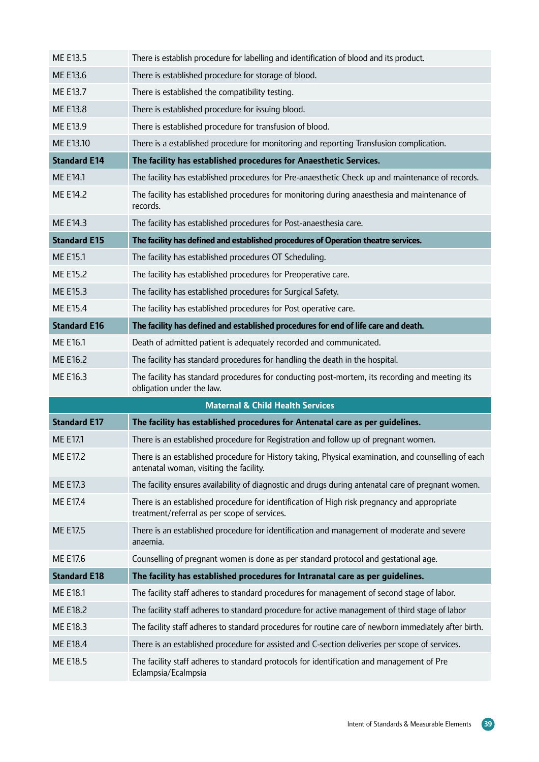| | |
|---|---|
| ME E13.5 | There is establish procedure for labelling and identification of blood and its product. |
| ME E13.6 | There is established procedure for storage of blood. |
| ME E13.7 | There is established the compatibility testing. |
| ME E13.8 | There is established procedure for issuing blood. |
| ME E13.9 | There is established procedure for transfusion of blood. |
| ME E13.10 | There is a established procedure for monitoring and reporting Transfusion complication. |
| **Standard E14** | **The facility has established procedures for Anaesthetic Services.** |
| ME E14.1 | The facility has established procedures for Pre-anaesthetic Check up and maintenance of records. |
| ME E14.2 | The facility has established procedures for monitoring during anaesthesia and maintenance of records. |
| ME E14.3 | The facility has established procedures for Post-anaesthesia care. |
| **Standard E15** | **The facility has defined and established procedures of Operation theatre services.** |
| ME E15.1 | The facility has established procedures OT Scheduling. |
| ME E15.2 | The facility has established procedures for Preoperative care. |
| ME E15.3 | The facility has established procedures for Surgical Safety. |
| ME E15.4 | The facility has established procedures for Post operative care. |
| **Standard E16** | **The facility has defined and established procedures for end of life care and death.** |
| ME E16.1 | Death of admitted patient is adequately recorded and communicated. |
| ME E16.2 | The facility has standard procedures for handling the death in the hospital. |
| ME E16.3 | The facility has standard procedures for conducting post-mortem, its recording and meeting its obligation under the law. |
| **Maternal & Child Health Services** | |
| **Standard E17** | **The facility has established procedures for Antenatal care as per guidelines.** |
| ME E17.1 | There is an established procedure for Registration and follow up of pregnant women. |
| ME E17.2 | There is an established procedure for History taking, Physical examination, and counselling of each antenatal woman, visiting the facility. |
| ME E17.3 | The facility ensures availability of diagnostic and drugs during antenatal care of pregnant women. |
| ME E17.4 | There is an established procedure for identification of High risk pregnancy and appropriate treatment/referral as per scope of services. |
| ME E17.5 | There is an established procedure for identification and management of moderate and severe anaemia. |
| ME E17.6 | Counselling of pregnant women is done as per standard protocol and gestational age. |
| **Standard E18** | **The facility has established procedures for Intranatal care as per guidelines.** |
| ME E18.1 | The facility staff adheres to standard procedures for management of second stage of labor. |
| ME E18.2 | The facility staff adheres to standard procedure for active management of third stage of labor |
| ME E18.3 | The facility staff adheres to standard procedures for routine care of newborn immediately after birth. |
| ME E18.4 | There is an established procedure for assisted and C-section deliveries per scope of services. |
| ME E18.5 | The facility staff adheres to standard protocols for identification and management of Pre Eclampsia/Ecalmpsia |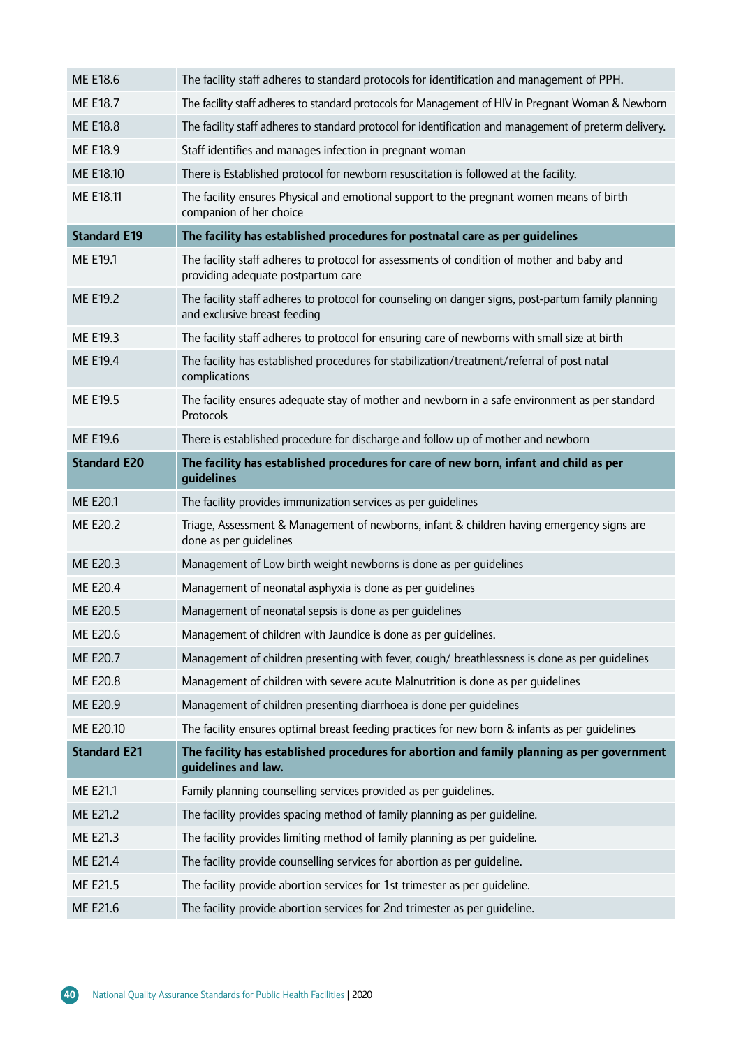| | |
|---|---|
| ME E18.6 | The facility staff adheres to standard protocols for identification and management of PPH. |
| ME E18.7 | The facility staff adheres to standard protocols for Management of HIV in Pregnant Woman & Newborn |
| ME E18.8 | The facility staff adheres to standard protocol for identification and management of preterm delivery. |
| ME E18.9 | Staff identifies and manages infection in pregnant woman |
| ME E18.10 | There is Established protocol for newborn resuscitation is followed at the facility. |
| ME E18.11 | The facility ensures Physical and emotional support to the pregnant women means of birth companion of her choice |
| **Standard E19** | **The facility has established procedures for postnatal care as per guidelines** |
| ME E19.1 | The facility staff adheres to protocol for assessments of condition of mother and baby and providing adequate postpartum care |
| ME E19.2 | The facility staff adheres to protocol for counseling on danger signs, post-partum family planning and exclusive breast feeding |
| ME E19.3 | The facility staff adheres to protocol for ensuring care of newborns with small size at birth |
| ME E19.4 | The facility has established procedures for stabilization/treatment/referral of post natal complications |
| ME E19.5 | The facility ensures adequate stay of mother and newborn in a safe environment as per standard Protocols |
| ME E19.6 | There is established procedure for discharge and follow up of mother and newborn |
| **Standard E20** | **The facility has established procedures for care of new born, infant and child as per guidelines** |
| ME E20.1 | The facility provides immunization services as per guidelines |
| ME E20.2 | Triage, Assessment & Management of newborns, infant & children having emergency signs are done as per guidelines |
| ME E20.3 | Management of Low birth weight newborns is done as per guidelines |
| ME E20.4 | Management of neonatal asphyxia is done as per guidelines |
| ME E20.5 | Management of neonatal sepsis is done as per guidelines |
| ME E20.6 | Management of children with Jaundice is done as per guidelines. |
| ME E20.7 | Management of children presenting with fever, cough/ breathlessness is done as per guidelines |
| ME E20.8 | Management of children with severe acute Malnutrition is done as per guidelines |
| ME E20.9 | Management of children presenting diarrhoea is done per guidelines |
| ME E20.10 | The facility ensures optimal breast feeding practices for new born & infants as per guidelines |
| **Standard E21** | **The facility has established procedures for abortion and family planning as per government guidelines and law.** |
| ME E21.1 | Family planning counselling services provided as per guidelines. |
| ME E21.2 | The facility provides spacing method of family planning as per guideline. |
| ME E21.3 | The facility provides limiting method of family planning as per guideline. |
| ME E21.4 | The facility provide counselling services for abortion as per guideline. |
| ME E21.5 | The facility provide abortion services for 1st trimester as per guideline. |
| ME E21.6 | The facility provide abortion services for 2nd trimester as per guideline. |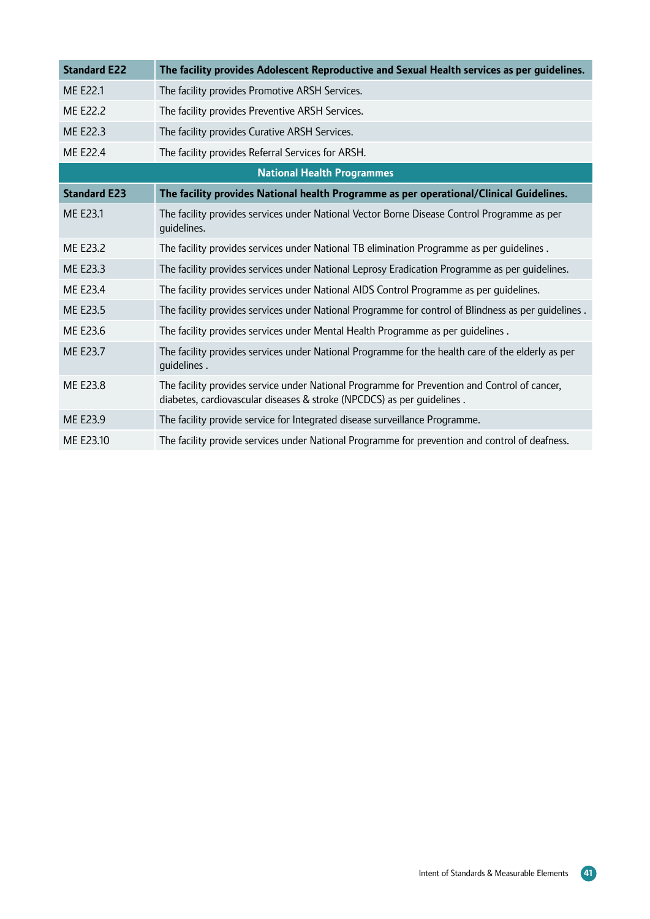| Standard E22 | The facility provides Adolescent Reproductive and Sexual Health services as per guidelines. |
|---|---|
| ME E22.1 | The facility provides Promotive ARSH Services. |
| ME E22.2 | The facility provides Preventive ARSH Services. |
| ME E22.3 | The facility provides Curative ARSH Services. |
| ME E22.4 | The facility provides Referral Services for ARSH. |
| **National Health Programmes** | |
| **Standard E23** | **The facility provides National health Programme as per operational/Clinical Guidelines.** |
| ME E23.1 | The facility provides services under National Vector Borne Disease Control Programme as per guidelines. |
| ME E23.2 | The facility provides services under National TB elimination Programme as per guidelines . |
| ME E23.3 | The facility provides services under National Leprosy Eradication Programme as per guidelines. |
| ME E23.4 | The facility provides services under National AIDS Control Programme as per guidelines. |
| ME E23.5 | The facility provides services under National Programme for control of Blindness as per guidelines . |
| ME E23.6 | The facility provides services under Mental Health Programme as per guidelines . |
| ME E23.7 | The facility provides services under National Programme for the health care of the elderly as per guidelines . |
| ME E23.8 | The facility provides service under National Programme for Prevention and Control of cancer, diabetes, cardiovascular diseases & stroke (NPCDCS) as per guidelines . |
| ME E23.9 | The facility provide service for Integrated disease surveillance Programme. |
| ME E23.10 | The facility provide services under National Programme for prevention and control of deafness. |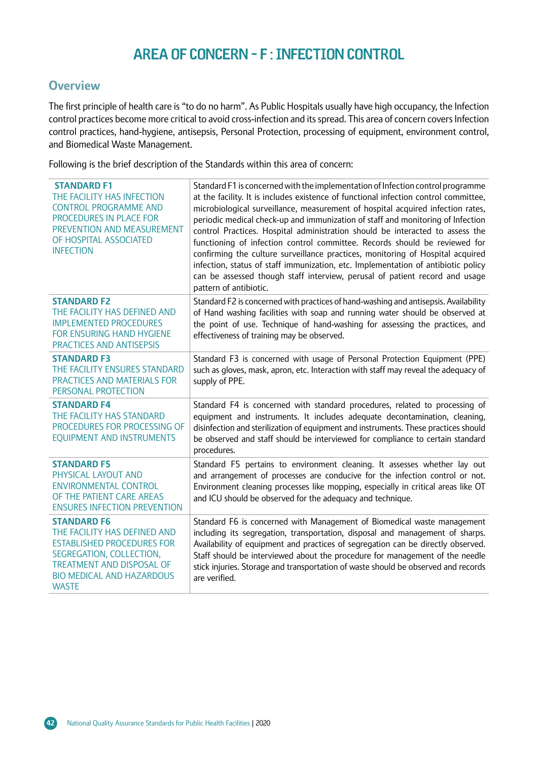# AREA OF CONCERN - F : INFECTION CONTROL

## Overview

The first principle of health care is "to do no harm". As Public Hospitals usually have high occupancy, the Infection control practices become more critical to avoid cross-infection and its spread. This area of concern covers Infection control practices, hand-hygiene, antisepsis, Personal Protection, processing of equipment, environment control, and Biomedical Waste Management.

Following is the brief description of the Standards within this area of concern:

| Standard | Description |
|---|---|
| **STANDARD F1**<br>THE FACILITY HAS INFECTION CONTROL PROGRAMME AND PROCEDURES IN PLACE FOR PREVENTION AND MEASUREMENT OF HOSPITAL ASSOCIATED INFECTION | Standard F1 is concerned with the implementation of Infection control programme at the facility. It is includes existence of functional infection control committee, microbiological surveillance, measurement of hospital acquired infection rates, periodic medical check-up and immunization of staff and monitoring of Infection control Practices. Hospital administration should be interacted to assess the functioning of infection control committee. Records should be reviewed for confirming the culture surveillance practices, monitoring of Hospital acquired infection, status of staff immunization, etc. Implementation of antibiotic policy can be assessed though staff interview, perusal of patient record and usage pattern of antibiotic. |
| **STANDARD F2**<br>THE FACILITY HAS DEFINED AND IMPLEMENTED PROCEDURES FOR ENSURING HAND HYGIENE PRACTICES AND ANTISEPSIS | Standard F2 is concerned with practices of hand-washing and antisepsis. Availability of Hand washing facilities with soap and running water should be observed at the point of use. Technique of hand-washing for assessing the practices, and effectiveness of training may be observed. |
| **STANDARD F3**<br>THE FACILITY ENSURES STANDARD PRACTICES AND MATERIALS FOR PERSONAL PROTECTION | Standard F3 is concerned with usage of Personal Protection Equipment (PPE) such as gloves, mask, apron, etc. Interaction with staff may reveal the adequacy of supply of PPE. |
| **STANDARD F4**<br>THE FACILITY HAS STANDARD PROCEDURES FOR PROCESSING OF EQUIPMENT AND INSTRUMENTS | Standard F4 is concerned with standard procedures, related to processing of equipment and instruments. It includes adequate decontamination, cleaning, disinfection and sterilization of equipment and instruments. These practices should be observed and staff should be interviewed for compliance to certain standard procedures. |
| **STANDARD F5**<br>PHYSICAL LAYOUT AND ENVIRONMENTAL CONTROL OF THE PATIENT CARE AREAS ENSURES INFECTION PREVENTION | Standard F5 pertains to environment cleaning. It assesses whether lay out and arrangement of processes are conducive for the infection control or not. Environment cleaning processes like mopping, especially in critical areas like OT and ICU should be observed for the adequacy and technique. |
| **STANDARD F6**<br>THE FACILITY HAS DEFINED AND ESTABLISHED PROCEDURES FOR SEGREGATION, COLLECTION, TREATMENT AND DISPOSAL OF BIO MEDICAL AND HAZARDOUS WASTE | Standard F6 is concerned with Management of Biomedical waste management including its segregation, transportation, disposal and management of sharps. Availability of equipment and practices of segregation can be directly observed. Staff should be interviewed about the procedure for management of the needle stick injuries. Storage and transportation of waste should be observed and records are verified. |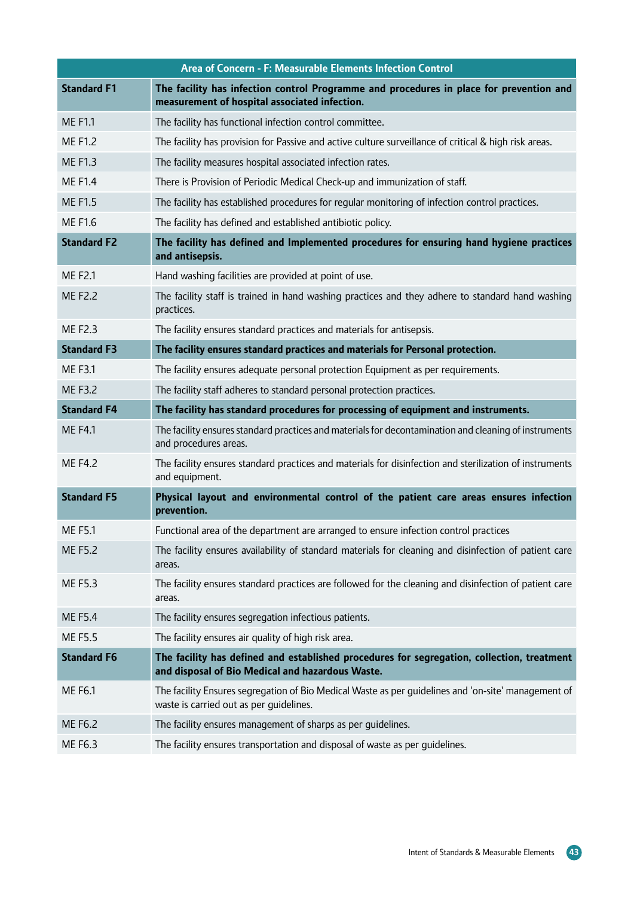| Area of Concern - F: Measurable Elements Infection Control | |
|---|---|
| **Standard F1** | **The facility has infection control Programme and procedures in place for prevention and measurement of hospital associated infection.** |
| ME F1.1 | The facility has functional infection control committee. |
| ME F1.2 | The facility has provision for Passive and active culture surveillance of critical & high risk areas. |
| ME F1.3 | The facility measures hospital associated infection rates. |
| ME F1.4 | There is Provision of Periodic Medical Check-up and immunization of staff. |
| ME F1.5 | The facility has established procedures for regular monitoring of infection control practices. |
| ME F1.6 | The facility has defined and established antibiotic policy. |
| **Standard F2** | **The facility has defined and Implemented procedures for ensuring hand hygiene practices and antisepsis.** |
| ME F2.1 | Hand washing facilities are provided at point of use. |
| ME F2.2 | The facility staff is trained in hand washing practices and they adhere to standard hand washing practices. |
| ME F2.3 | The facility ensures standard practices and materials for antisepsis. |
| **Standard F3** | **The facility ensures standard practices and materials for Personal protection.** |
| ME F3.1 | The facility ensures adequate personal protection Equipment as per requirements. |
| ME F3.2 | The facility staff adheres to standard personal protection practices. |
| **Standard F4** | **The facility has standard procedures for processing of equipment and instruments.** |
| ME F4.1 | The facility ensures standard practices and materials for decontamination and cleaning of instruments and procedures areas. |
| ME F4.2 | The facility ensures standard practices and materials for disinfection and sterilization of instruments and equipment. |
| **Standard F5** | **Physical layout and environmental control of the patient care areas ensures infection prevention.** |
| ME F5.1 | Functional area of the department are arranged to ensure infection control practices |
| ME F5.2 | The facility ensures availability of standard materials for cleaning and disinfection of patient care areas. |
| ME F5.3 | The facility ensures standard practices are followed for the cleaning and disinfection of patient care areas. |
| ME F5.4 | The facility ensures segregation infectious patients. |
| ME F5.5 | The facility ensures air quality of high risk area. |
| **Standard F6** | **The facility has defined and established procedures for segregation, collection, treatment and disposal of Bio Medical and hazardous Waste.** |
| ME F6.1 | The facility Ensures segregation of Bio Medical Waste as per guidelines and 'on-site' management of waste is carried out as per guidelines. |
| ME F6.2 | The facility ensures management of sharps as per guidelines. |
| ME F6.3 | The facility ensures transportation and disposal of waste as per guidelines. |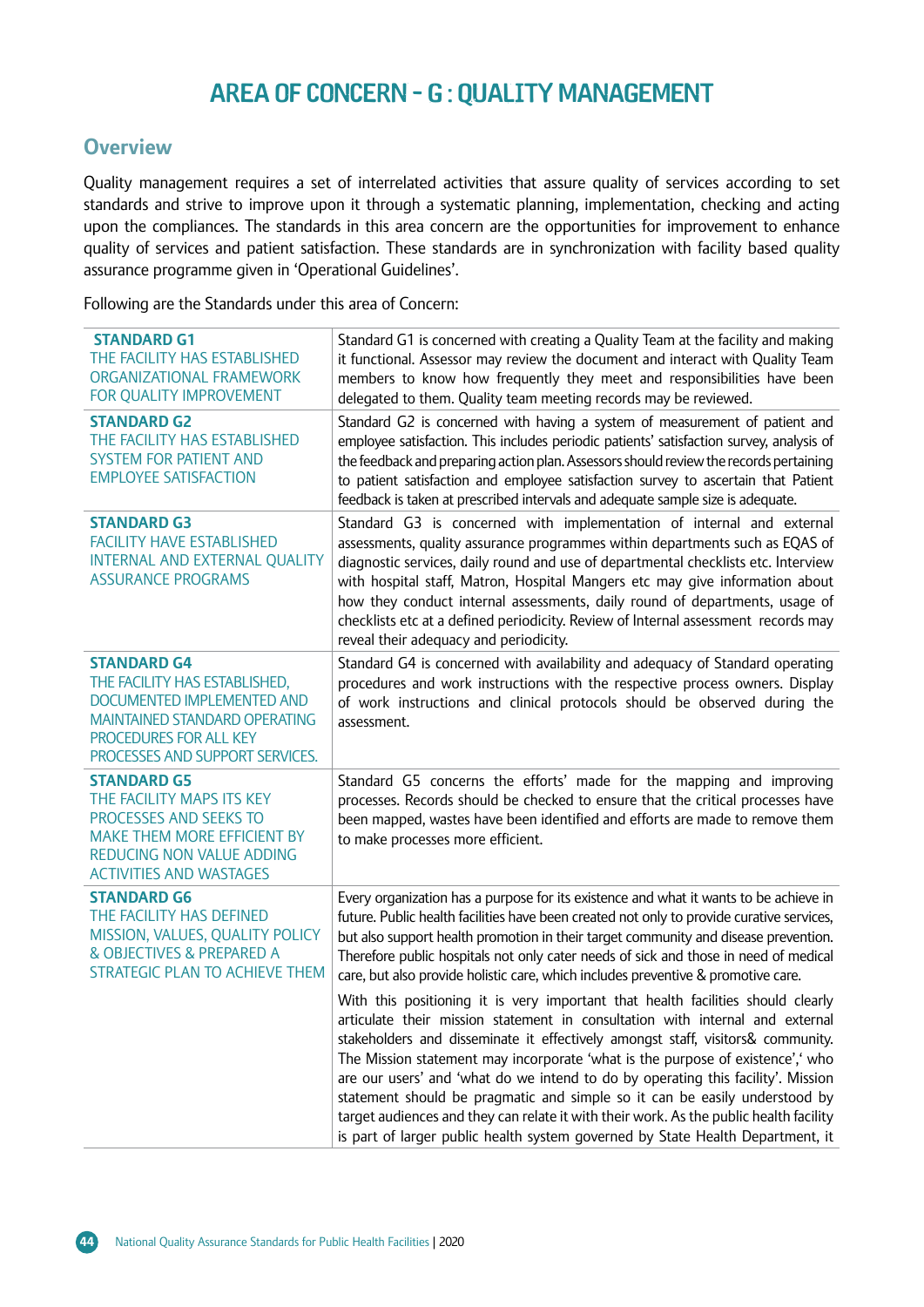# AREA OF CONCERN - G : QUALITY MANAGEMENT

## Overview

Quality management requires a set of interrelated activities that assure quality of services according to set standards and strive to improve upon it through a systematic planning, implementation, checking and acting upon the compliances. The standards in this area concern are the opportunities for improvement to enhance quality of services and patient satisfaction. These standards are in synchronization with facility based quality assurance programme given in 'Operational Guidelines'.

Following are the Standards under this area of Concern:

| | |
|---|---|
| **STANDARD G1**<br>THE FACILITY HAS ESTABLISHED ORGANIZATIONAL FRAMEWORK FOR QUALITY IMPROVEMENT | Standard G1 is concerned with creating a Quality Team at the facility and making it functional. Assessor may review the document and interact with Quality Team members to know how frequently they meet and responsibilities have been delegated to them. Quality team meeting records may be reviewed. |
| **STANDARD G2**<br>THE FACILITY HAS ESTABLISHED SYSTEM FOR PATIENT AND EMPLOYEE SATISFACTION | Standard G2 is concerned with having a system of measurement of patient and employee satisfaction. This includes periodic patients' satisfaction survey, analysis of the feedback and preparing action plan. Assessors should review the records pertaining to patient satisfaction and employee satisfaction survey to ascertain that Patient feedback is taken at prescribed intervals and adequate sample size is adequate. |
| **STANDARD G3**<br>FACILITY HAVE ESTABLISHED INTERNAL AND EXTERNAL QUALITY ASSURANCE PROGRAMS | Standard G3 is concerned with implementation of internal and external assessments, quality assurance programmes within departments such as EQAS of diagnostic services, daily round and use of departmental checklists etc. Interview with hospital staff, Matron, Hospital Mangers etc may give information about how they conduct internal assessments, daily round of departments, usage of checklists etc at a defined periodicity. Review of Internal assessment records may reveal their adequacy and periodicity. |
| **STANDARD G4**<br>THE FACILITY HAS ESTABLISHED, DOCUMENTED IMPLEMENTED AND MAINTAINED STANDARD OPERATING PROCEDURES FOR ALL KEY PROCESSES AND SUPPORT SERVICES. | Standard G4 is concerned with availability and adequacy of Standard operating procedures and work instructions with the respective process owners. Display of work instructions and clinical protocols should be observed during the assessment. |
| **STANDARD G5**<br>THE FACILITY MAPS ITS KEY PROCESSES AND SEEKS TO MAKE THEM MORE EFFICIENT BY REDUCING NON VALUE ADDING ACTIVITIES AND WASTAGES | Standard G5 concerns the efforts' made for the mapping and improving processes. Records should be checked to ensure that the critical processes have been mapped, wastes have been identified and efforts are made to remove them to make processes more efficient. |
| **STANDARD G6**<br>THE FACILITY HAS DEFINED MISSION, VALUES, QUALITY POLICY & OBJECTIVES & PREPARED A STRATEGIC PLAN TO ACHIEVE THEM | Every organization has a purpose for its existence and what it wants to be achieve in future. Public health facilities have been created not only to provide curative services, but also support health promotion in their target community and disease prevention. Therefore public hospitals not only cater needs of sick and those in need of medical care, but also provide holistic care, which includes preventive & promotive care.<br><br>With this positioning it is very important that health facilities should clearly articulate their mission statement in consultation with internal and external stakeholders and disseminate it effectively amongst staff, visitors& community. The Mission statement may incorporate 'what is the purpose of existence',' who are our users' and 'what do we intend to do by operating this facility'. Mission statement should be pragmatic and simple so it can be easily understood by target audiences and they can relate it with their work. As the public health facility is part of larger public health system governed by State Health Department, it |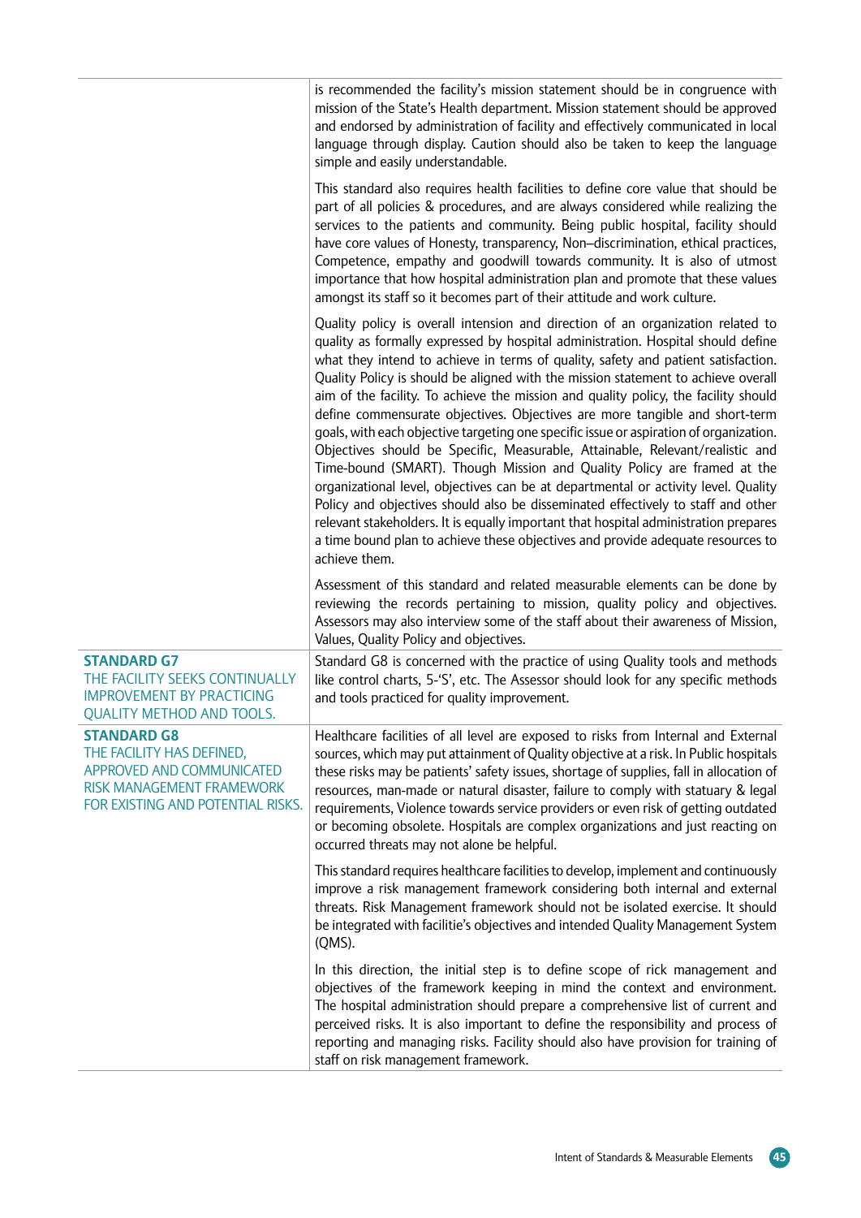| | |
|---|---|
| | is recommended the facility's mission statement should be in congruence with mission of the State's Health department. Mission statement should be approved and endorsed by administration of facility and effectively communicated in local language through display. Caution should also be taken to keep the language simple and easily understandable.<br><br>This standard also requires health facilities to define core value that should be part of all policies & procedures, and are always considered while realizing the services to the patients and community. Being public hospital, facility should have core values of Honesty, transparency, Non–discrimination, ethical practices, Competence, empathy and goodwill towards community. It is also of utmost importance that how hospital administration plan and promote that these values amongst its staff so it becomes part of their attitude and work culture.<br><br>Quality policy is overall intension and direction of an organization related to quality as formally expressed by hospital administration. Hospital should define what they intend to achieve in terms of quality, safety and patient satisfaction. Quality Policy is should be aligned with the mission statement to achieve overall aim of the facility. To achieve the mission and quality policy, the facility should define commensurate objectives. Objectives are more tangible and short-term goals, with each objective targeting one specific issue or aspiration of organization. Objectives should be Specific, Measurable, Attainable, Relevant/realistic and Time-bound (SMART). Though Mission and Quality Policy are framed at the organizational level, objectives can be at departmental or activity level. Quality Policy and objectives should also be disseminated effectively to staff and other relevant stakeholders. It is equally important that hospital administration prepares a time bound plan to achieve these objectives and provide adequate resources to achieve them.<br><br>Assessment of this standard and related measurable elements can be done by reviewing the records pertaining to mission, quality policy and objectives. Assessors may also interview some of the staff about their awareness of Mission, Values, Quality Policy and objectives. |
| **STANDARD G7**<br>THE FACILITY SEEKS CONTINUALLY IMPROVEMENT BY PRACTICING QUALITY METHOD AND TOOLS. | Standard G8 is concerned with the practice of using Quality tools and methods like control charts, 5-'S', etc. The Assessor should look for any specific methods and tools practiced for quality improvement. |
| **STANDARD G8**<br>THE FACILITY HAS DEFINED, APPROVED AND COMMUNICATED RISK MANAGEMENT FRAMEWORK FOR EXISTING AND POTENTIAL RISKS. | Healthcare facilities of all level are exposed to risks from Internal and External sources, which may put attainment of Quality objective at a risk. In Public hospitals these risks may be patients' safety issues, shortage of supplies, fall in allocation of resources, man-made or natural disaster, failure to comply with statuary & legal requirements, Violence towards service providers or even risk of getting outdated or becoming obsolete. Hospitals are complex organizations and just reacting on occurred threats may not alone be helpful.<br><br>This standard requires healthcare facilities to develop, implement and continuously improve a risk management framework considering both internal and external threats. Risk Management framework should not be isolated exercise. It should be integrated with facilitie's objectives and intended Quality Management System (QMS).<br><br>In this direction, the initial step is to define scope of rick management and objectives of the framework keeping in mind the context and environment. The hospital administration should prepare a comprehensive list of current and perceived risks. It is also important to define the responsibility and process of reporting and managing risks. Facility should also have provision for training of staff on risk management framework. |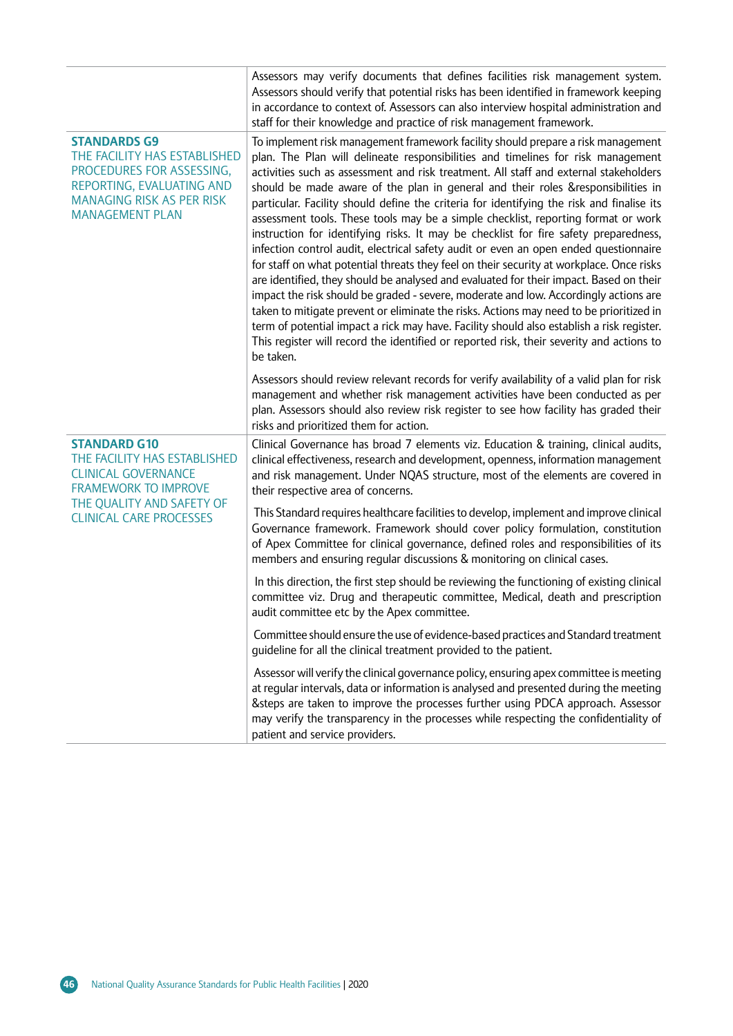| | |
|---|---|
| | Assessors may verify documents that defines facilities risk management system. Assessors should verify that potential risks has been identified in framework keeping in accordance to context of. Assessors can also interview hospital administration and staff for their knowledge and practice of risk management framework. |
| **STANDARDS G9**<br>THE FACILITY HAS ESTABLISHED PROCEDURES FOR ASSESSING, REPORTING, EVALUATING AND MANAGING RISK AS PER RISK MANAGEMENT PLAN | To implement risk management framework facility should prepare a risk management plan. The Plan will delineate responsibilities and timelines for risk management activities such as assessment and risk treatment. All staff and external stakeholders should be made aware of the plan in general and their roles &responsibilities in particular. Facility should define the criteria for identifying the risk and finalise its assessment tools. These tools may be a simple checklist, reporting format or work instruction for identifying risks. It may be checklist for fire safety preparedness, infection control audit, electrical safety audit or even an open ended questionnaire for staff on what potential threats they feel on their security at workplace. Once risks are identified, they should be analysed and evaluated for their impact. Based on their impact the risk should be graded - severe, moderate and low. Accordingly actions are taken to mitigate prevent or eliminate the risks. Actions may need to be prioritized in term of potential impact a rick may have. Facility should also establish a risk register. This register will record the identified or reported risk, their severity and actions to be taken.<br><br>Assessors should review relevant records for verify availability of a valid plan for risk management and whether risk management activities have been conducted as per plan. Assessors should also review risk register to see how facility has graded their risks and prioritized them for action. |
| **STANDARD G10**<br>THE FACILITY HAS ESTABLISHED CLINICAL GOVERNANCE FRAMEWORK TO IMPROVE THE QUALITY AND SAFETY OF CLINICAL CARE PROCESSES | Clinical Governance has broad 7 elements viz. Education & training, clinical audits, clinical effectiveness, research and development, openness, information management and risk management. Under NQAS structure, most of the elements are covered in their respective area of concerns.<br><br>This Standard requires healthcare facilities to develop, implement and improve clinical Governance framework. Framework should cover policy formulation, constitution of Apex Committee for clinical governance, defined roles and responsibilities of its members and ensuring regular discussions & monitoring on clinical cases.<br><br>In this direction, the first step should be reviewing the functioning of existing clinical committee viz. Drug and therapeutic committee, Medical, death and prescription audit committee etc by the Apex committee.<br><br>Committee should ensure the use of evidence-based practices and Standard treatment guideline for all the clinical treatment provided to the patient.<br><br>Assessor will verify the clinical governance policy, ensuring apex committee is meeting at regular intervals, data or information is analysed and presented during the meeting &steps are taken to improve the processes further using PDCA approach. Assessor may verify the transparency in the processes while respecting the confidentiality of patient and service providers. |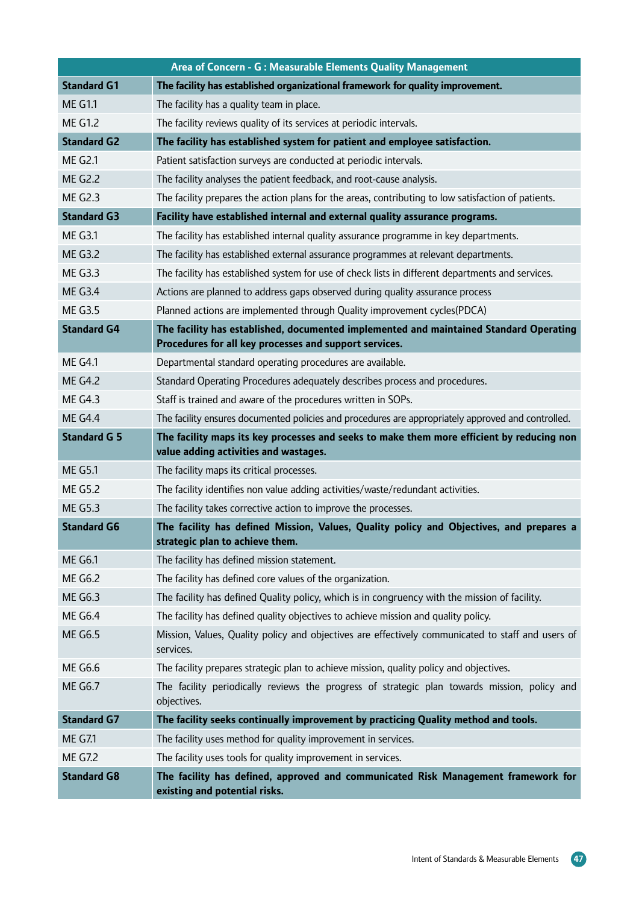| Area of Concern - G : Measurable Elements Quality Management | |
|---|---|
| **Standard G1** | **The facility has established organizational framework for quality improvement.** |
| ME G1.1 | The facility has a quality team in place. |
| ME G1.2 | The facility reviews quality of its services at periodic intervals. |
| **Standard G2** | **The facility has established system for patient and employee satisfaction.** |
| ME G2.1 | Patient satisfaction surveys are conducted at periodic intervals. |
| ME G2.2 | The facility analyses the patient feedback, and root-cause analysis. |
| ME G2.3 | The facility prepares the action plans for the areas, contributing to low satisfaction of patients. |
| **Standard G3** | **Facility have established internal and external quality assurance programs.** |
| ME G3.1 | The facility has established internal quality assurance programme in key departments. |
| ME G3.2 | The facility has established external assurance programmes at relevant departments. |
| ME G3.3 | The facility has established system for use of check lists in different departments and services. |
| ME G3.4 | Actions are planned to address gaps observed during quality assurance process |
| ME G3.5 | Planned actions are implemented through Quality improvement cycles(PDCA) |
| **Standard G4** | **The facility has established, documented implemented and maintained Standard Operating Procedures for all key processes and support services.** |
| ME G4.1 | Departmental standard operating procedures are available. |
| ME G4.2 | Standard Operating Procedures adequately describes process and procedures. |
| ME G4.3 | Staff is trained and aware of the procedures written in SOPs. |
| ME G4.4 | The facility ensures documented policies and procedures are appropriately approved and controlled. |
| **Standard G 5** | **The facility maps its key processes and seeks to make them more efficient by reducing non value adding activities and wastages.** |
| ME G5.1 | The facility maps its critical processes. |
| ME G5.2 | The facility identifies non value adding activities/waste/redundant activities. |
| ME G5.3 | The facility takes corrective action to improve the processes. |
| **Standard G6** | **The facility has defined Mission, Values, Quality policy and Objectives, and prepares a strategic plan to achieve them.** |
| ME G6.1 | The facility has defined mission statement. |
| ME G6.2 | The facility has defined core values of the organization. |
| ME G6.3 | The facility has defined Quality policy, which is in congruency with the mission of facility. |
| ME G6.4 | The facility has defined quality objectives to achieve mission and quality policy. |
| ME G6.5 | Mission, Values, Quality policy and objectives are effectively communicated to staff and users of services. |
| ME G6.6 | The facility prepares strategic plan to achieve mission, quality policy and objectives. |
| ME G6.7 | The facility periodically reviews the progress of strategic plan towards mission, policy and objectives. |
| **Standard G7** | **The facility seeks continually improvement by practicing Quality method and tools.** |
| ME G7.1 | The facility uses method for quality improvement in services. |
| ME G7.2 | The facility uses tools for quality improvement in services. |
| **Standard G8** | **The facility has defined, approved and communicated Risk Management framework for existing and potential risks.** |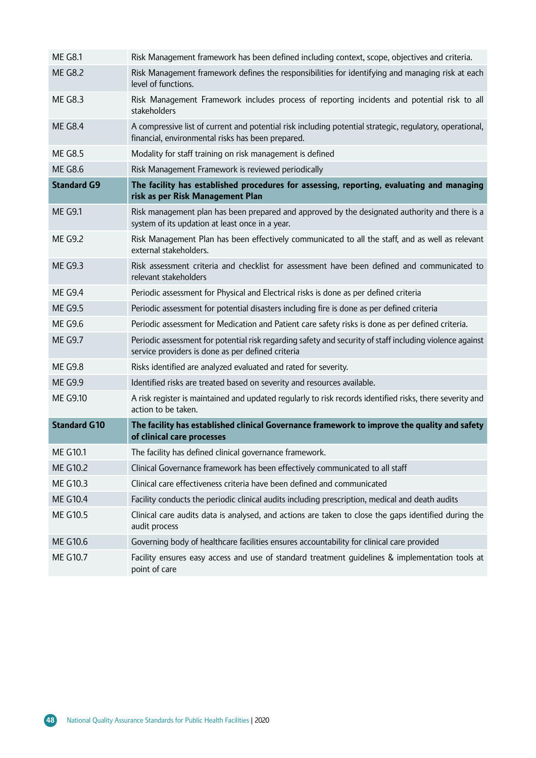| | |
|---|---|
| ME G8.1 | Risk Management framework has been defined including context, scope, objectives and criteria. |
| ME G8.2 | Risk Management framework defines the responsibilities for identifying and managing risk at each level of functions. |
| ME G8.3 | Risk Management Framework includes process of reporting incidents and potential risk to all stakeholders |
| ME G8.4 | A compressive list of current and potential risk including potential strategic, regulatory, operational, financial, environmental risks has been prepared. |
| ME G8.5 | Modality for staff training on risk management is defined |
| ME G8.6 | Risk Management Framework is reviewed periodically |
| **Standard G9** | **The facility has established procedures for assessing, reporting, evaluating and managing risk as per Risk Management Plan** |
| ME G9.1 | Risk management plan has been prepared and approved by the designated authority and there is a system of its updation at least once in a year. |
| ME G9.2 | Risk Management Plan has been effectively communicated to all the staff, and as well as relevant external stakeholders. |
| ME G9.3 | Risk assessment criteria and checklist for assessment have been defined and communicated to relevant stakeholders |
| ME G9.4 | Periodic assessment for Physical and Electrical risks is done as per defined criteria |
| ME G9.5 | Periodic assessment for potential disasters including fire is done as per defined criteria |
| ME G9.6 | Periodic assessment for Medication and Patient care safety risks is done as per defined criteria. |
| ME G9.7 | Periodic assessment for potential risk regarding safety and security of staff including violence against service providers is done as per defined criteria |
| ME G9.8 | Risks identified are analyzed evaluated and rated for severity. |
| ME G9.9 | Identified risks are treated based on severity and resources available. |
| ME G9.10 | A risk register is maintained and updated regularly to risk records identified risks, there severity and action to be taken. |
| **Standard G10** | **The facility has established clinical Governance framework to improve the quality and safety of clinical care processes** |
| ME G10.1 | The facility has defined clinical governance framework. |
| ME G10.2 | Clinical Governance framework has been effectively communicated to all staff |
| ME G10.3 | Clinical care effectiveness criteria have been defined and communicated |
| ME G10.4 | Facility conducts the periodic clinical audits including prescription, medical and death audits |
| ME G10.5 | Clinical care audits data is analysed, and actions are taken to close the gaps identified during the audit process |
| ME G10.6 | Governing body of healthcare facilities ensures accountability for clinical care provided |
| ME G10.7 | Facility ensures easy access and use of standard treatment guidelines & implementation tools at point of care |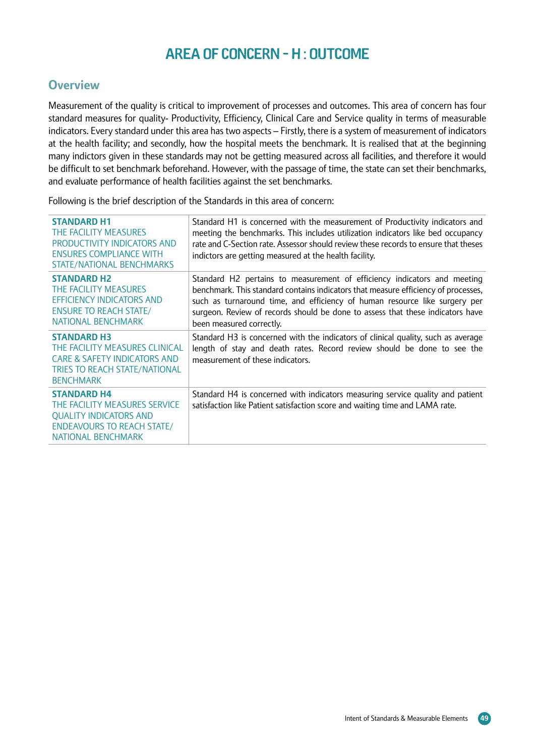# AREA OF CONCERN - H : OUTCOME

## Overview

Measurement of the quality is critical to improvement of processes and outcomes. This area of concern has four standard measures for quality- Productivity, Efficiency, Clinical Care and Service quality in terms of measurable indicators. Every standard under this area has two aspects – Firstly, there is a system of measurement of indicators at the health facility; and secondly, how the hospital meets the benchmark. It is realised that at the beginning many indictors given in these standards may not be getting measured across all facilities, and therefore it would be difficult to set benchmark beforehand. However, with the passage of time, the state can set their benchmarks, and evaluate performance of health facilities against the set benchmarks.

Following is the brief description of the Standards in this area of concern:

| | |
|---|---|
| **STANDARD H1**<br>THE FACILITY MEASURES PRODUCTIVITY INDICATORS AND ENSURES COMPLIANCE WITH STATE/NATIONAL BENCHMARKS | Standard H1 is concerned with the measurement of Productivity indicators and meeting the benchmarks. This includes utilization indicators like bed occupancy rate and C-Section rate. Assessor should review these records to ensure that theses indictors are getting measured at the health facility. |
| **STANDARD H2**<br>THE FACILITY MEASURES EFFICIENCY INDICATORS AND ENSURE TO REACH STATE/ NATIONAL BENCHMARK | Standard H2 pertains to measurement of efficiency indicators and meeting benchmark. This standard contains indicators that measure efficiency of processes, such as turnaround time, and efficiency of human resource like surgery per surgeon. Review of records should be done to assess that these indicators have been measured correctly. |
| **STANDARD H3**<br>THE FACILITY MEASURES CLINICAL CARE & SAFETY INDICATORS AND TRIES TO REACH STATE/NATIONAL BENCHMARK | Standard H3 is concerned with the indicators of clinical quality, such as average length of stay and death rates. Record review should be done to see the measurement of these indicators. |
| **STANDARD H4**<br>THE FACILITY MEASURES SERVICE QUALITY INDICATORS AND ENDEAVOURS TO REACH STATE/ NATIONAL BENCHMARK | Standard H4 is concerned with indicators measuring service quality and patient satisfaction like Patient satisfaction score and waiting time and LAMA rate. |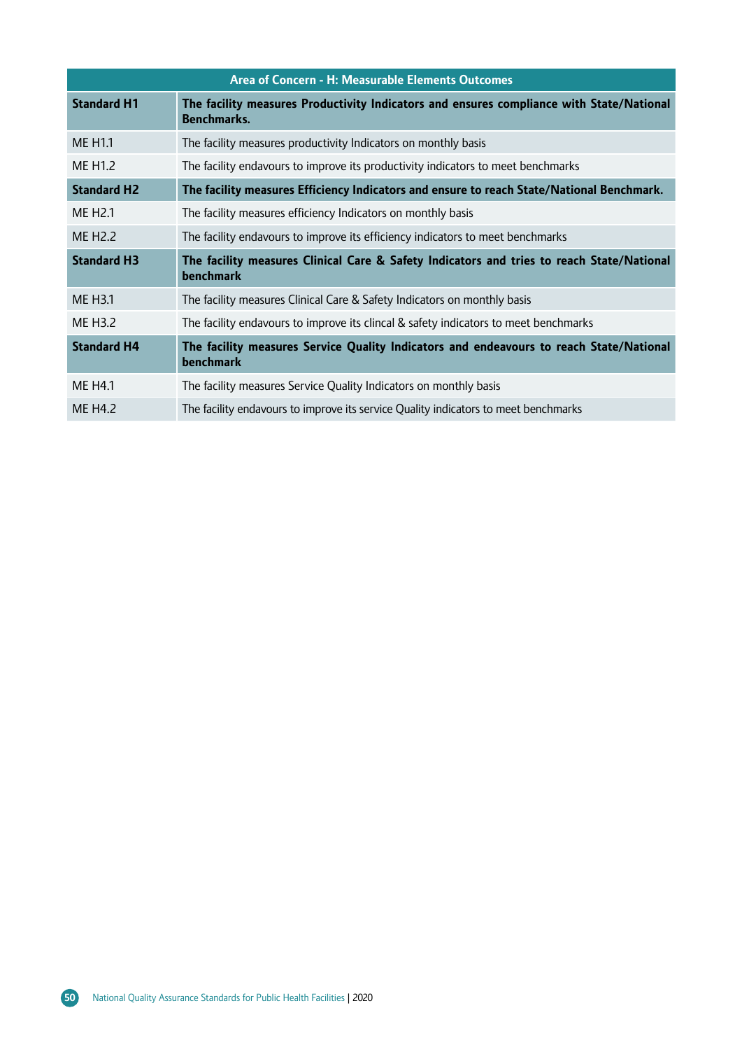| Area of Concern - H: Measurable Elements Outcomes | |
|---|---|
| **Standard H1** | **The facility measures Productivity Indicators and ensures compliance with State/National Benchmarks.** |
| ME H1.1 | The facility measures productivity Indicators on monthly basis |
| ME H1.2 | The facility endavours to improve its productivity indicators to meet benchmarks |
| **Standard H2** | **The facility measures Efficiency Indicators and ensure to reach State/National Benchmark.** |
| ME H2.1 | The facility measures efficiency Indicators on monthly basis |
| ME H2.2 | The facility endavours to improve its efficiency indicators to meet benchmarks |
| **Standard H3** | **The facility measures Clinical Care & Safety Indicators and tries to reach State/National benchmark** |
| ME H3.1 | The facility measures Clinical Care & Safety Indicators on monthly basis |
| ME H3.2 | The facility endavours to improve its clincal & safety indicators to meet benchmarks |
| **Standard H4** | **The facility measures Service Quality Indicators and endeavours to reach State/National benchmark** |
| ME H4.1 | The facility measures Service Quality Indicators on monthly basis |
| ME H4.2 | The facility endavours to improve its service Quality indicators to meet benchmarks |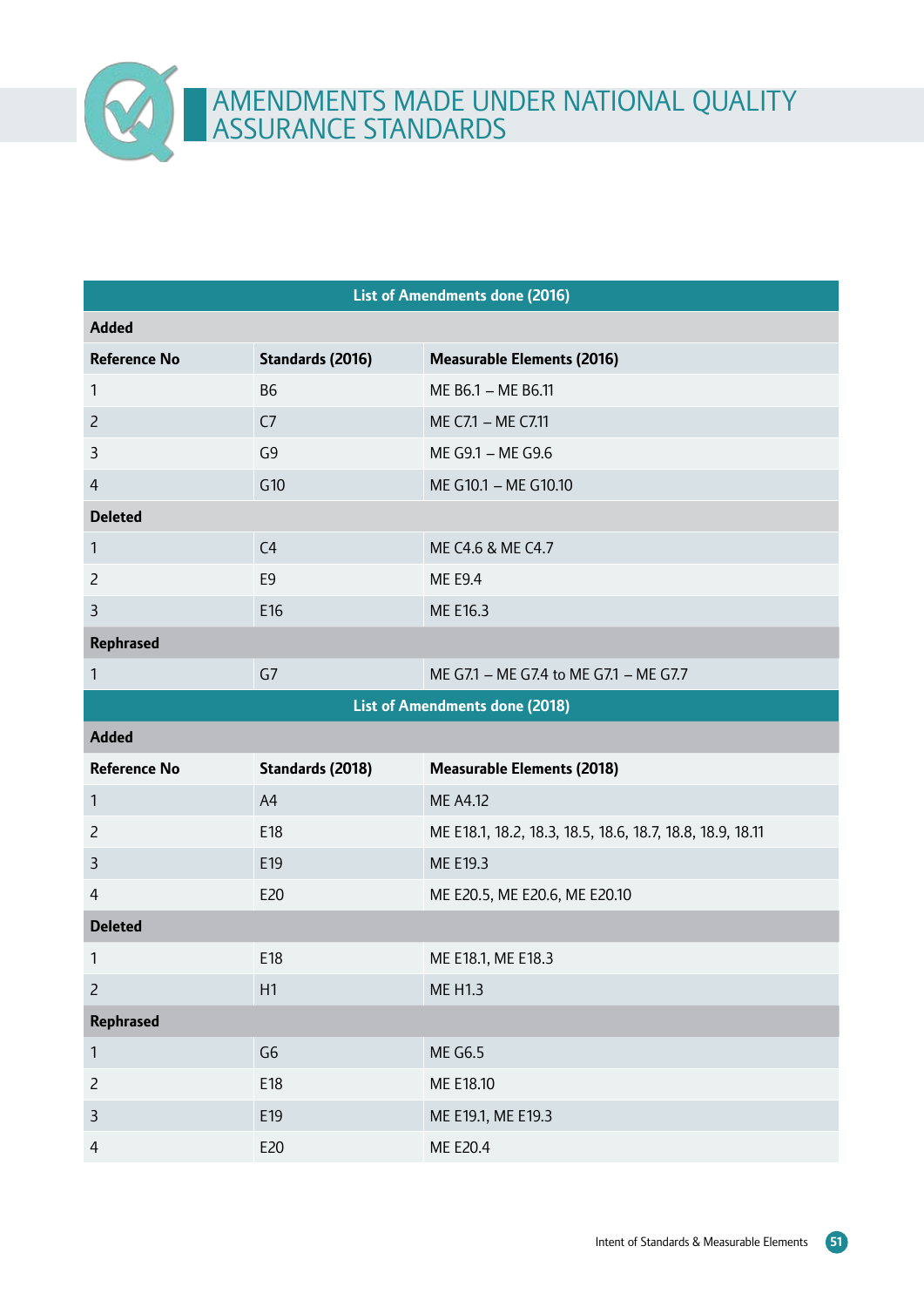# AMENDMENTS MADE UNDER NATIONAL QUALITY ASSURANCE STANDARDS

| List of Amendments done (2016) | | |
|---|---|---|
| **Added** | | |
| **Reference No** | **Standards (2016)** | **Measurable Elements (2016)** |
| 1 | B6 | ME B6.1 – ME B6.11 |
| 2 | C7 | ME C7.1 – ME C7.11 |
| 3 | G9 | ME G9.1 – ME G9.6 |
| 4 | G10 | ME G10.1 – ME G10.10 |
| **Deleted** | | |
| 1 | C4 | ME C4.6 & ME C4.7 |
| 2 | E9 | ME E9.4 |
| 3 | E16 | ME E16.3 |
| **Rephrased** | | |
| 1 | G7 | ME G7.1 – ME G7.4 to ME G7.1 – ME G7.7 |
| **List of Amendments done (2018)** | | |
| **Added** | | |
| **Reference No** | **Standards (2018)** | **Measurable Elements (2018)** |
| 1 | A4 | ME A4.12 |
| 2 | E18 | ME E18.1, 18.2, 18.3, 18.5, 18.6, 18.7, 18.8, 18.9, 18.11 |
| 3 | E19 | ME E19.3 |
| 4 | E20 | ME E20.5, ME E20.6, ME E20.10 |
| **Deleted** | | |
| 1 | E18 | ME E18.1, ME E18.3 |
| 2 | H1 | ME H1.3 |
| **Rephrased** | | |
| 1 | G6 | ME G6.5 |
| 2 | E18 | ME E18.10 |
| 3 | E19 | ME E19.1, ME E19.3 |
| 4 | E20 | ME E20.4 |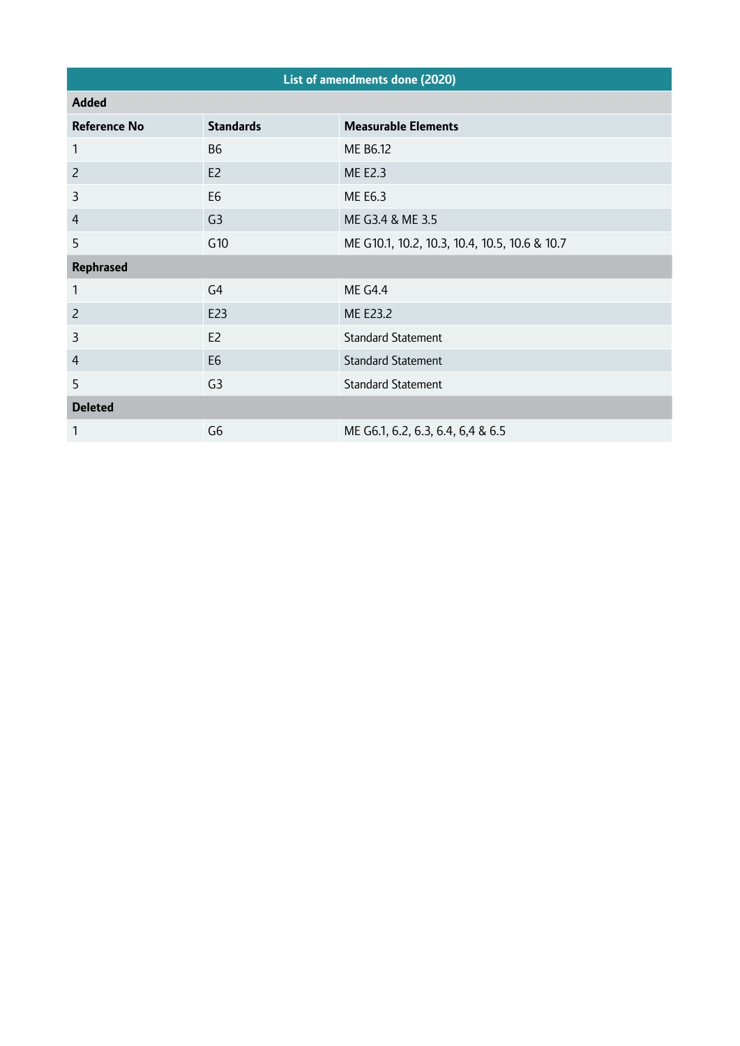| List of amendments done (2020) | | |
|---|---|---|
| **Added** | | |
| **Reference No** | **Standards** | **Measurable Elements** |
| 1 | B6 | ME B6.12 |
| 2 | E2 | ME E2.3 |
| 3 | E6 | ME E6.3 |
| 4 | G3 | ME G3.4 & ME 3.5 |
| 5 | G10 | ME G10.1, 10.2, 10.3, 10.4, 10.5, 10.6 & 10.7 |
| **Rephrased** | | |
| 1 | G4 | ME G4.4 |
| 2 | E23 | ME E23.2 |
| 3 | E2 | Standard Statement |
| 4 | E6 | Standard Statement |
| 5 | G3 | Standard Statement |
| **Deleted** | | |
| 1 | G6 | ME G6.1, 6.2, 6.3, 6.4, 6,4 & 6.5 |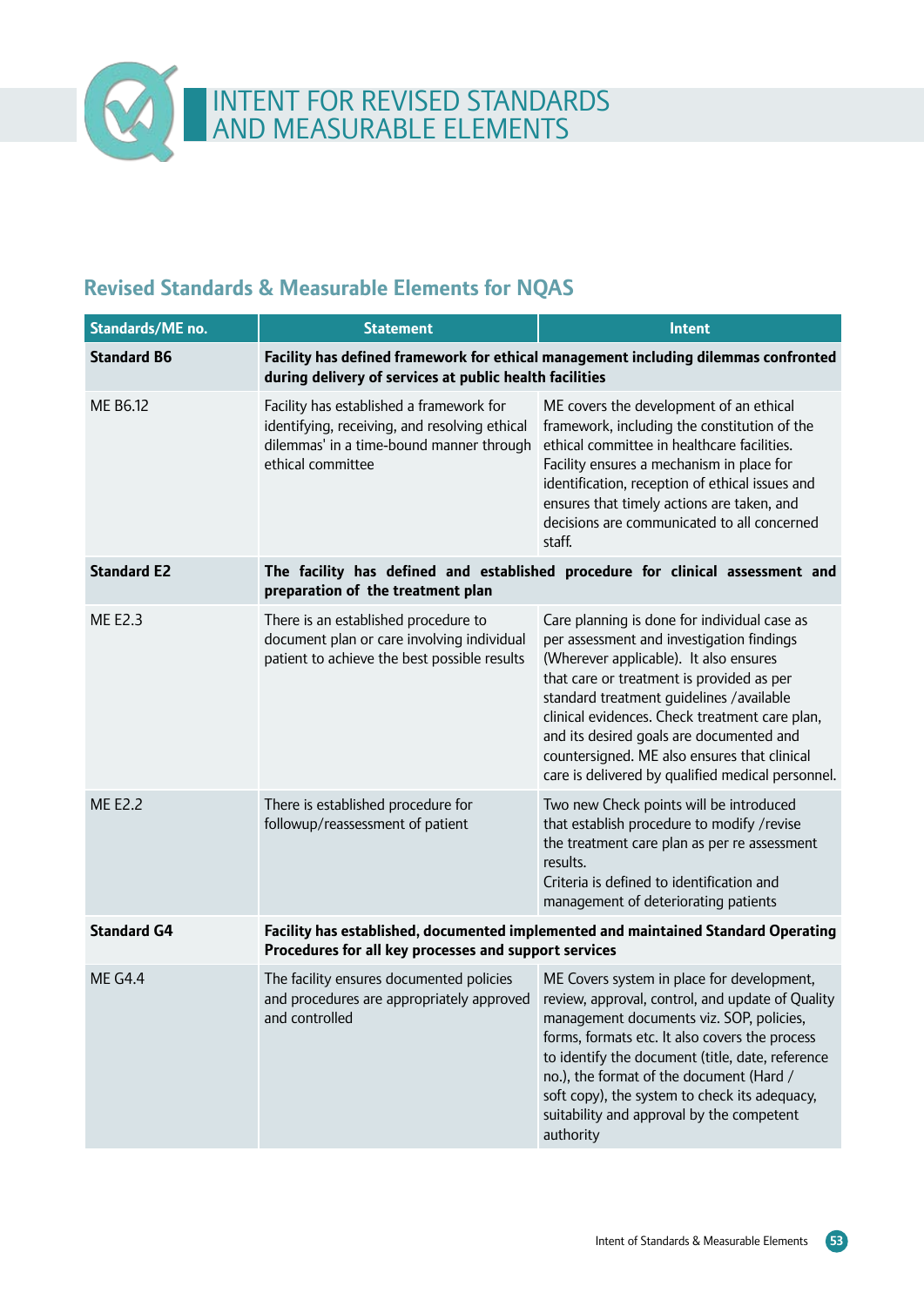# INTENT FOR REVISED STANDARDS AND MEASURABLE ELEMENTS

## Revised Standards & Measurable Elements for NQAS

| Standards/ME no. | Statement | Intent |
|---|---|---|
| **Standard B6** | **Facility has defined framework for ethical management including dilemmas confronted during delivery of services at public health facilities** | |
| ME B6.12 | Facility has established a framework for identifying, receiving, and resolving ethical dilemmas' in a time-bound manner through ethical committee | ME covers the development of an ethical framework, including the constitution of the ethical committee in healthcare facilities. Facility ensures a mechanism in place for identification, reception of ethical issues and ensures that timely actions are taken, and decisions are communicated to all concerned staff. |
| **Standard E2** | **The facility has defined and established procedure for clinical assessment and preparation of the treatment plan** | |
| ME E2.3 | There is an established procedure to document plan or care involving individual patient to achieve the best possible results | Care planning is done for individual case as per assessment and investigation findings (Wherever applicable). It also ensures that care or treatment is provided as per standard treatment guidelines /available clinical evidences. Check treatment care plan, and its desired goals are documented and countersigned. ME also ensures that clinical care is delivered by qualified medical personnel. |
| ME E2.2 | There is established procedure for followup/reassessment of patient | Two new Check points will be introduced that establish procedure to modify /revise the treatment care plan as per re assessment results.<br>Criteria is defined to identification and management of deteriorating patients |
| **Standard G4** | **Facility has established, documented implemented and maintained Standard Operating Procedures for all key processes and support services** | |
| ME G4.4 | The facility ensures documented policies and procedures are appropriately approved and controlled | ME Covers system in place for development, review, approval, control, and update of Quality management documents viz. SOP, policies, forms, formats etc. It also covers the process to identify the document (title, date, reference no.), the format of the document (Hard / soft copy), the system to check its adequacy, suitability and approval by the competent authority |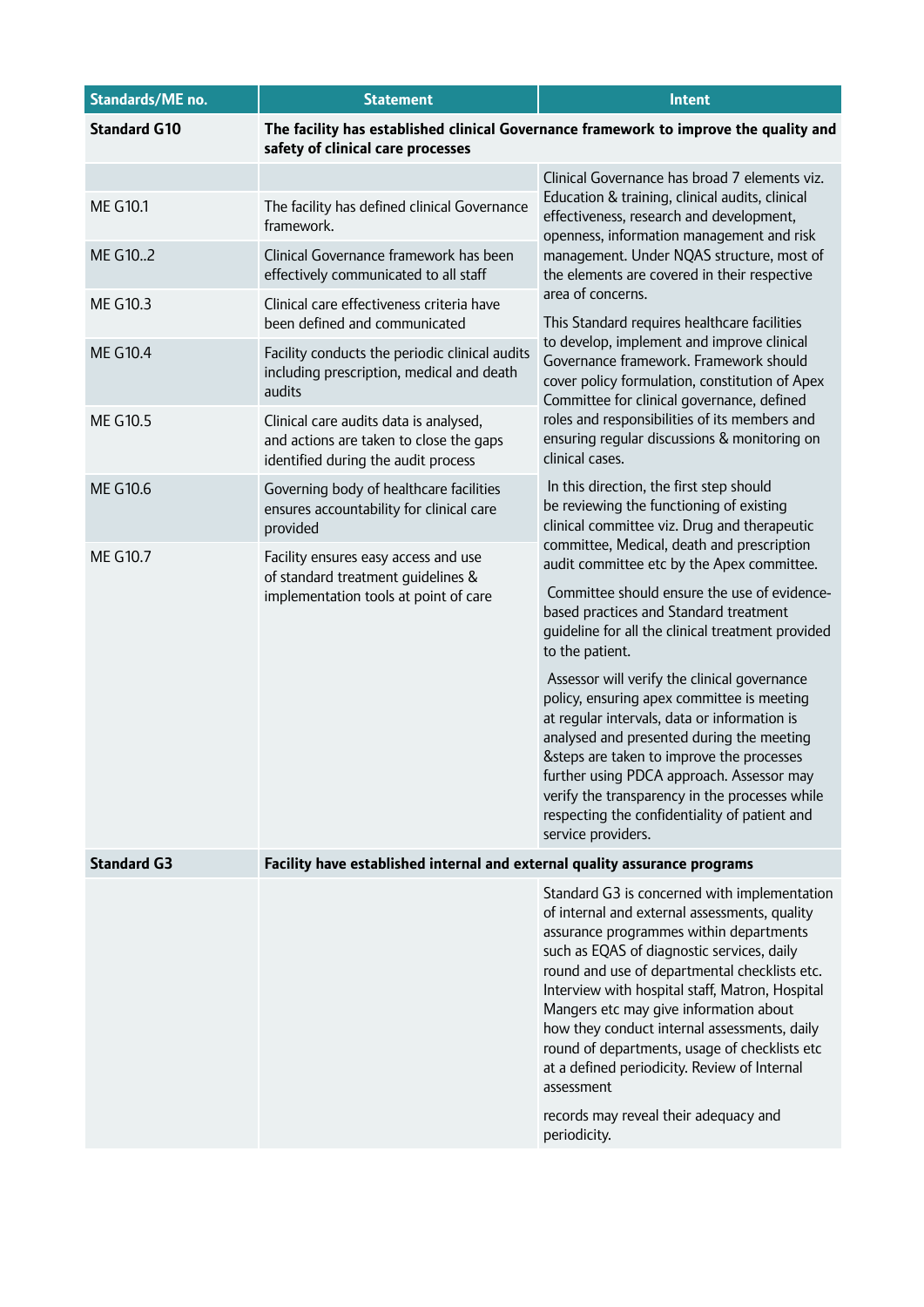| Standards/ME no. | Statement | Intent |
|---|---|---|
| **Standard G10** | **The facility has established clinical Governance framework to improve the quality and safety of clinical care processes** | |
| | | Clinical Governance has broad 7 elements viz. Education & training, clinical audits, clinical effectiveness, research and development, openness, information management and risk management. Under NQAS structure, most of the elements are covered in their respective area of concerns.<br><br>This Standard requires healthcare facilities to develop, implement and improve clinical Governance framework. Framework should cover policy formulation, constitution of Apex Committee for clinical governance, defined roles and responsibilities of its members and ensuring regular discussions & monitoring on clinical cases.<br><br>In this direction, the first step should be reviewing the functioning of existing clinical committee viz. Drug and therapeutic committee, Medical, death and prescription audit committee etc by the Apex committee.<br><br>Committee should ensure the use of evidence-based practices and Standard treatment guideline for all the clinical treatment provided to the patient.<br><br>Assessor will verify the clinical governance policy, ensuring apex committee is meeting at regular intervals, data or information is analysed and presented during the meeting &steps are taken to improve the processes further using PDCA approach. Assessor may verify the transparency in the processes while respecting the confidentiality of patient and service providers. |
| ME G10.1 | The facility has defined clinical Governance framework. | |
| ME G10..2 | Clinical Governance framework has been effectively communicated to all staff | |
| ME G10.3 | Clinical care effectiveness criteria have been defined and communicated | |
| ME G10.4 | Facility conducts the periodic clinical audits including prescription, medical and death audits | |
| ME G10.5 | Clinical care audits data is analysed, and actions are taken to close the gaps identified during the audit process | |
| ME G10.6 | Governing body of healthcare facilities ensures accountability for clinical care provided | |
| ME G10.7 | Facility ensures easy access and use of standard treatment guidelines & implementation tools at point of care | |
| **Standard G3** | **Facility have established internal and external quality assurance programs** | |
| | | Standard G3 is concerned with implementation of internal and external assessments, quality assurance programmes within departments such as EQAS of diagnostic services, daily round and use of departmental checklists etc. Interview with hospital staff, Matron, Hospital Mangers etc may give information about how they conduct internal assessments, daily round of departments, usage of checklists etc at a defined periodicity. Review of Internal assessment<br><br>records may reveal their adequacy and periodicity. |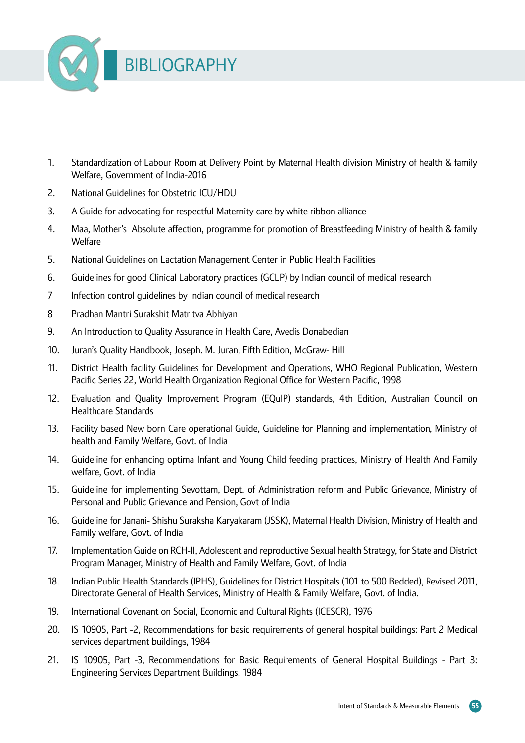# BIBLIOGRAPHY

1. Standardization of Labour Room at Delivery Point by Maternal Health division Ministry of health & family Welfare, Government of India-2016
2. National Guidelines for Obstetric ICU/HDU
3. A Guide for advocating for respectful Maternity care by white ribbon alliance
4. Maa, Mother's Absolute affection, programme for promotion of Breastfeeding Ministry of health & family Welfare
5. National Guidelines on Lactation Management Center in Public Health Facilities
6. Guidelines for good Clinical Laboratory practices (GCLP) by Indian council of medical research
7. Infection control guidelines by Indian council of medical research
8. Pradhan Mantri Surakshit Matritva Abhiyan
9. An Introduction to Quality Assurance in Health Care, Avedis Donabedian
10. Juran's Quality Handbook, Joseph. M. Juran, Fifth Edition, McGraw- Hill
11. District Health facility Guidelines for Development and Operations, WHO Regional Publication, Western Pacific Series 22, World Health Organization Regional Office for Western Pacific, 1998
12. Evaluation and Quality Improvement Program (EQuIP) standards, 4th Edition, Australian Council on Healthcare Standards
13. Facility based New born Care operational Guide, Guideline for Planning and implementation, Ministry of health and Family Welfare, Govt. of India
14. Guideline for enhancing optima Infant and Young Child feeding practices, Ministry of Health And Family welfare, Govt. of India
15. Guideline for implementing Sevottam, Dept. of Administration reform and Public Grievance, Ministry of Personal and Public Grievance and Pension, Govt of India
16. Guideline for Janani- Shishu Suraksha Karyakaram (JSSK), Maternal Health Division, Ministry of Health and Family welfare, Govt. of India
17. Implementation Guide on RCH-II, Adolescent and reproductive Sexual health Strategy, for State and District Program Manager, Ministry of Health and Family Welfare, Govt. of India
18. Indian Public Health Standards (IPHS), Guidelines for District Hospitals (101 to 500 Bedded), Revised 2011, Directorate General of Health Services, Ministry of Health & Family Welfare, Govt. of India.
19. International Covenant on Social, Economic and Cultural Rights (ICESCR), 1976
20. IS 10905, Part -2, Recommendations for basic requirements of general hospital buildings: Part 2 Medical services department buildings, 1984
21. IS 10905, Part -3, Recommendations for Basic Requirements of General Hospital Buildings - Part 3: Engineering Services Department Buildings, 1984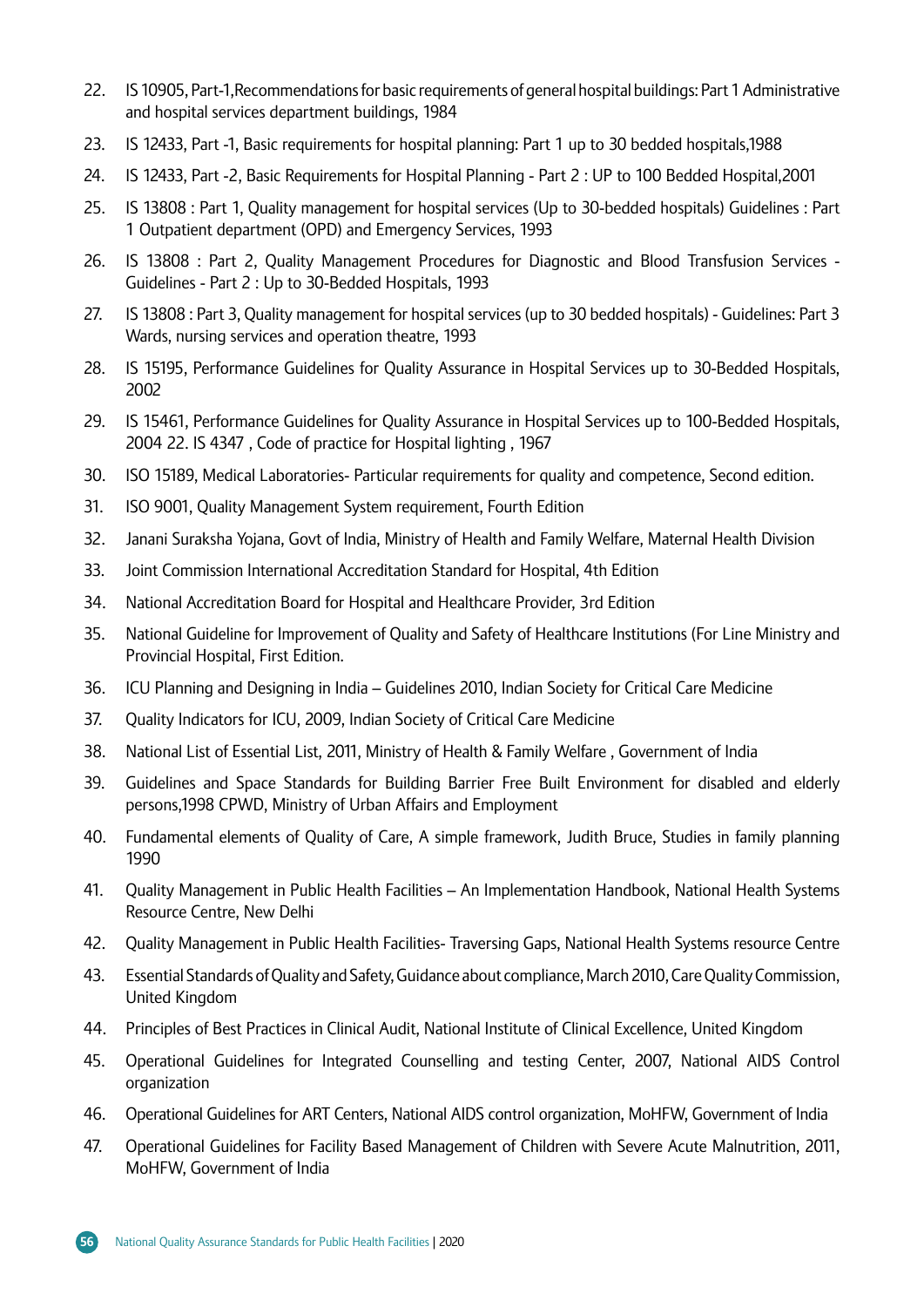22. IS 10905, Part-1,Recommendations for basic requirements of general hospital buildings: Part 1 Administrative and hospital services department buildings, 1984
23. IS 12433, Part -1, Basic requirements for hospital planning: Part 1 up to 30 bedded hospitals,1988
24. IS 12433, Part -2, Basic Requirements for Hospital Planning - Part 2 : UP to 100 Bedded Hospital,2001
25. IS 13808 : Part 1, Quality management for hospital services (Up to 30-bedded hospitals) Guidelines : Part 1 Outpatient department (OPD) and Emergency Services, 1993
26. IS 13808 : Part 2, Quality Management Procedures for Diagnostic and Blood Transfusion Services - Guidelines - Part 2 : Up to 30-Bedded Hospitals, 1993
27. IS 13808 : Part 3, Quality management for hospital services (up to 30 bedded hospitals) - Guidelines: Part 3 Wards, nursing services and operation theatre, 1993
28. IS 15195, Performance Guidelines for Quality Assurance in Hospital Services up to 30-Bedded Hospitals, 2002
29. IS 15461, Performance Guidelines for Quality Assurance in Hospital Services up to 100-Bedded Hospitals, 2004 22. IS 4347 , Code of practice for Hospital lighting , 1967
30. ISO 15189, Medical Laboratories- Particular requirements for quality and competence, Second edition.
31. ISO 9001, Quality Management System requirement, Fourth Edition
32. Janani Suraksha Yojana, Govt of India, Ministry of Health and Family Welfare, Maternal Health Division
33. Joint Commission International Accreditation Standard for Hospital, 4th Edition
34. National Accreditation Board for Hospital and Healthcare Provider, 3rd Edition
35. National Guideline for Improvement of Quality and Safety of Healthcare Institutions (For Line Ministry and Provincial Hospital, First Edition.
36. ICU Planning and Designing in India – Guidelines 2010, Indian Society for Critical Care Medicine
37. Quality Indicators for ICU, 2009, Indian Society of Critical Care Medicine
38. National List of Essential List, 2011, Ministry of Health & Family Welfare , Government of India
39. Guidelines and Space Standards for Building Barrier Free Built Environment for disabled and elderly persons,1998 CPWD, Ministry of Urban Affairs and Employment
40. Fundamental elements of Quality of Care, A simple framework, Judith Bruce, Studies in family planning 1990
41. Quality Management in Public Health Facilities – An Implementation Handbook, National Health Systems Resource Centre, New Delhi
42. Quality Management in Public Health Facilities- Traversing Gaps, National Health Systems resource Centre
43. Essential Standards of Quality and Safety, Guidance about compliance, March 2010, Care Quality Commission, United Kingdom
44. Principles of Best Practices in Clinical Audit, National Institute of Clinical Excellence, United Kingdom
45. Operational Guidelines for Integrated Counselling and testing Center, 2007, National AIDS Control organization
46. Operational Guidelines for ART Centers, National AIDS control organization, MoHFW, Government of India
47. Operational Guidelines for Facility Based Management of Children with Severe Acute Malnutrition, 2011, MoHFW, Government of India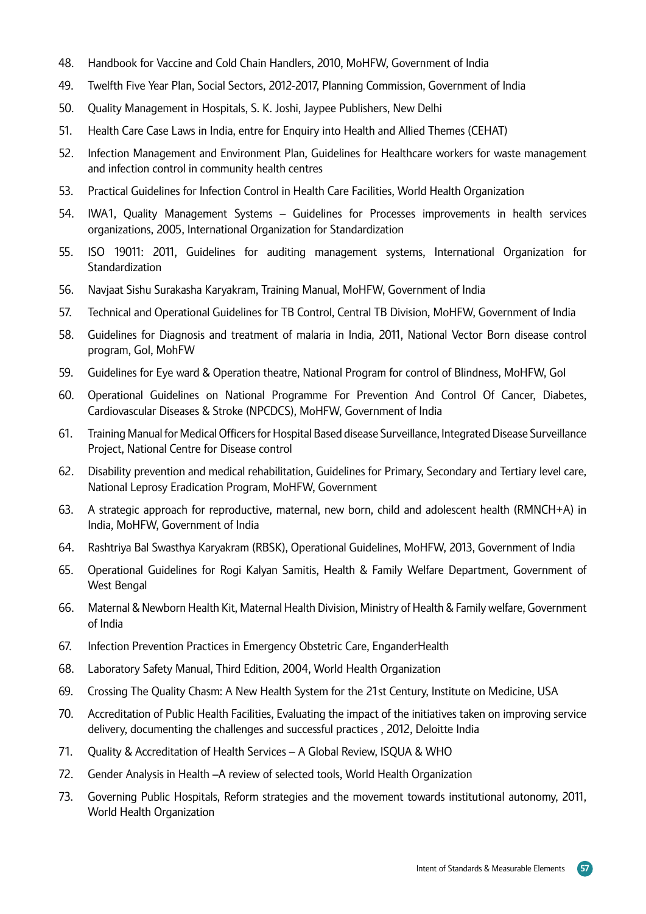48. Handbook for Vaccine and Cold Chain Handlers, 2010, MoHFW, Government of India
49. Twelfth Five Year Plan, Social Sectors, 2012-2017, Planning Commission, Government of India
50. Quality Management in Hospitals, S. K. Joshi, Jaypee Publishers, New Delhi
51. Health Care Case Laws in India, entre for Enquiry into Health and Allied Themes (CEHAT)
52. Infection Management and Environment Plan, Guidelines for Healthcare workers for waste management and infection control in community health centres
53. Practical Guidelines for Infection Control in Health Care Facilities, World Health Organization
54. IWA1, Quality Management Systems – Guidelines for Processes improvements in health services organizations, 2005, International Organization for Standardization
55. ISO 19011: 2011, Guidelines for auditing management systems, International Organization for Standardization
56. Navjaat Sishu Surakasha Karyakram, Training Manual, MoHFW, Government of India
57. Technical and Operational Guidelines for TB Control, Central TB Division, MoHFW, Government of India
58. Guidelines for Diagnosis and treatment of malaria in India, 2011, National Vector Born disease control program, GoI, MohFW
59. Guidelines for Eye ward & Operation theatre, National Program for control of Blindness, MoHFW, GoI
60. Operational Guidelines on National Programme For Prevention And Control Of Cancer, Diabetes, Cardiovascular Diseases & Stroke (NPCDCS), MoHFW, Government of India
61. Training Manual for Medical Officers for Hospital Based disease Surveillance, Integrated Disease Surveillance Project, National Centre for Disease control
62. Disability prevention and medical rehabilitation, Guidelines for Primary, Secondary and Tertiary level care, National Leprosy Eradication Program, MoHFW, Government
63. A strategic approach for reproductive, maternal, new born, child and adolescent health (RMNCH+A) in India, MoHFW, Government of India
64. Rashtriya Bal Swasthya Karyakram (RBSK), Operational Guidelines, MoHFW, 2013, Government of India
65. Operational Guidelines for Rogi Kalyan Samitis, Health & Family Welfare Department, Government of West Bengal
66. Maternal & Newborn Health Kit, Maternal Health Division, Ministry of Health & Family welfare, Government of India
67. Infection Prevention Practices in Emergency Obstetric Care, EnganderHealth
68. Laboratory Safety Manual, Third Edition, 2004, World Health Organization
69. Crossing The Quality Chasm: A New Health System for the 21st Century, Institute on Medicine, USA
70. Accreditation of Public Health Facilities, Evaluating the impact of the initiatives taken on improving service delivery, documenting the challenges and successful practices , 2012, Deloitte India
71. Quality & Accreditation of Health Services – A Global Review, ISQUA & WHO
72. Gender Analysis in Health –A review of selected tools, World Health Organization
73. Governing Public Hospitals, Reform strategies and the movement towards institutional autonomy, 2011, World Health Organization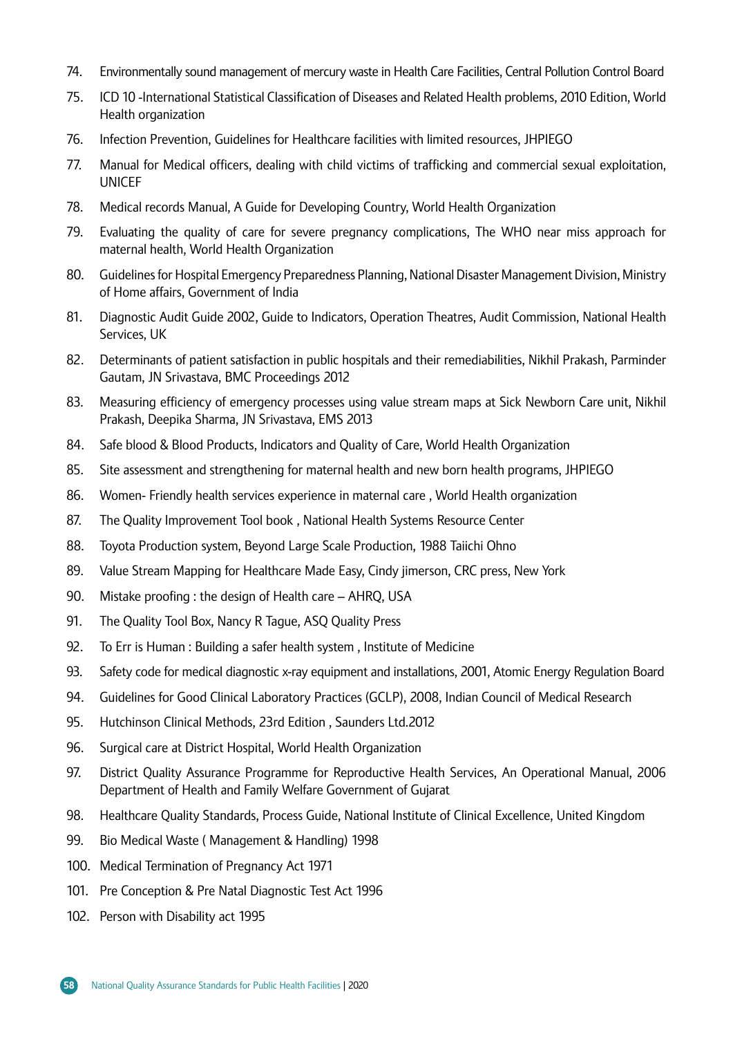74. Environmentally sound management of mercury waste in Health Care Facilities, Central Pollution Control Board
75. ICD 10 -International Statistical Classification of Diseases and Related Health problems, 2010 Edition, World Health organization
76. Infection Prevention, Guidelines for Healthcare facilities with limited resources, JHPIEGO
77. Manual for Medical officers, dealing with child victims of trafficking and commercial sexual exploitation, UNICEF
78. Medical records Manual, A Guide for Developing Country, World Health Organization
79. Evaluating the quality of care for severe pregnancy complications, The WHO near miss approach for maternal health, World Health Organization
80. Guidelines for Hospital Emergency Preparedness Planning, National Disaster Management Division, Ministry of Home affairs, Government of India
81. Diagnostic Audit Guide 2002, Guide to Indicators, Operation Theatres, Audit Commission, National Health Services, UK
82. Determinants of patient satisfaction in public hospitals and their remediabilities, Nikhil Prakash, Parminder Gautam, JN Srivastava, BMC Proceedings 2012
83. Measuring efficiency of emergency processes using value stream maps at Sick Newborn Care unit, Nikhil Prakash, Deepika Sharma, JN Srivastava, EMS 2013
84. Safe blood & Blood Products, Indicators and Quality of Care, World Health Organization
85. Site assessment and strengthening for maternal health and new born health programs, JHPIEGO
86. Women- Friendly health services experience in maternal care , World Health organization
87. The Quality Improvement Tool book , National Health Systems Resource Center
88. Toyota Production system, Beyond Large Scale Production, 1988 Taiichi Ohno
89. Value Stream Mapping for Healthcare Made Easy, Cindy jimerson, CRC press, New York
90. Mistake proofing : the design of Health care – AHRQ, USA
91. The Quality Tool Box, Nancy R Tague, ASQ Quality Press
92. To Err is Human : Building a safer health system , Institute of Medicine
93. Safety code for medical diagnostic x-ray equipment and installations, 2001, Atomic Energy Regulation Board
94. Guidelines for Good Clinical Laboratory Practices (GCLP), 2008, Indian Council of Medical Research
95. Hutchinson Clinical Methods, 23rd Edition , Saunders Ltd.2012
96. Surgical care at District Hospital, World Health Organization
97. District Quality Assurance Programme for Reproductive Health Services, An Operational Manual, 2006 Department of Health and Family Welfare Government of Gujarat
98. Healthcare Quality Standards, Process Guide, National Institute of Clinical Excellence, United Kingdom
99. Bio Medical Waste ( Management & Handling) 1998
100. Medical Termination of Pregnancy Act 1971
101. Pre Conception & Pre Natal Diagnostic Test Act 1996
102. Person with Disability act 1995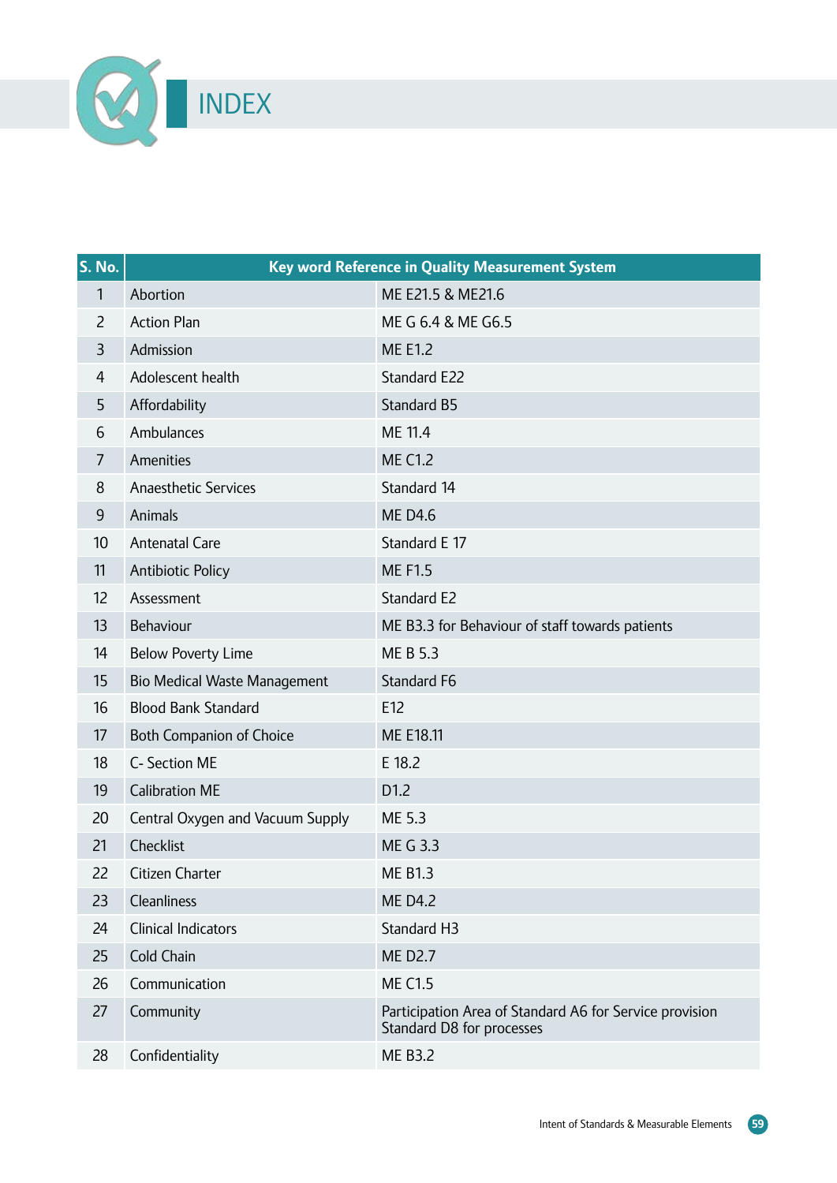# INDEX

| S. No. | Key word Reference in Quality Measurement System | |
|---|---|---|
| 1 | Abortion | ME E21.5 & ME21.6 |
| 2 | Action Plan | ME G 6.4 & ME G6.5 |
| 3 | Admission | ME E1.2 |
| 4 | Adolescent health | Standard E22 |
| 5 | Affordability | Standard B5 |
| 6 | Ambulances | ME 11.4 |
| 7 | Amenities | ME C1.2 |
| 8 | Anaesthetic Services | Standard 14 |
| 9 | Animals | ME D4.6 |
| 10 | Antenatal Care | Standard E 17 |
| 11 | Antibiotic Policy | ME F1.5 |
| 12 | Assessment | Standard E2 |
| 13 | Behaviour | ME B3.3 for Behaviour of staff towards patients |
| 14 | Below Poverty Lime | ME B 5.3 |
| 15 | Bio Medical Waste Management | Standard F6 |
| 16 | Blood Bank Standard | E12 |
| 17 | Both Companion of Choice | ME E18.11 |
| 18 | C- Section ME | E 18.2 |
| 19 | Calibration ME | D1.2 |
| 20 | Central Oxygen and Vacuum Supply | ME 5.3 |
| 21 | Checklist | ME G 3.3 |
| 22 | Citizen Charter | ME B1.3 |
| 23 | Cleanliness | ME D4.2 |
| 24 | Clinical Indicators | Standard H3 |
| 25 | Cold Chain | ME D2.7 |
| 26 | Communication | ME C1.5 |
| 27 | Community | Participation Area of Standard A6 for Service provision Standard D8 for processes |
| 28 | Confidentiality | ME B3.2 |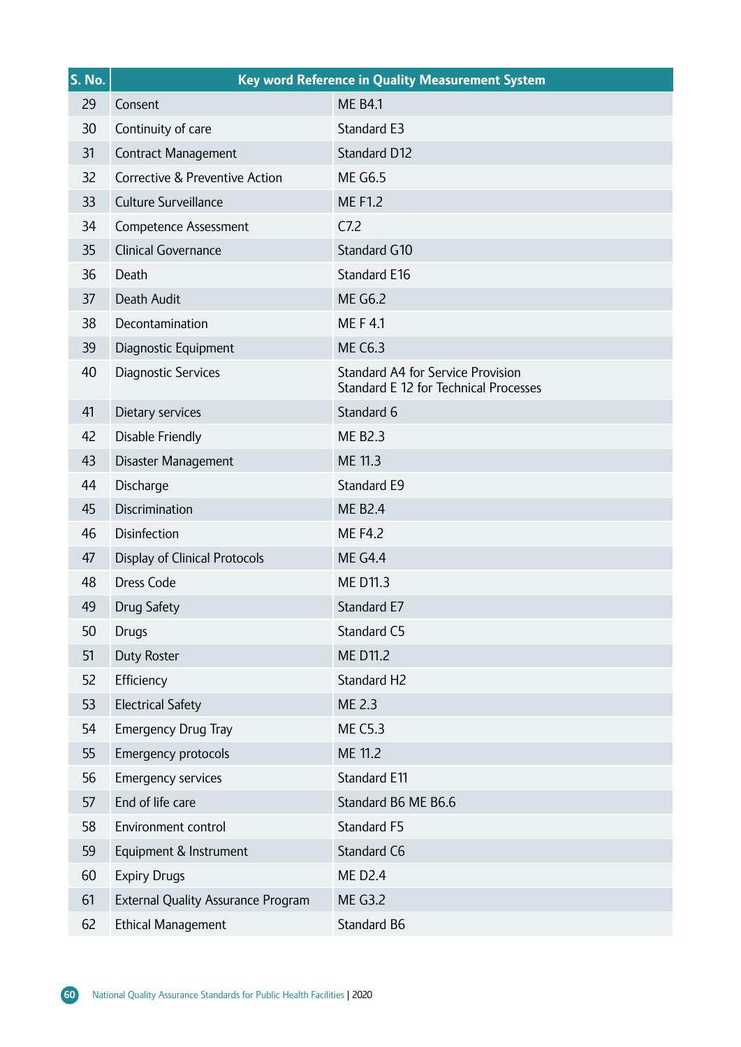| S. No. | Key word Reference in Quality Measurement System | |
|---|---|---|
| 29 | Consent | ME B4.1 |
| 30 | Continuity of care | Standard E3 |
| 31 | Contract Management | Standard D12 |
| 32 | Corrective & Preventive Action | ME G6.5 |
| 33 | Culture Surveillance | ME F1.2 |
| 34 | Competence Assessment | C7.2 |
| 35 | Clinical Governance | Standard G10 |
| 36 | Death | Standard E16 |
| 37 | Death Audit | ME G6.2 |
| 38 | Decontamination | ME F 4.1 |
| 39 | Diagnostic Equipment | ME C6.3 |
| 40 | Diagnostic Services | Standard A4 for Service Provision<br>Standard E 12 for Technical Processes |
| 41 | Dietary services | Standard 6 |
| 42 | Disable Friendly | ME B2.3 |
| 43 | Disaster Management | ME 11.3 |
| 44 | Discharge | Standard E9 |
| 45 | Discrimination | ME B2.4 |
| 46 | Disinfection | ME F4.2 |
| 47 | Display of Clinical Protocols | ME G4.4 |
| 48 | Dress Code | ME D11.3 |
| 49 | Drug Safety | Standard E7 |
| 50 | Drugs | Standard C5 |
| 51 | Duty Roster | ME D11.2 |
| 52 | Efficiency | Standard H2 |
| 53 | Electrical Safety | ME 2.3 |
| 54 | Emergency Drug Tray | ME C5.3 |
| 55 | Emergency protocols | ME 11.2 |
| 56 | Emergency services | Standard E11 |
| 57 | End of life care | Standard B6 ME B6.6 |
| 58 | Environment control | Standard F5 |
| 59 | Equipment & Instrument | Standard C6 |
| 60 | Expiry Drugs | ME D2.4 |
| 61 | External Quality Assurance Program | ME G3.2 |
| 62 | Ethical Management | Standard B6 |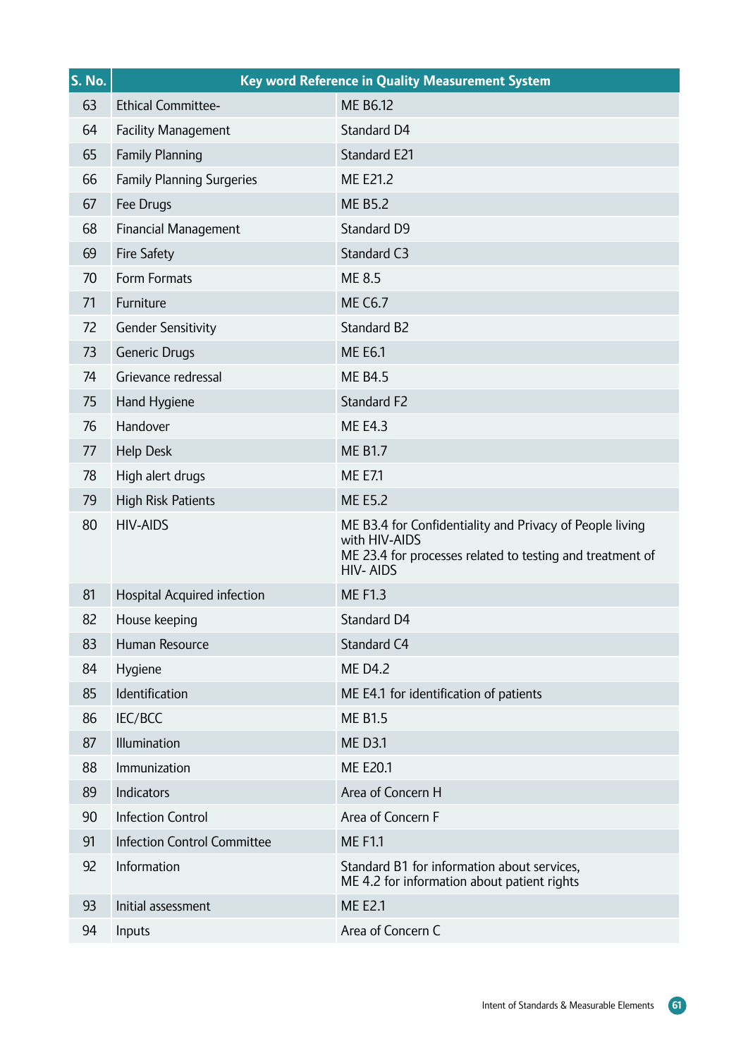| S. No. | Key word Reference in Quality Measurement System | |
|---|---|---|
| 63 | Ethical Committee- | ME B6.12 |
| 64 | Facility Management | Standard D4 |
| 65 | Family Planning | Standard E21 |
| 66 | Family Planning Surgeries | ME E21.2 |
| 67 | Fee Drugs | ME B5.2 |
| 68 | Financial Management | Standard D9 |
| 69 | Fire Safety | Standard C3 |
| 70 | Form Formats | ME 8.5 |
| 71 | Furniture | ME C6.7 |
| 72 | Gender Sensitivity | Standard B2 |
| 73 | Generic Drugs | ME E6.1 |
| 74 | Grievance redressal | ME B4.5 |
| 75 | Hand Hygiene | Standard F2 |
| 76 | Handover | ME E4.3 |
| 77 | Help Desk | ME B1.7 |
| 78 | High alert drugs | ME E7.1 |
| 79 | High Risk Patients | ME E5.2 |
| 80 | HIV-AIDS | ME B3.4 for Confidentiality and Privacy of People living with HIV-AIDS<br>ME 23.4 for processes related to testing and treatment of HIV- AIDS |
| 81 | Hospital Acquired infection | ME F1.3 |
| 82 | House keeping | Standard D4 |
| 83 | Human Resource | Standard C4 |
| 84 | Hygiene | ME D4.2 |
| 85 | Identification | ME E4.1 for identification of patients |
| 86 | IEC/BCC | ME B1.5 |
| 87 | Illumination | ME D3.1 |
| 88 | Immunization | ME E20.1 |
| 89 | Indicators | Area of Concern H |
| 90 | Infection Control | Area of Concern F |
| 91 | Infection Control Committee | ME F1.1 |
| 92 | Information | Standard B1 for information about services,<br>ME 4.2 for information about patient rights |
| 93 | Initial assessment | ME E2.1 |
| 94 | Inputs | Area of Concern C |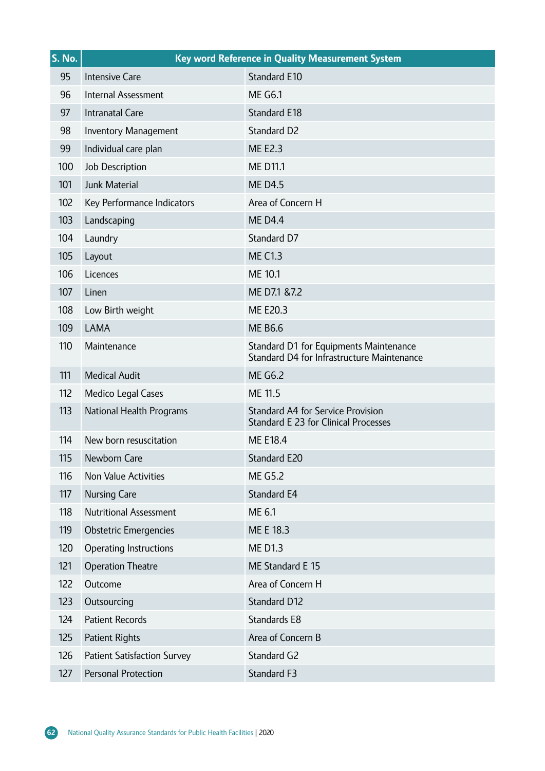| S. No. | Key word Reference in Quality Measurement System | |
|---|---|---|
| 95 | Intensive Care | Standard E10 |
| 96 | Internal Assessment | ME G6.1 |
| 97 | Intranatal Care | Standard E18 |
| 98 | Inventory Management | Standard D2 |
| 99 | Individual care plan | ME E2.3 |
| 100 | Job Description | ME D11.1 |
| 101 | Junk Material | ME D4.5 |
| 102 | Key Performance Indicators | Area of Concern H |
| 103 | Landscaping | ME D4.4 |
| 104 | Laundry | Standard D7 |
| 105 | Layout | ME C1.3 |
| 106 | Licences | ME 10.1 |
| 107 | Linen | ME D7.1 &7.2 |
| 108 | Low Birth weight | ME E20.3 |
| 109 | LAMA | ME B6.6 |
| 110 | Maintenance | Standard D1 for Equipments Maintenance<br>Standard D4 for Infrastructure Maintenance |
| 111 | Medical Audit | ME G6.2 |
| 112 | Medico Legal Cases | ME 11.5 |
| 113 | National Health Programs | Standard A4 for Service Provision<br>Standard E 23 for Clinical Processes |
| 114 | New born resuscitation | ME E18.4 |
| 115 | Newborn Care | Standard E20 |
| 116 | Non Value Activities | ME G5.2 |
| 117 | Nursing Care | Standard E4 |
| 118 | Nutritional Assessment | ME 6.1 |
| 119 | Obstetric Emergencies | ME E 18.3 |
| 120 | Operating Instructions | ME D1.3 |
| 121 | Operation Theatre | ME Standard E 15 |
| 122 | Outcome | Area of Concern H |
| 123 | Outsourcing | Standard D12 |
| 124 | Patient Records | Standards E8 |
| 125 | Patient Rights | Area of Concern B |
| 126 | Patient Satisfaction Survey | Standard G2 |
| 127 | Personal Protection | Standard F3 |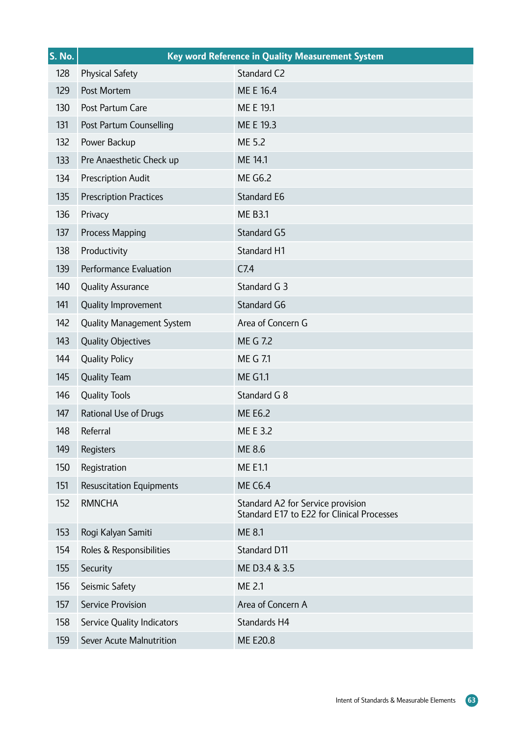| S. No. | Key word Reference in Quality Measurement System | |
|---|---|---|
| 128 | Physical Safety | Standard C2 |
| 129 | Post Mortem | ME E 16.4 |
| 130 | Post Partum Care | ME E 19.1 |
| 131 | Post Partum Counselling | ME E 19.3 |
| 132 | Power Backup | ME 5.2 |
| 133 | Pre Anaesthetic Check up | ME 14.1 |
| 134 | Prescription Audit | ME G6.2 |
| 135 | Prescription Practices | Standard E6 |
| 136 | Privacy | ME B3.1 |
| 137 | Process Mapping | Standard G5 |
| 138 | Productivity | Standard H1 |
| 139 | Performance Evaluation | C7.4 |
| 140 | Quality Assurance | Standard G 3 |
| 141 | Quality Improvement | Standard G6 |
| 142 | Quality Management System | Area of Concern G |
| 143 | Quality Objectives | ME G 7.2 |
| 144 | Quality Policy | ME G 7.1 |
| 145 | Quality Team | ME G1.1 |
| 146 | Quality Tools | Standard G 8 |
| 147 | Rational Use of Drugs | ME E6.2 |
| 148 | Referral | ME E 3.2 |
| 149 | Registers | ME 8.6 |
| 150 | Registration | ME E1.1 |
| 151 | Resuscitation Equipments | ME C6.4 |
| 152 | RMNCHA | Standard A2 for Service provision<br>Standard E17 to E22 for Clinical Processes |
| 153 | Rogi Kalyan Samiti | ME 8.1 |
| 154 | Roles & Responsibilities | Standard D11 |
| 155 | Security | ME D3.4 & 3.5 |
| 156 | Seismic Safety | ME 2.1 |
| 157 | Service Provision | Area of Concern A |
| 158 | Service Quality Indicators | Standards H4 |
| 159 | Sever Acute Malnutrition | ME E20.8 |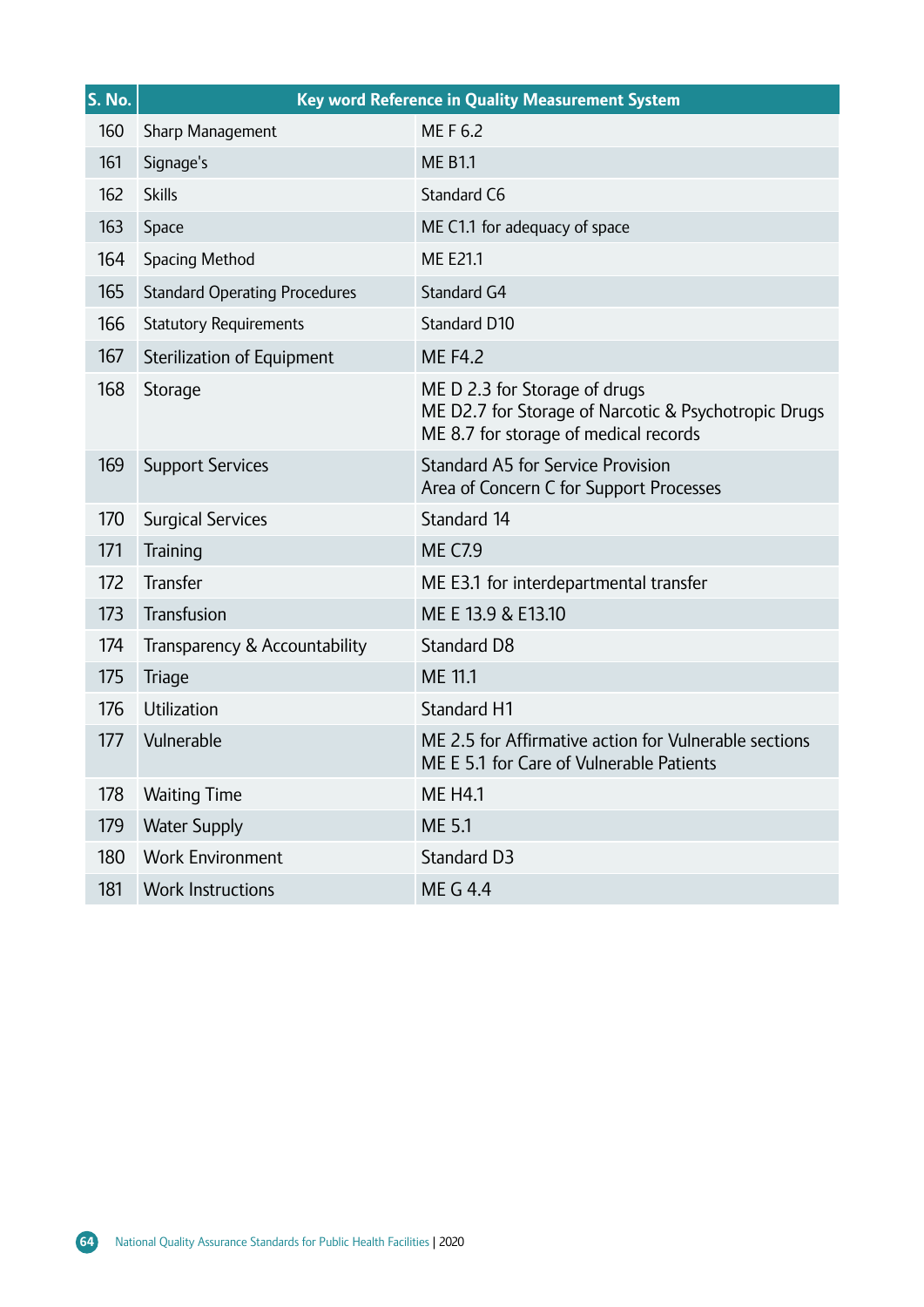| S. No. | Key word Reference in Quality Measurement System | |
|---|---|---|
| 160 | Sharp Management | ME F 6.2 |
| 161 | Signage's | ME B1.1 |
| 162 | Skills | Standard C6 |
| 163 | Space | ME C1.1 for adequacy of space |
| 164 | Spacing Method | ME E21.1 |
| 165 | Standard Operating Procedures | Standard G4 |
| 166 | Statutory Requirements | Standard D10 |
| 167 | Sterilization of Equipment | ME F4.2 |
| 168 | Storage | ME D 2.3 for Storage of drugs<br>ME D2.7 for Storage of Narcotic & Psychotropic Drugs<br>ME 8.7 for storage of medical records |
| 169 | Support Services | Standard A5 for Service Provision<br>Area of Concern C for Support Processes |
| 170 | Surgical Services | Standard 14 |
| 171 | Training | ME C7.9 |
| 172 | Transfer | ME E3.1 for interdepartmental transfer |
| 173 | Transfusion | ME E 13.9 & E13.10 |
| 174 | Transparency & Accountability | Standard D8 |
| 175 | Triage | ME 11.1 |
| 176 | Utilization | Standard H1 |
| 177 | Vulnerable | ME 2.5 for Affirmative action for Vulnerable sections<br>ME E 5.1 for Care of Vulnerable Patients |
| 178 | Waiting Time | ME H4.1 |
| 179 | Water Supply | ME 5.1 |
| 180 | Work Environment | Standard D3 |
| 181 | Work Instructions | ME G 4.4 |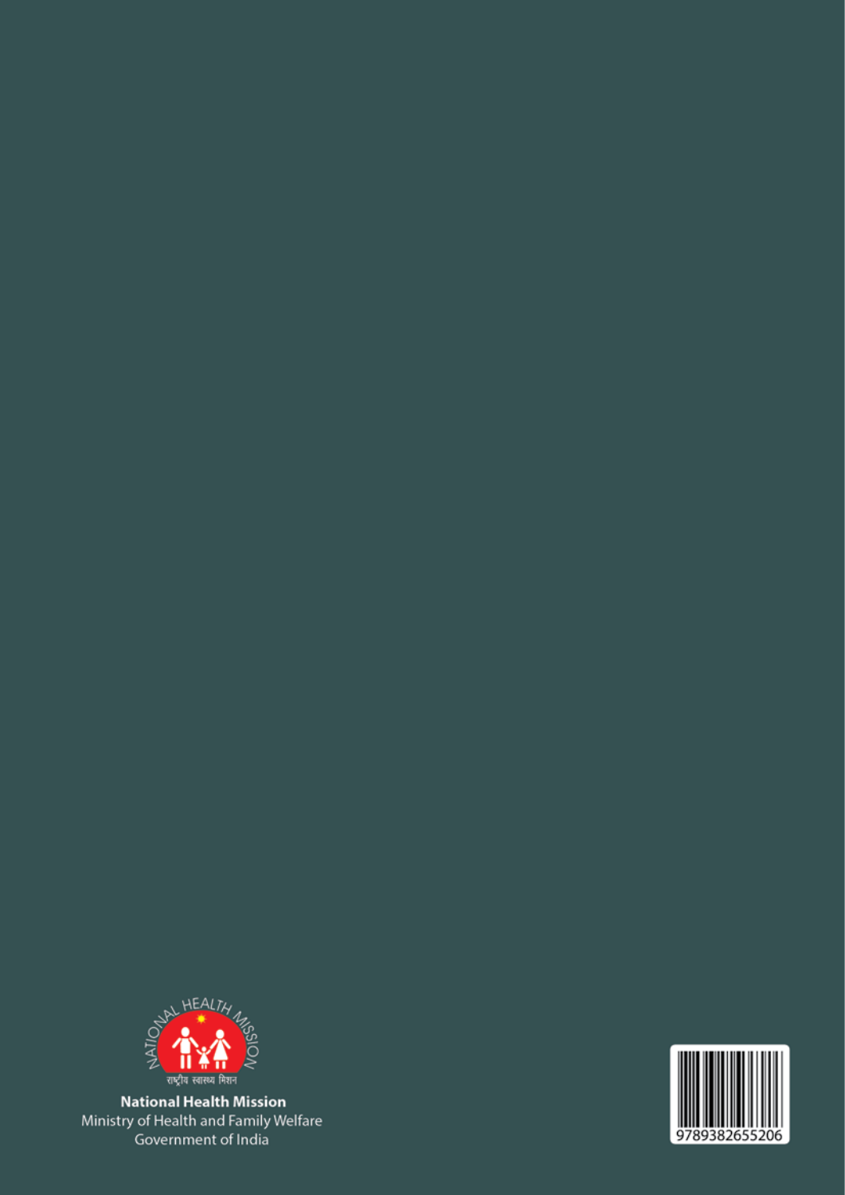NATIONAL HEALTH MISSION

राष्ट्रीय स्वास्थ्य मिशन

**National Health Mission**
Ministry of Health and Family Welfare
Government of India

9789382655206